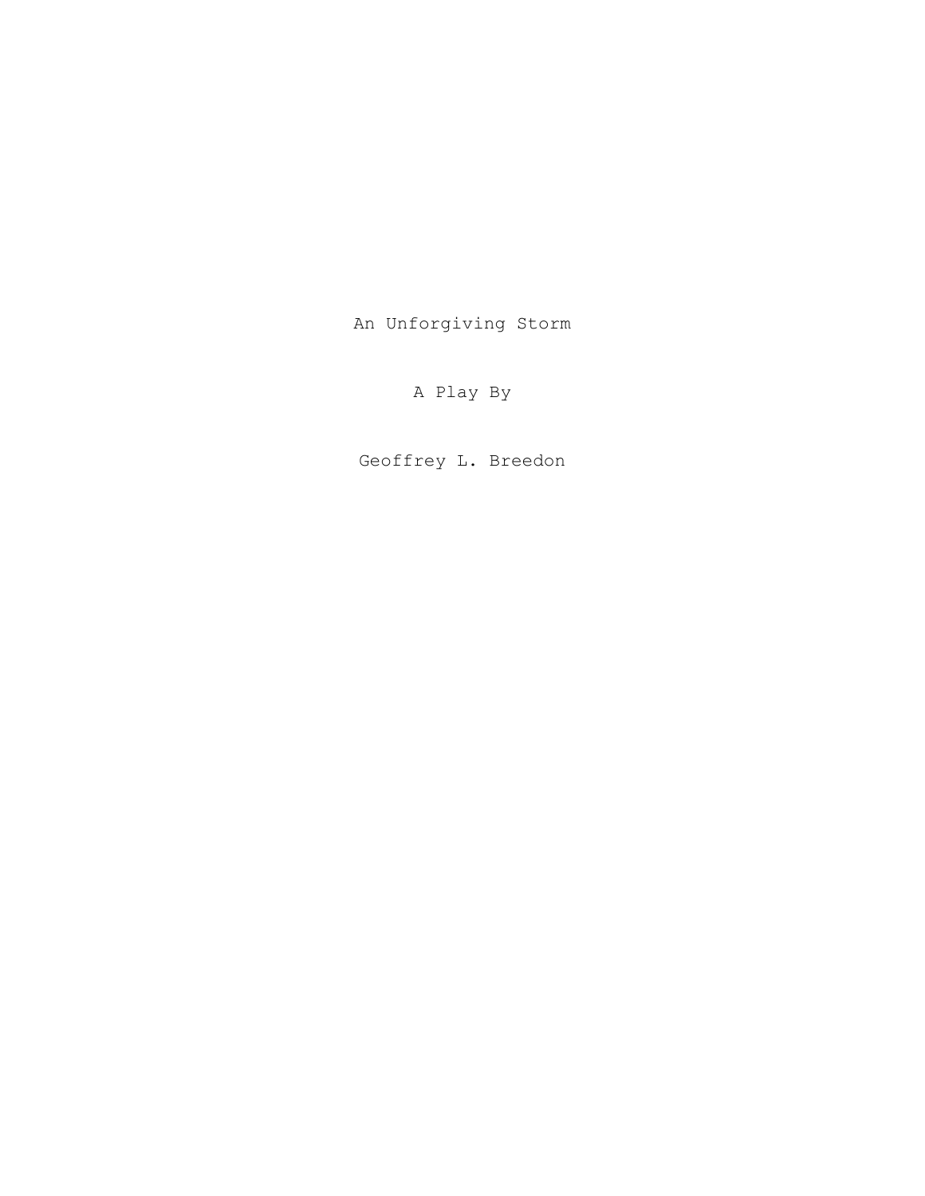# An Unforgiving Storm

A Play By

Geoffrey L. Breedon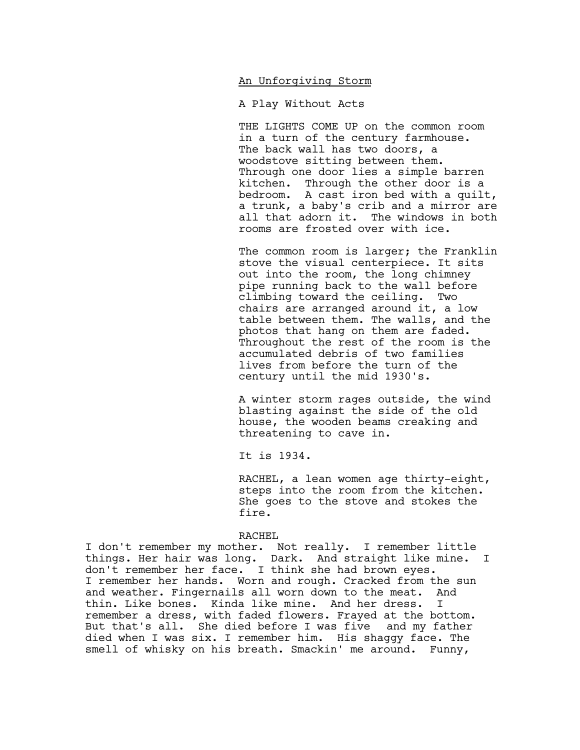An Unforgiving Storm

A Play Without Acts

THE LIGHTS COME UP on the common room in a turn of the century farmhouse. The back wall has two doors, a woodstove sitting between them. Through one door lies a simple barren kitchen. Through the other door is a bedroom. A cast iron bed with a quilt, a trunk, a baby's crib and a mirror are all that adorn it. The windows in both rooms are frosted over with ice.

The common room is larger; the Franklin stove the visual centerpiece. It sits out into the room, the long chimney pipe running back to the wall before climbing toward the ceiling. Two chairs are arranged around it, a low table between them. The walls, and the photos that hang on them are faded. Throughout the rest of the room is the accumulated debris of two families lives from before the turn of the century until the mid 1930's.

A winter storm rages outside, the wind blasting against the side of the old house, the wooden beams creaking and threatening to cave in.

It is 1934.

RACHEL, a lean women age thirty-eight, steps into the room from the kitchen. She goes to the stove and stokes the fire.

RACHEL

I don't remember my mother. Not really. I remember little things. Her hair was long. Dark. And straight like mine. I don't remember her face. I think she had brown eyes. I remember her hands. Worn and rough. Cracked from the sun and weather. Fingernails all worn down to the meat. And thin. Like bones. Kinda like mine. And her dress. I remember a dress, with faded flowers. Frayed at the bottom. But that's all. She died before I was five and my father died when I was six. I remember him. His shaggy face. The smell of whisky on his breath. Smackin' me around. Funny,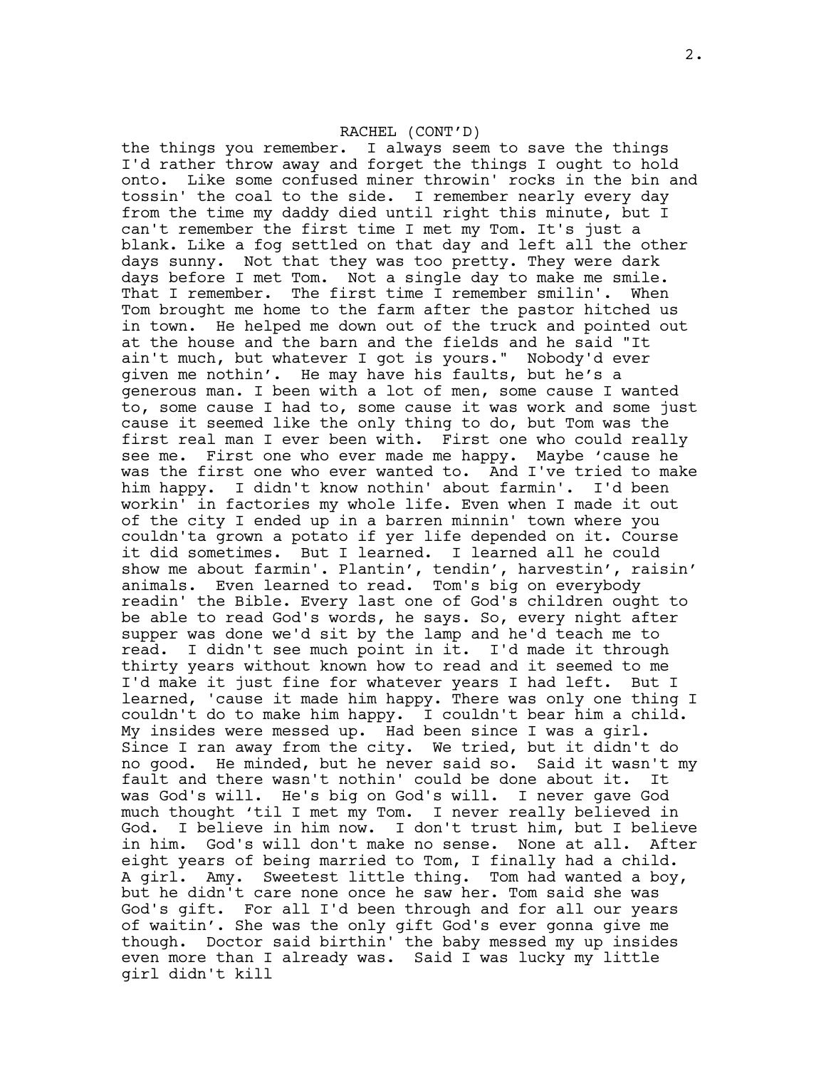RACHEL (CONT'D)

the things you remember. I always seem to save the things I'd rather throw away and forget the things I ought to hold onto. Like some confused miner throwin' rocks in the bin and tossin' the coal to the side. I remember nearly every day from the time my daddy died until right this minute, but I can't remember the first time I met my Tom. It's just a blank. Like a fog settled on that day and left all the other days sunny. Not that they was too pretty. They were dark days before I met Tom. Not a single day to make me smile. That I remember. The first time I remember smilin'. When Tom brought me home to the farm after the pastor hitched us in town. He helped me down out of the truck and pointed out at the house and the barn and the fields and he said "It ain't much, but whatever I got is yours." Nobody'd ever given me nothin'. He may have his faults, but he's a generous man. I been with a lot of men, some cause I wanted to, some cause I had to, some cause it was work and some just cause it seemed like the only thing to do, but Tom was the first real man I ever been with. First one who could really see me. First one who ever made me happy. Maybe 'cause he was the first one who ever wanted to. And I've tried to make him happy. I didn't know nothin' about farmin'. I'd been workin' in factories my whole life. Even when I made it out of the city I ended up in a barren minnin' town where you couldn'ta grown a potato if yer life depended on it. Course it did sometimes. But I learned. I learned all he could show me about farmin'. Plantin', tendin', harvestin', raisin' animals. Even learned to read. Tom's big on everybody readin' the Bible. Every last one of God's children ought to be able to read God's words, he says. So, every night after supper was done we'd sit by the lamp and he'd teach me to read. I didn't see much point in it. I'd made it through thirty years without known how to read and it seemed to me I'd make it just fine for whatever years I had left. But I learned, 'cause it made him happy. There was only one thing I couldn't do to make him happy. I couldn't bear him a child. My insides were messed up. Had been since I was a girl. Since I ran away from the city. We tried, but it didn't do no good. He minded, but he never said so. Said it wasn't my fault and there wasn't nothin' could be done about it. It was God's will. He's big on God's will. I never gave God much thought 'til I met my Tom. I never really believed in God. I believe in him now. I don't trust him, but I believe in him. God's will don't make no sense. None at all. After eight years of being married to Tom, I finally had a child. A girl. Amy. Sweetest little thing. Tom had wanted a boy, but he didn't care none once he saw her. Tom said she was God's gift. For all I'd been through and for all our years of waitin'. She was the only gift God's ever gonna give me though. Doctor said birthin' the baby messed my up insides even more than I already was. Said I was lucky my little girl didn't kill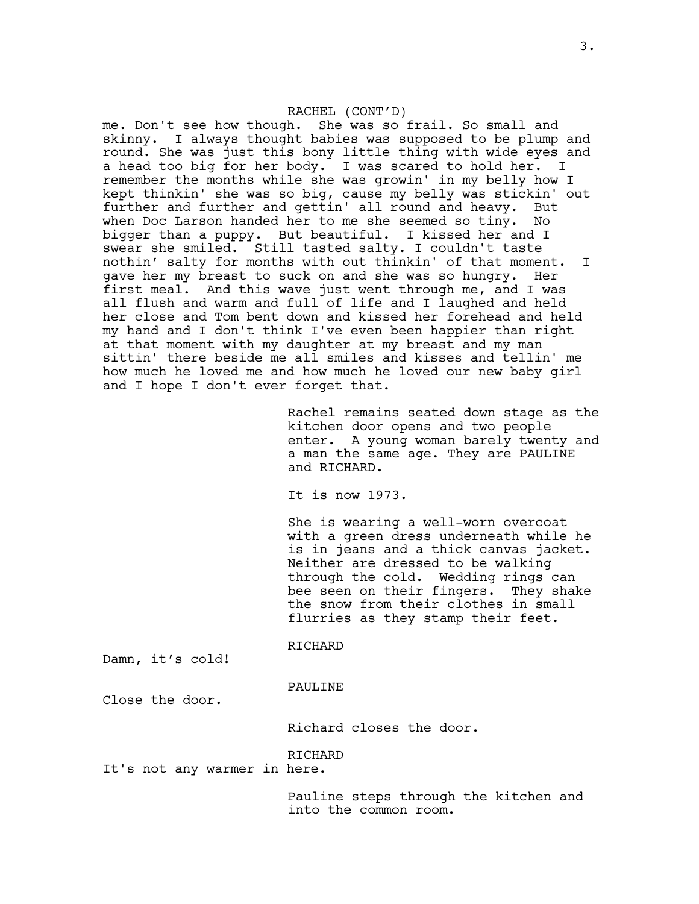RACHEL (CONT'D)

me. Don't see how though. She was so frail. So small and skinny. I always thought babies was supposed to be plump and round. She was just this bony little thing with wide eyes and a head too big for her body. I was scared to hold her. I remember the months while she was growin' in my belly how I kept thinkin' she was so big, cause my belly was stickin' out further and further and gettin' all round and heavy. But when Doc Larson handed her to me she seemed so tiny. No bigger than a puppy. But beautiful. I kissed her and I swear she smiled. Still tasted salty. I couldn't taste nothin' salty for months with out thinkin' of that moment. I gave her my breast to suck on and she was so hungry. Her first meal. And this wave just went through me, and I was all flush and warm and full of life and I laughed and held her close and Tom bent down and kissed her forehead and held my hand and I don't think I've even been happier than right at that moment with my daughter at my breast and my man sittin' there beside me all smiles and kisses and tellin' me how much he loved me and how much he loved our new baby girl and I hope I don't ever forget that.

Rachel remains seated down stage as the kitchen door opens and two people enter. A young woman barely twenty and a man the same age. They are PAULINE and RICHARD.

It is now 1973.

She is wearing a well-worn overcoat with a green dress underneath while he is in jeans and a thick canvas jacket. Neither are dressed to be walking through the cold. Wedding rings can bee seen on their fingers. They shake the snow from their clothes in small flurries as they stamp their feet.

RICHARD

Damn, it's cold!

PAULINE

Close the door.

Richard closes the door.

RICHARD

It's not any warmer in here.

Pauline steps through the kitchen and into the common room.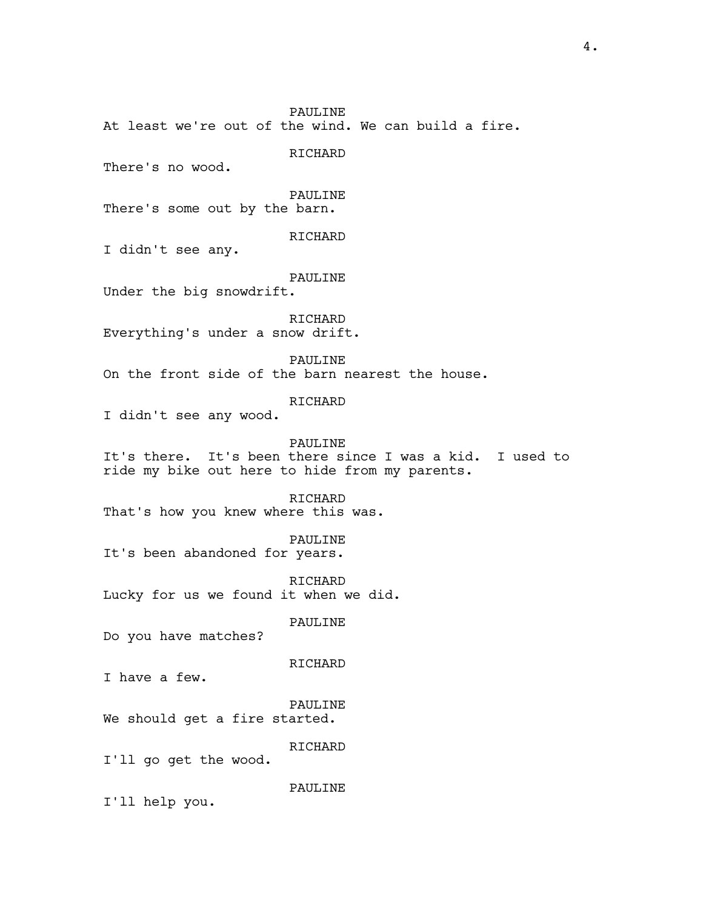PAULINE
At least we're out of the wind. We can build a fire.

RICHARD
There's no wood.

PAULINE
There's some out by the barn.

RICHARD
I didn't see any.

PAULINE
Under the big snowdrift.

RICHARD
Everything's under a snow drift.

PAULINE
On the front side of the barn nearest the house.

RICHARD
I didn't see any wood.

PAULINE
It's there.  It's been there since I was a kid.  I used to ride my bike out here to hide from my parents.

RICHARD
That's how you knew where this was.

PAULINE
It's been abandoned for years.

RICHARD
Lucky for us we found it when we did.

PAULINE
Do you have matches?

RICHARD
I have a few.

PAULINE
We should get a fire started.

RICHARD
I'll go get the wood.

PAULINE
I'll help you.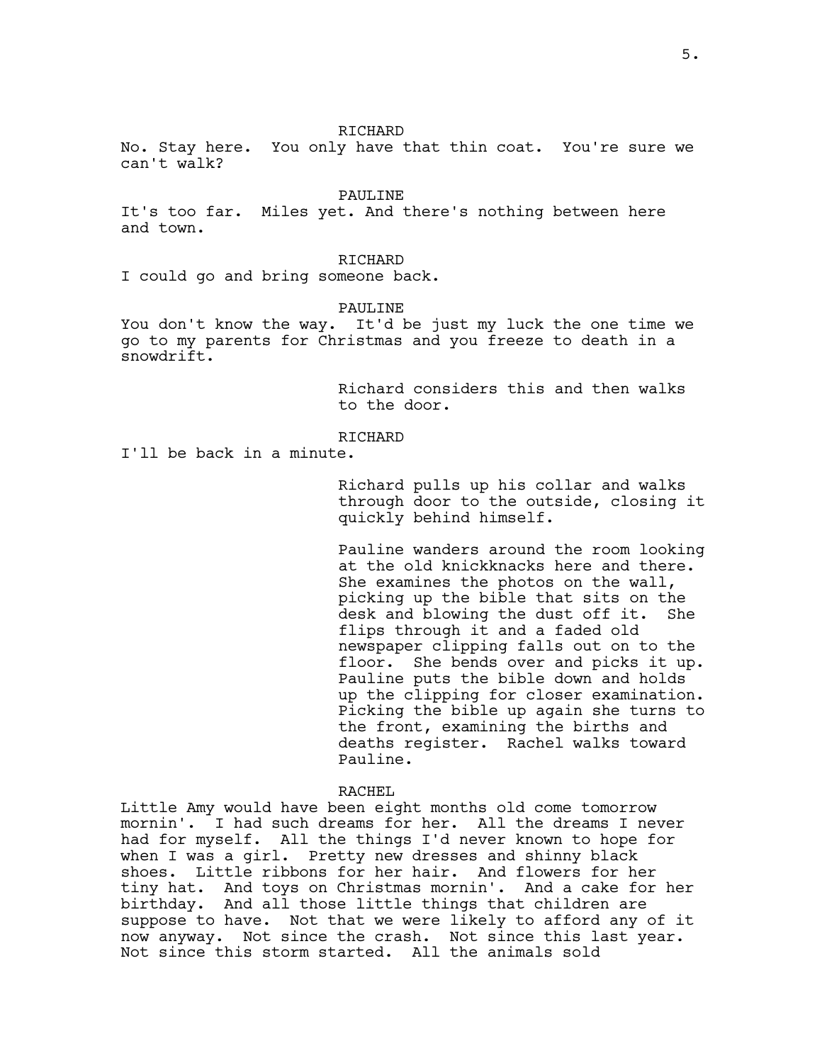RICHARD

No. Stay here. You only have that thin coat. You're sure we can't walk?

PAULINE

It's too far. Miles yet. And there's nothing between here and town.

RICHARD

I could go and bring someone back.

PAULINE

You don't know the way. It'd be just my luck the one time we go to my parents for Christmas and you freeze to death in a snowdrift.

Richard considers this and then walks to the door.

RICHARD

I'll be back in a minute.

Richard pulls up his collar and walks through door to the outside, closing it quickly behind himself.

Pauline wanders around the room looking at the old knickknacks here and there. She examines the photos on the wall, picking up the bible that sits on the desk and blowing the dust off it. She flips through it and a faded old newspaper clipping falls out on to the floor. She bends over and picks it up. Pauline puts the bible down and holds up the clipping for closer examination. Picking the bible up again she turns to the front, examining the births and deaths register. Rachel walks toward Pauline.

RACHEL

Little Amy would have been eight months old come tomorrow mornin'. I had such dreams for her. All the dreams I never had for myself. All the things I'd never known to hope for when I was a girl. Pretty new dresses and shinny black shoes. Little ribbons for her hair. And flowers for her tiny hat. And toys on Christmas mornin'. And a cake for her birthday. And all those little things that children are suppose to have. Not that we were likely to afford any of it now anyway. Not since the crash. Not since this last year. Not since this storm started. All the animals sold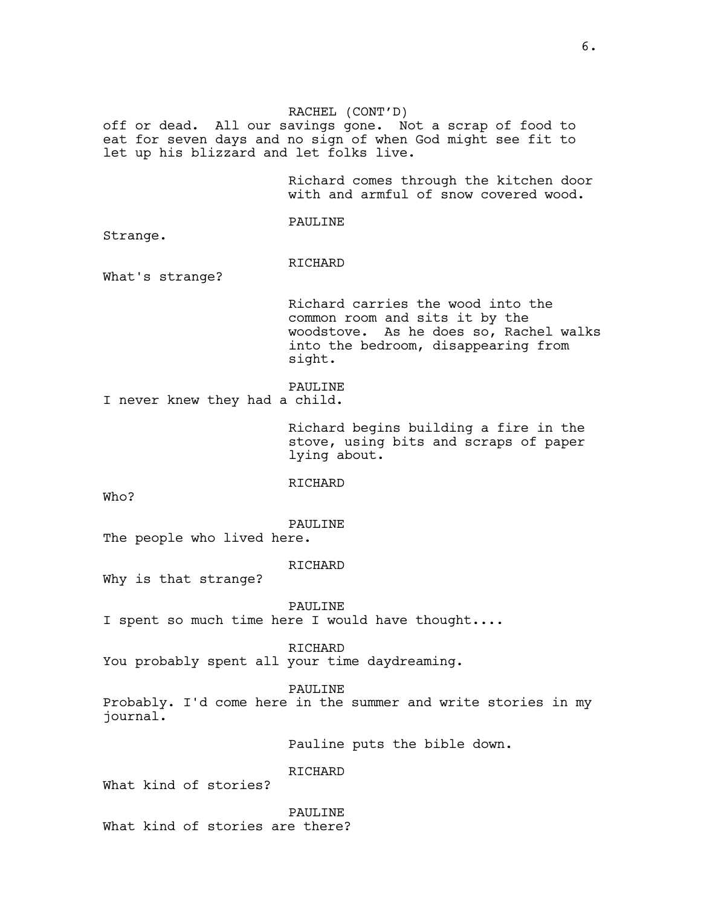RACHEL (CONT'D)
off or dead. All our savings gone. Not a scrap of food to eat for seven days and no sign of when God might see fit to let up his blizzard and let folks live.

Richard comes through the kitchen door with and armful of snow covered wood.

PAULINE
Strange.

RICHARD
What's strange?

Richard carries the wood into the common room and sits it by the woodstove. As he does so, Rachel walks into the bedroom, disappearing from sight.

PAULINE
I never knew they had a child.

Richard begins building a fire in the stove, using bits and scraps of paper lying about.

RICHARD
Who?

PAULINE
The people who lived here.

RICHARD
Why is that strange?

PAULINE
I spent so much time here I would have thought....

RICHARD
You probably spent all your time daydreaming.

PAULINE
Probably. I'd come here in the summer and write stories in my journal.

Pauline puts the bible down.

RICHARD
What kind of stories?

PAULINE
What kind of stories are there?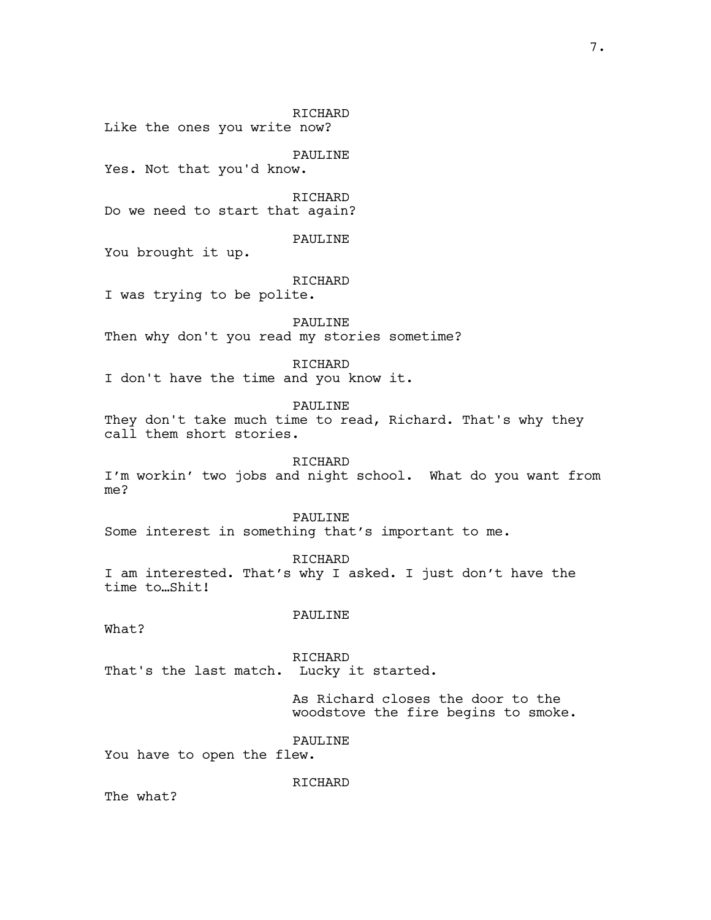RICHARD
Like the ones you write now?

PAULINE
Yes. Not that you'd know.

RICHARD
Do we need to start that again?

PAULINE
You brought it up.

RICHARD
I was trying to be polite.

PAULINE
Then why don't you read my stories sometime?

RICHARD
I don't have the time and you know it.

PAULINE
They don't take much time to read, Richard. That's why they call them short stories.

RICHARD
I'm workin' two jobs and night school. What do you want from me?

PAULINE
Some interest in something that's important to me.

RICHARD
I am interested. That's why I asked. I just don't have the time to…Shit!

PAULINE
What?

RICHARD
That's the last match. Lucky it started.

As Richard closes the door to the woodstove the fire begins to smoke.

PAULINE
You have to open the flew.

RICHARD
The what?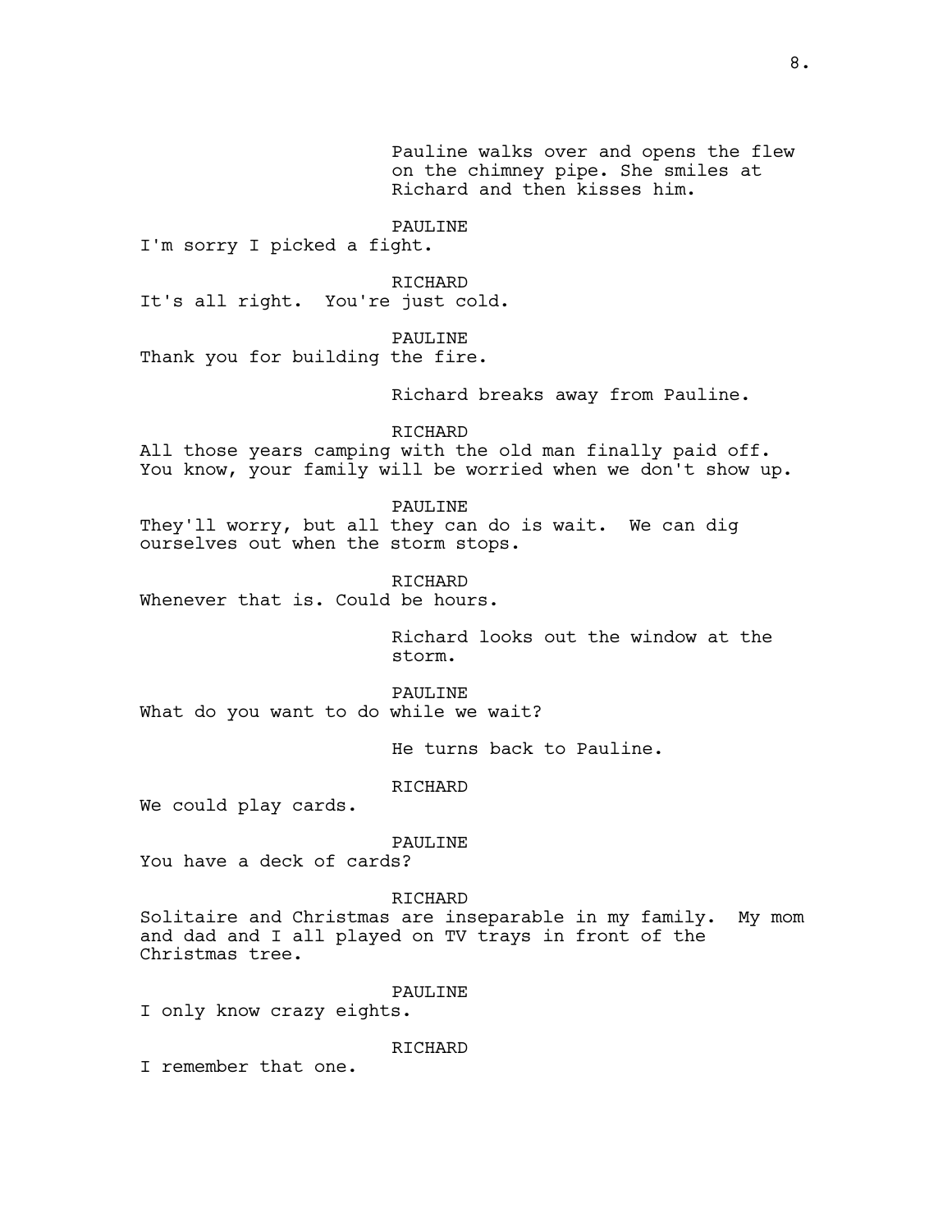Pauline walks over and opens the flew on the chimney pipe. She smiles at Richard and then kisses him.

PAULINE
I'm sorry I picked a fight.

RICHARD
It's all right. You're just cold.

PAULINE
Thank you for building the fire.

Richard breaks away from Pauline.

RICHARD
All those years camping with the old man finally paid off. You know, your family will be worried when we don't show up.

PAULINE
They'll worry, but all they can do is wait. We can dig ourselves out when the storm stops.

RICHARD
Whenever that is. Could be hours.

Richard looks out the window at the storm.

PAULINE
What do you want to do while we wait?

He turns back to Pauline.

RICHARD
We could play cards.

PAULINE
You have a deck of cards?

RICHARD
Solitaire and Christmas are inseparable in my family. My mom and dad and I all played on TV trays in front of the Christmas tree.

PAULINE
I only know crazy eights.

RICHARD
I remember that one.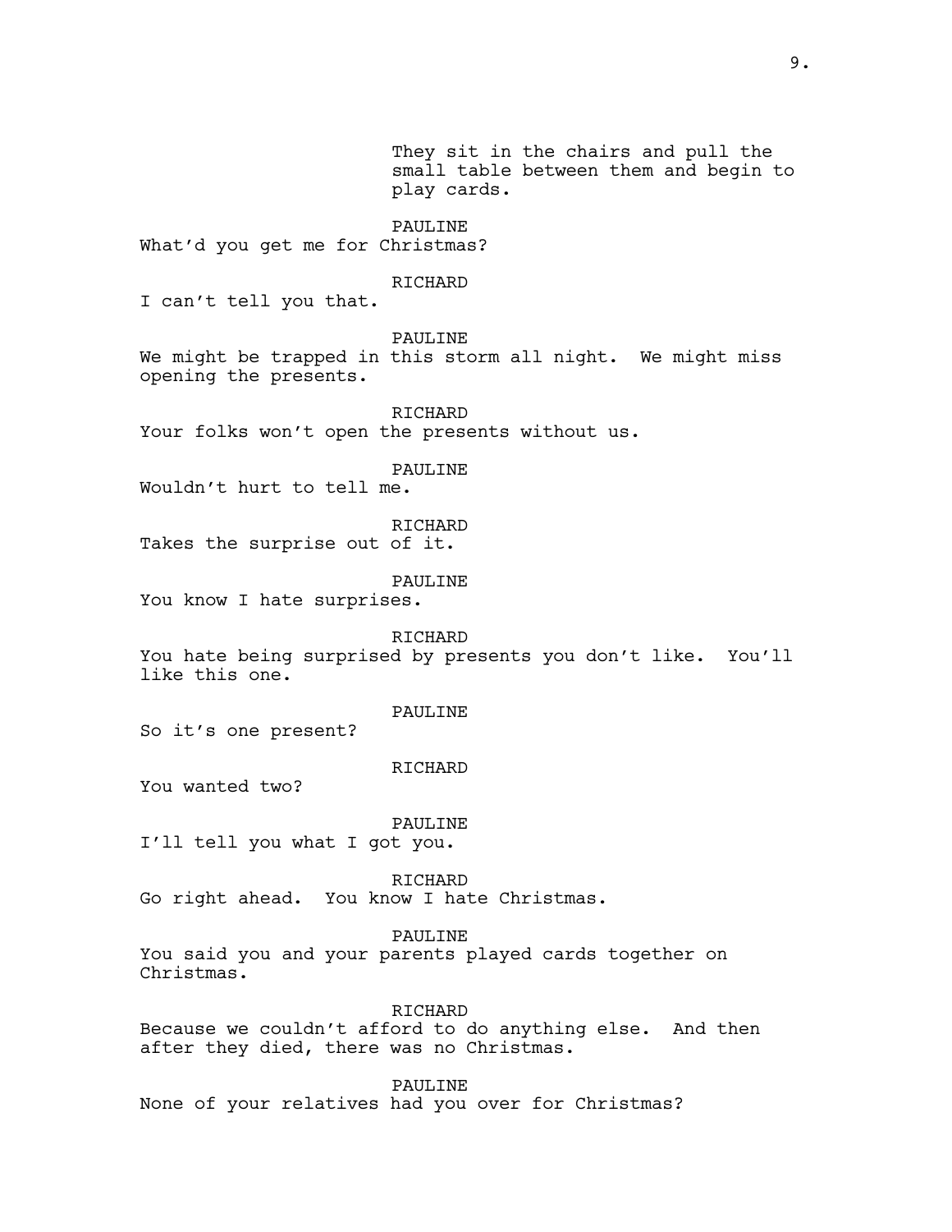They sit in the chairs and pull the small table between them and begin to play cards.

PAULINE
What'd you get me for Christmas?

RICHARD
I can't tell you that.

PAULINE
We might be trapped in this storm all night. We might miss opening the presents.

RICHARD
Your folks won't open the presents without us.

PAULINE
Wouldn't hurt to tell me.

RICHARD
Takes the surprise out of it.

PAULINE
You know I hate surprises.

RICHARD
You hate being surprised by presents you don't like. You'll like this one.

PAULINE
So it's one present?

RICHARD
You wanted two?

PAULINE
I'll tell you what I got you.

RICHARD
Go right ahead. You know I hate Christmas.

PAULINE
You said you and your parents played cards together on Christmas.

RICHARD
Because we couldn't afford to do anything else. And then after they died, there was no Christmas.

PAULINE
None of your relatives had you over for Christmas?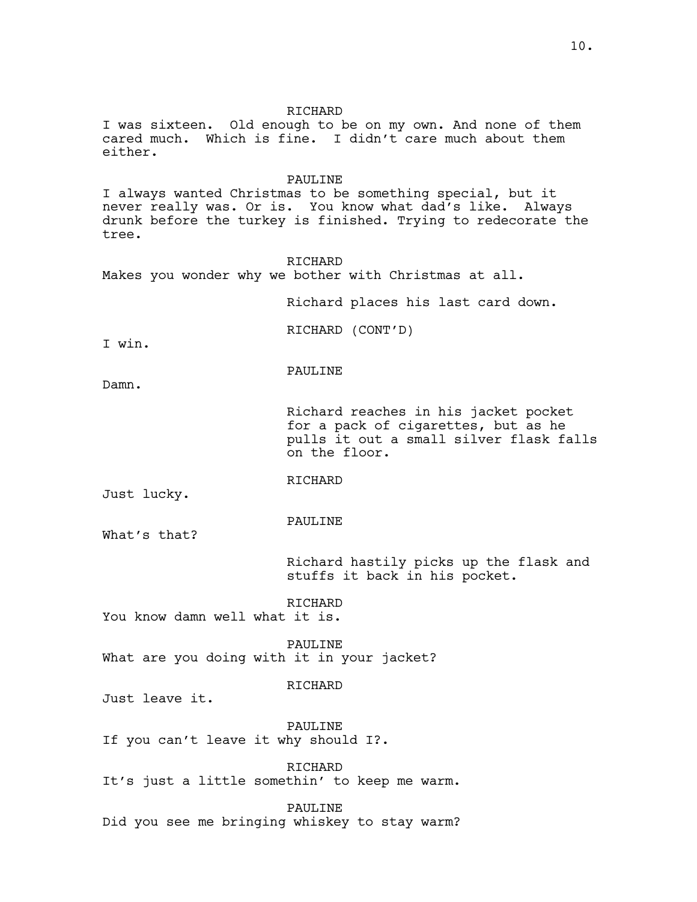RICHARD

I was sixteen. Old enough to be on my own. And none of them cared much. Which is fine. I didn't care much about them either.

PAULINE

I always wanted Christmas to be something special, but it never really was. Or is. You know what dad's like. Always drunk before the turkey is finished. Trying to redecorate the tree.

RICHARD

Makes you wonder why we bother with Christmas at all.

Richard places his last card down.

RICHARD (CONT'D)

I win.

PAULINE

Damn.

Richard reaches in his jacket pocket for a pack of cigarettes, but as he pulls it out a small silver flask falls on the floor.

RICHARD

Just lucky.

PAULINE

What's that?

Richard hastily picks up the flask and stuffs it back in his pocket.

RICHARD

You know damn well what it is.

PAULINE

What are you doing with it in your jacket?

RICHARD

Just leave it.

PAULINE

If you can't leave it why should I?.

RICHARD

It's just a little somethin' to keep me warm.

PAULINE

Did you see me bringing whiskey to stay warm?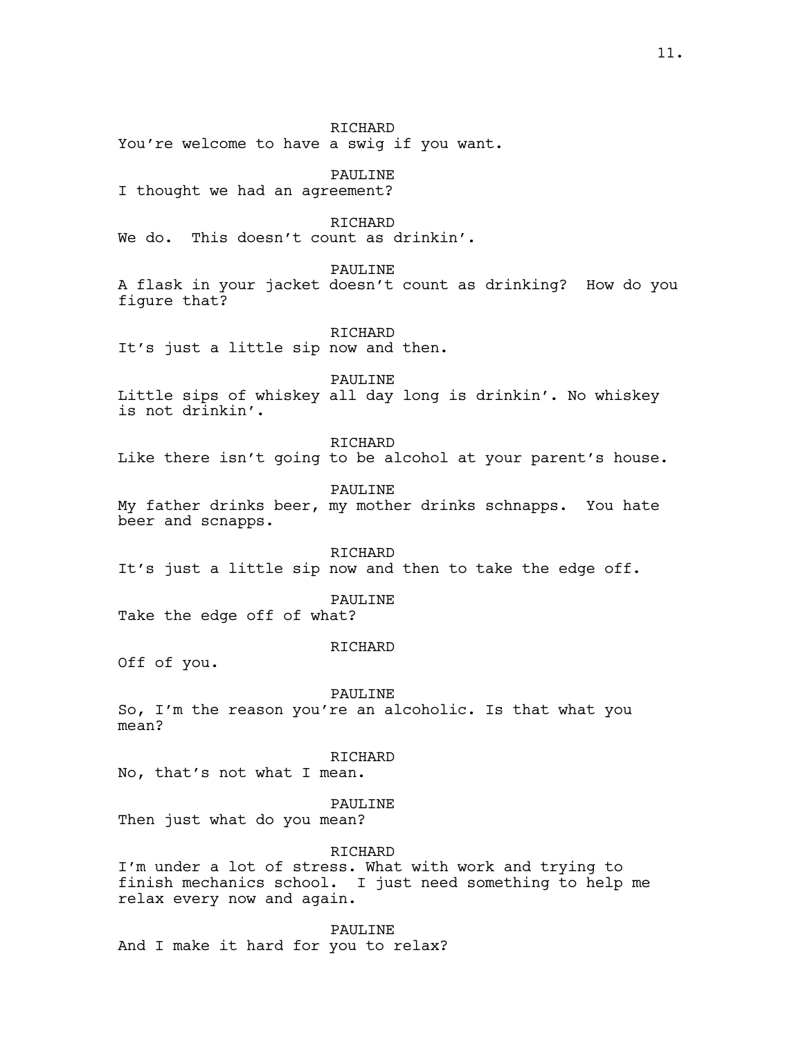RICHARD
You're welcome to have a swig if you want.

PAULINE
I thought we had an agreement?

RICHARD
We do. This doesn't count as drinkin'.

PAULINE
A flask in your jacket doesn't count as drinking? How do you figure that?

RICHARD
It's just a little sip now and then.

PAULINE
Little sips of whiskey all day long is drinkin'. No whiskey is not drinkin'.

RICHARD
Like there isn't going to be alcohol at your parent's house.

PAULINE
My father drinks beer, my mother drinks schnapps. You hate beer and scnapps.

RICHARD
It's just a little sip now and then to take the edge off.

PAULINE
Take the edge off of what?

RICHARD
Off of you.

PAULINE
So, I'm the reason you're an alcoholic. Is that what you mean?

RICHARD
No, that's not what I mean.

PAULINE
Then just what do you mean?

RICHARD
I'm under a lot of stress. What with work and trying to finish mechanics school. I just need something to help me relax every now and again.

PAULINE
And I make it hard for you to relax?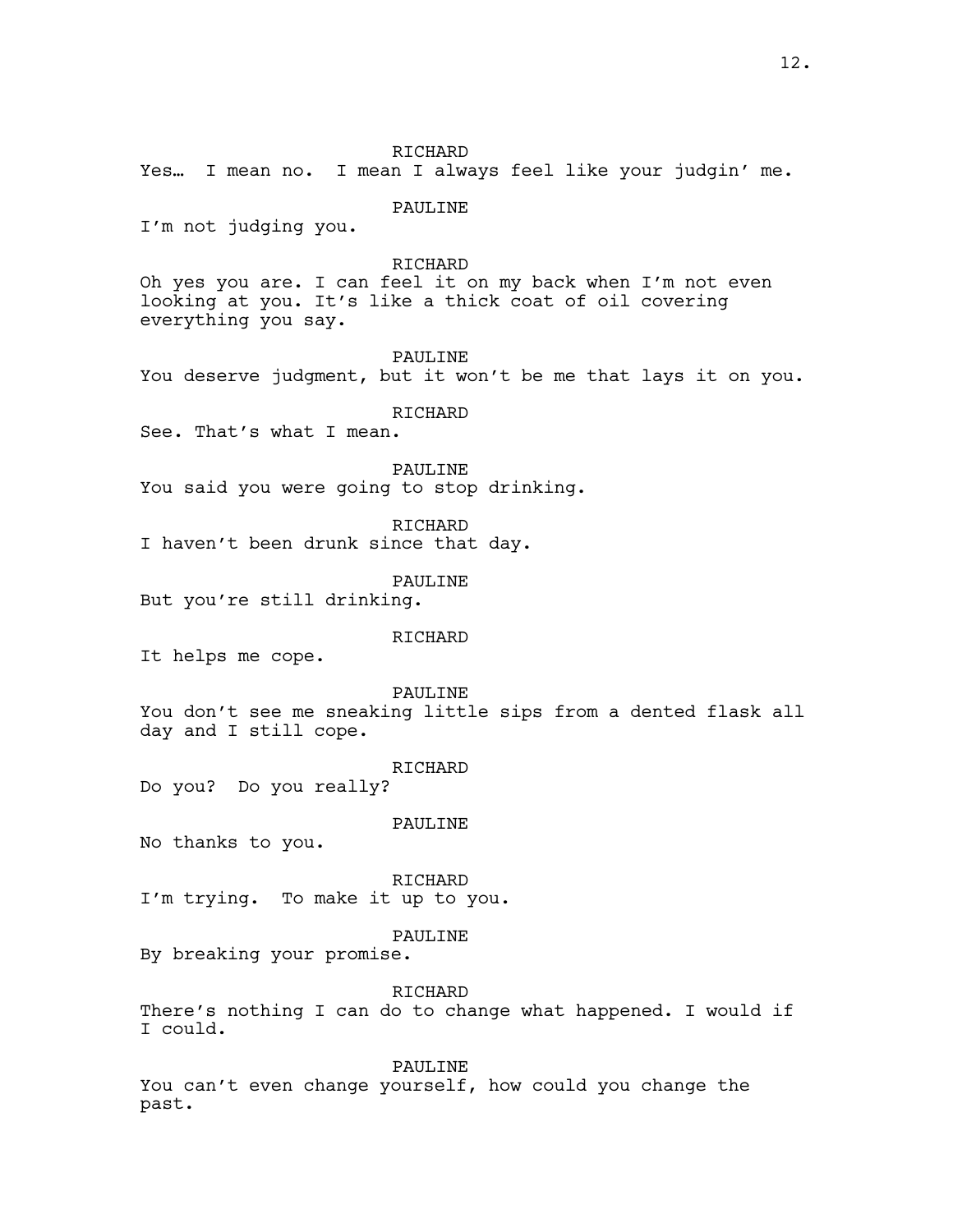RICHARD

Yes… I mean no. I mean I always feel like your judgin' me.

PAULINE

I'm not judging you.

RICHARD

Oh yes you are. I can feel it on my back when I'm not even looking at you. It's like a thick coat of oil covering everything you say.

PAULINE

You deserve judgment, but it won't be me that lays it on you.

RICHARD

See. That's what I mean.

PAULINE

You said you were going to stop drinking.

RICHARD

I haven't been drunk since that day.

PAULINE

But you're still drinking.

RICHARD

It helps me cope.

PAULINE

You don't see me sneaking little sips from a dented flask all day and I still cope.

RICHARD

Do you? Do you really?

PAULINE

No thanks to you.

RICHARD

I'm trying. To make it up to you.

PAULINE

By breaking your promise.

RICHARD

There's nothing I can do to change what happened. I would if I could.

PAULINE

You can't even change yourself, how could you change the past.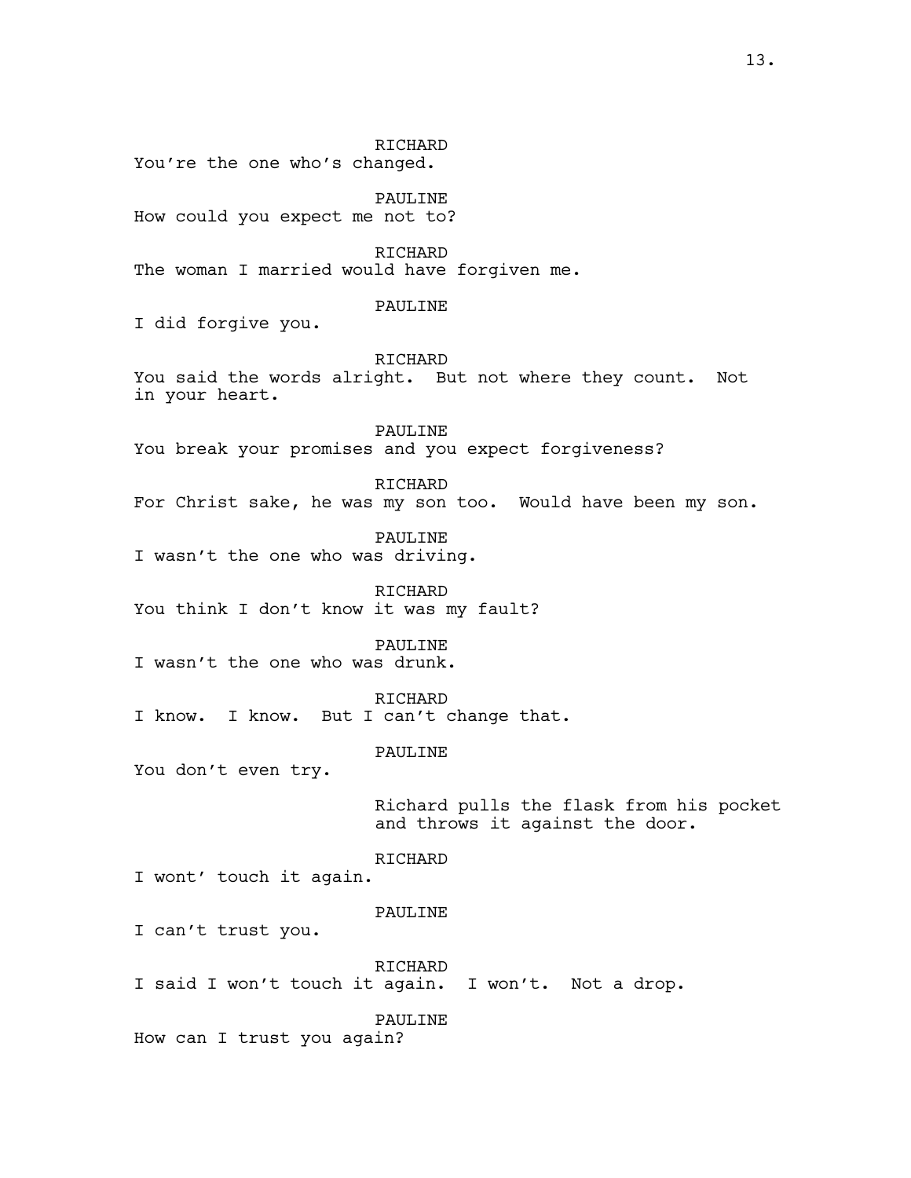RICHARD
You're the one who's changed.

PAULINE
How could you expect me not to?

RICHARD
The woman I married would have forgiven me.

PAULINE
I did forgive you.

RICHARD
You said the words alright. But not where they count. Not in your heart.

PAULINE
You break your promises and you expect forgiveness?

RICHARD
For Christ sake, he was my son too. Would have been my son.

PAULINE
I wasn't the one who was driving.

RICHARD
You think I don't know it was my fault?

PAULINE
I wasn't the one who was drunk.

RICHARD
I know. I know. But I can't change that.

PAULINE
You don't even try.

Richard pulls the flask from his pocket and throws it against the door.

RICHARD
I wont' touch it again.

PAULINE
I can't trust you.

RICHARD
I said I won't touch it again. I won't. Not a drop.

PAULINE
How can I trust you again?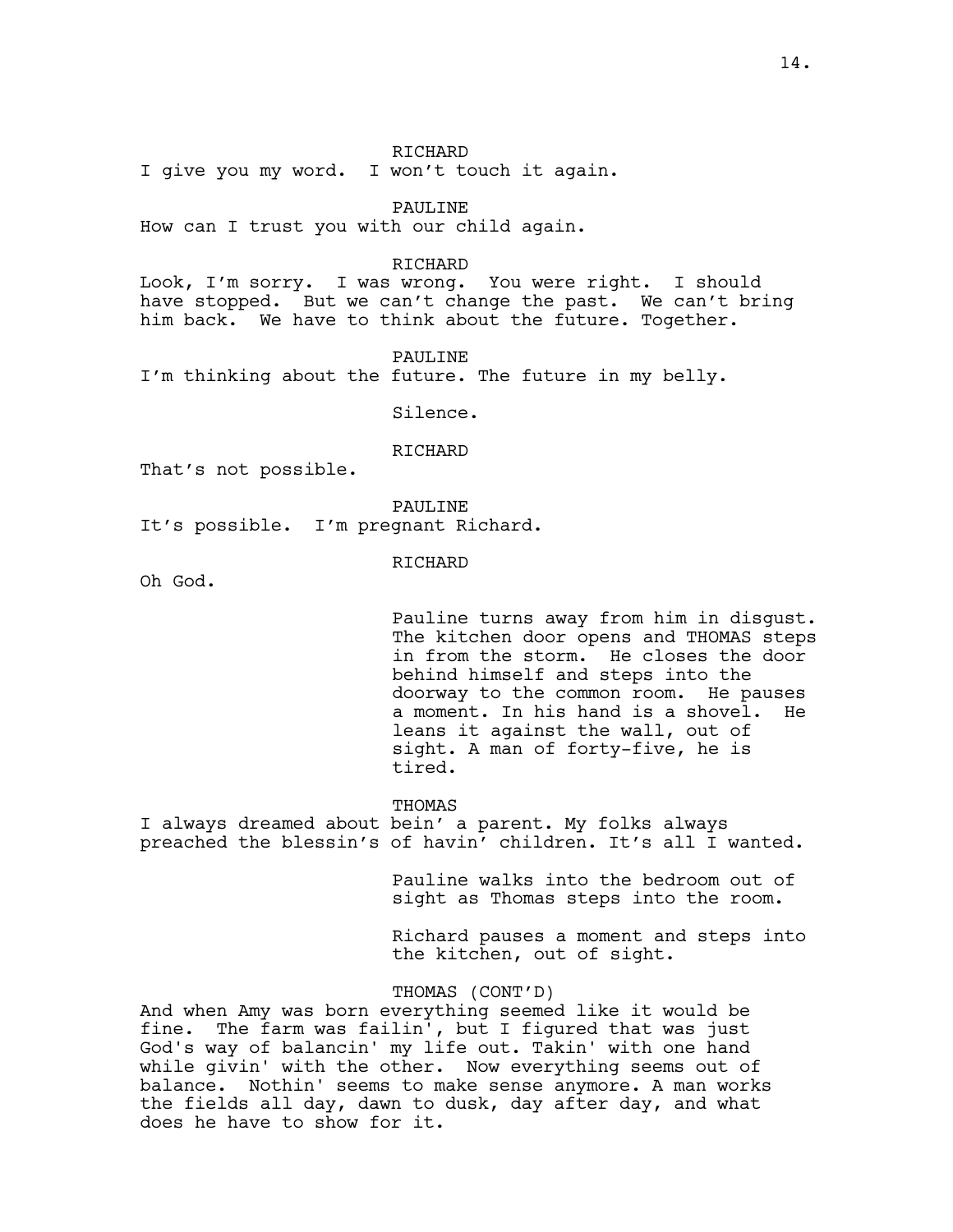RICHARD

I give you my word. I won't touch it again.

PAULINE

How can I trust you with our child again.

RICHARD

Look, I'm sorry. I was wrong. You were right. I should have stopped. But we can't change the past. We can't bring him back. We have to think about the future. Together.

PAULINE

I'm thinking about the future. The future in my belly.

Silence.

RICHARD

That's not possible.

PAULINE

It's possible. I'm pregnant Richard.

RICHARD

Oh God.

Pauline turns away from him in disgust. The kitchen door opens and THOMAS steps in from the storm. He closes the door behind himself and steps into the doorway to the common room. He pauses a moment. In his hand is a shovel. He leans it against the wall, out of sight. A man of forty-five, he is tired.

THOMAS

I always dreamed about bein' a parent. My folks always preached the blessin's of havin' children. It's all I wanted.

Pauline walks into the bedroom out of sight as Thomas steps into the room.

Richard pauses a moment and steps into the kitchen, out of sight.

THOMAS (CONT'D)

And when Amy was born everything seemed like it would be fine. The farm was failin', but I figured that was just God's way of balancin' my life out. Takin' with one hand while givin' with the other. Now everything seems out of balance. Nothin' seems to make sense anymore. A man works the fields all day, dawn to dusk, day after day, and what does he have to show for it.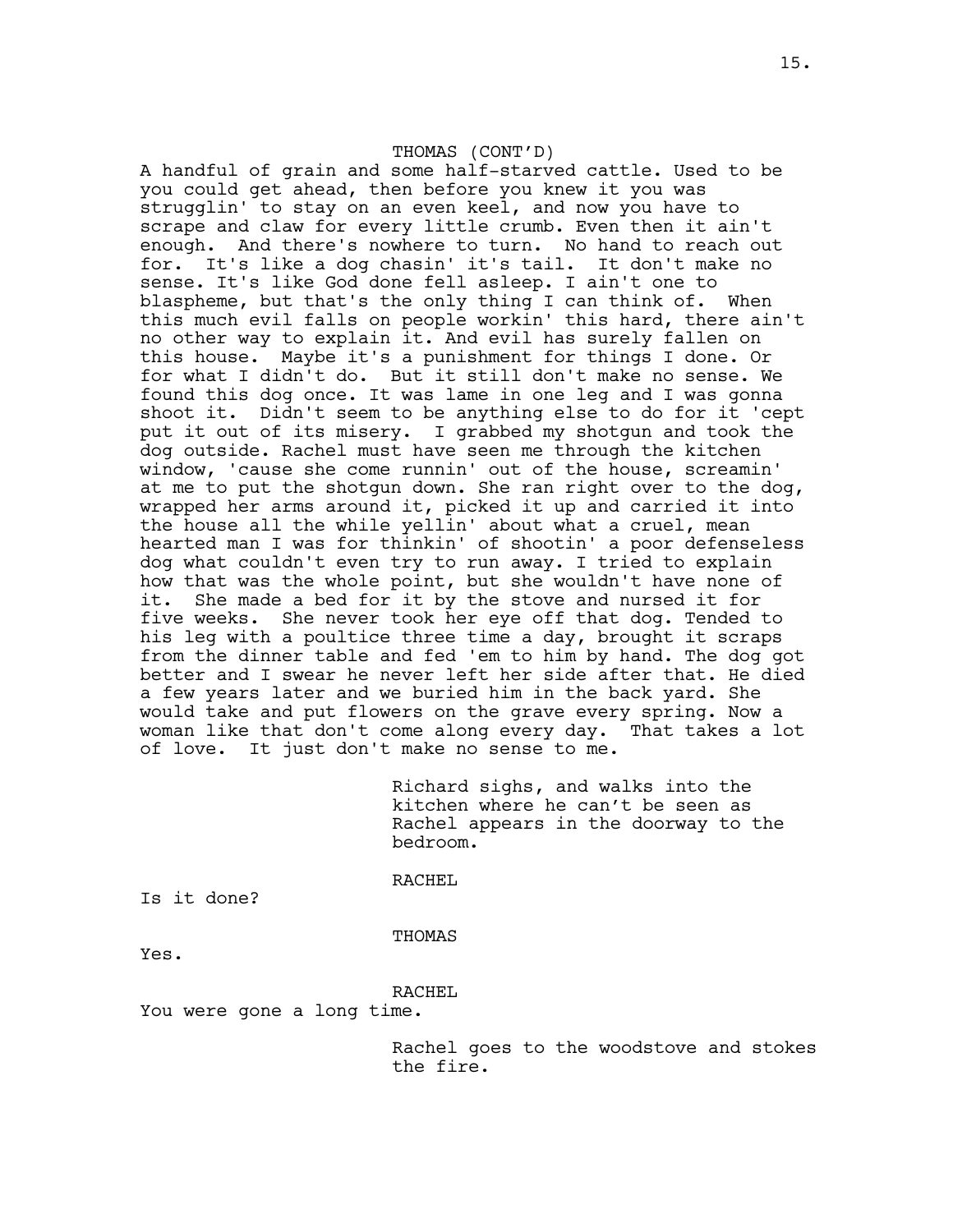THOMAS (CONT'D)

A handful of grain and some half-starved cattle. Used to be you could get ahead, then before you knew it you was strugglin' to stay on an even keel, and now you have to scrape and claw for every little crumb. Even then it ain't enough. And there's nowhere to turn. No hand to reach out for. It's like a dog chasin' it's tail. It don't make no sense. It's like God done fell asleep. I ain't one to blaspheme, but that's the only thing I can think of. When this much evil falls on people workin' this hard, there ain't no other way to explain it. And evil has surely fallen on this house. Maybe it's a punishment for things I done. Or for what I didn't do. But it still don't make no sense. We found this dog once. It was lame in one leg and I was gonna shoot it. Didn't seem to be anything else to do for it 'cept put it out of its misery. I grabbed my shotgun and took the dog outside. Rachel must have seen me through the kitchen window, 'cause she come runnin' out of the house, screamin' at me to put the shotgun down. She ran right over to the dog, wrapped her arms around it, picked it up and carried it into the house all the while yellin' about what a cruel, mean hearted man I was for thinkin' of shootin' a poor defenseless dog what couldn't even try to run away. I tried to explain how that was the whole point, but she wouldn't have none of it. She made a bed for it by the stove and nursed it for five weeks. She never took her eye off that dog. Tended to his leg with a poultice three time a day, brought it scraps from the dinner table and fed 'em to him by hand. The dog got better and I swear he never left her side after that. He died a few years later and we buried him in the back yard. She would take and put flowers on the grave every spring. Now a woman like that don't come along every day. That takes a lot of love. It just don't make no sense to me.

Richard sighs, and walks into the kitchen where he can't be seen as Rachel appears in the doorway to the bedroom.

RACHEL

Is it done?

THOMAS

Yes.

RACHEL

You were gone a long time.

Rachel goes to the woodstove and stokes the fire.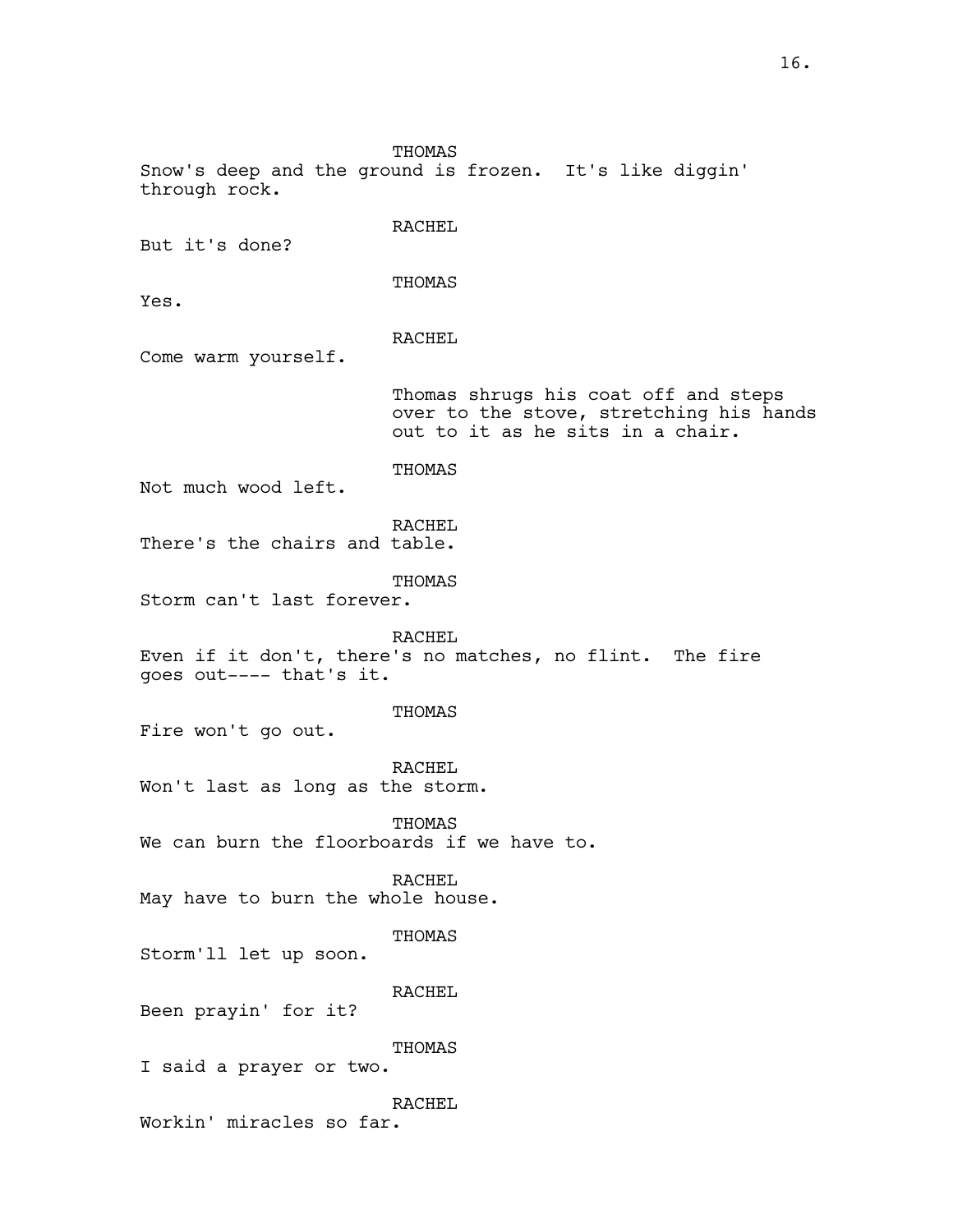THOMAS

Snow's deep and the ground is frozen. It's like diggin' through rock.

RACHEL

But it's done?

THOMAS

Yes.

RACHEL

Come warm yourself.

Thomas shrugs his coat off and steps over to the stove, stretching his hands out to it as he sits in a chair.

THOMAS

Not much wood left.

RACHEL

There's the chairs and table.

THOMAS

Storm can't last forever.

RACHEL

Even if it don't, there's no matches, no flint. The fire goes out---- that's it.

THOMAS

Fire won't go out.

RACHEL

Won't last as long as the storm.

THOMAS

We can burn the floorboards if we have to.

RACHEL

May have to burn the whole house.

THOMAS

Storm'll let up soon.

RACHEL

Been prayin' for it?

THOMAS

I said a prayer or two.

RACHEL

Workin' miracles so far.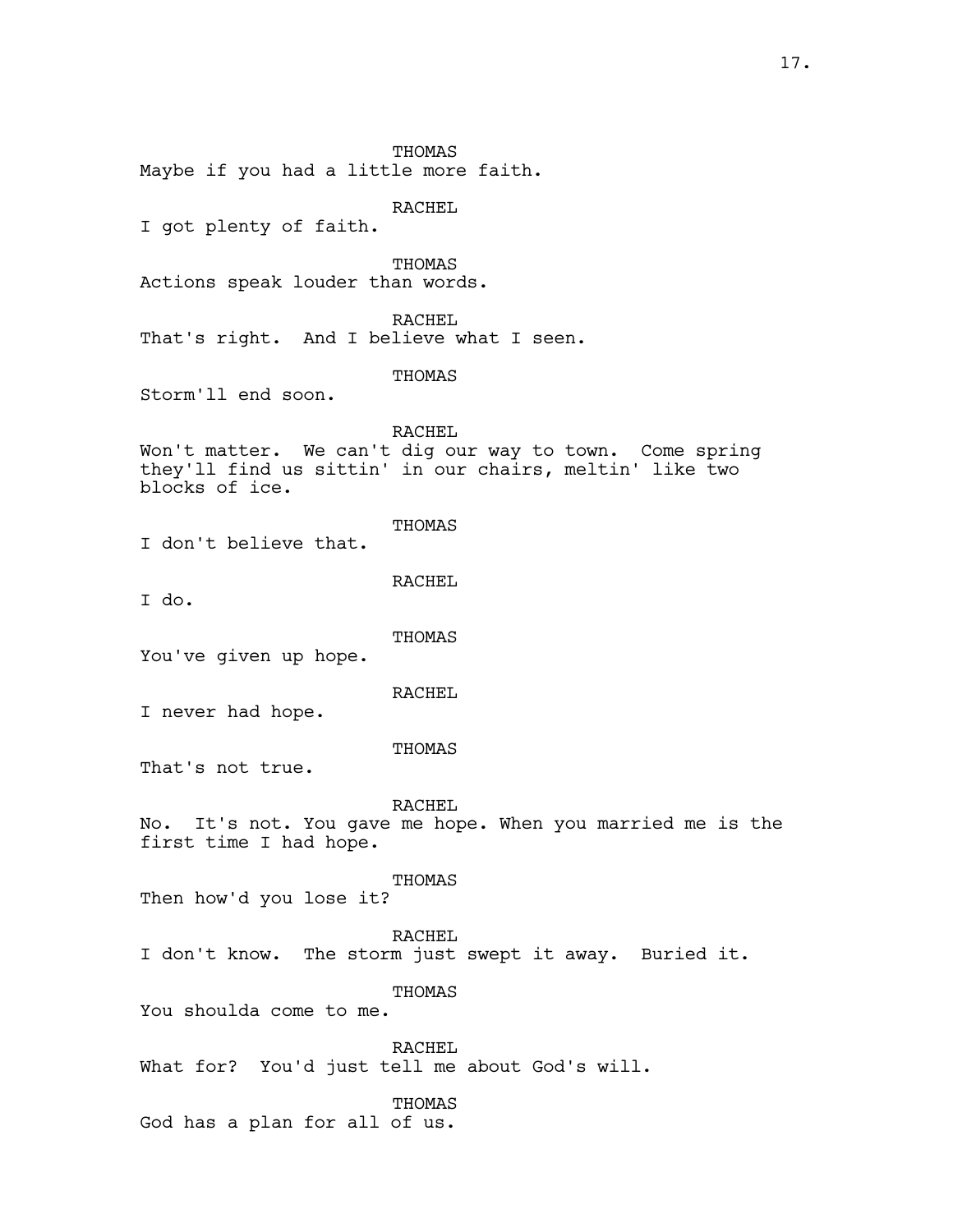THOMAS

Maybe if you had a little more faith.

RACHEL

I got plenty of faith.

THOMAS

Actions speak louder than words.

RACHEL

That's right. And I believe what I seen.

THOMAS

Storm'll end soon.

RACHEL

Won't matter. We can't dig our way to town. Come spring they'll find us sittin' in our chairs, meltin' like two blocks of ice.

THOMAS

I don't believe that.

RACHEL

I do.

THOMAS

You've given up hope.

RACHEL

I never had hope.

THOMAS

That's not true.

RACHEL

No. It's not. You gave me hope. When you married me is the first time I had hope.

THOMAS

Then how'd you lose it?

RACHEL

I don't know. The storm just swept it away. Buried it.

THOMAS

You shoulda come to me.

RACHEL

What for? You'd just tell me about God's will.

THOMAS

God has a plan for all of us.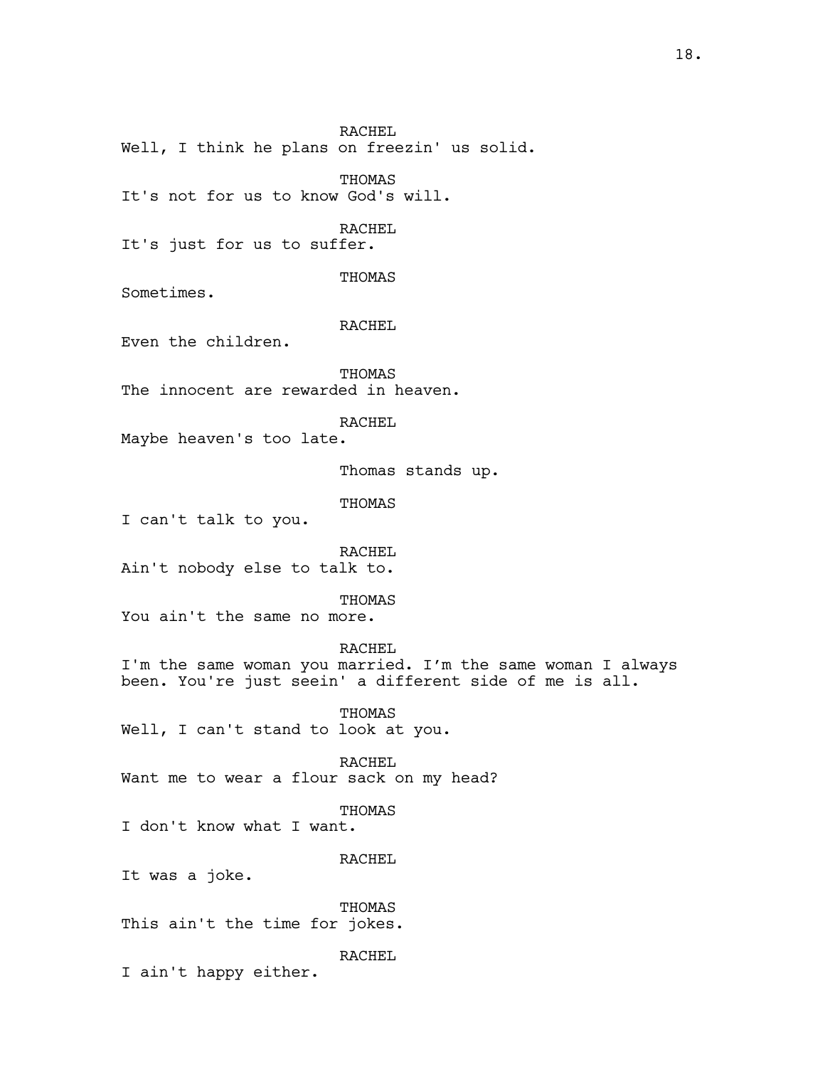RACHEL

Well, I think he plans on freezin' us solid.

THOMAS

It's not for us to know God's will.

RACHEL

It's just for us to suffer.

THOMAS

Sometimes.

RACHEL

Even the children.

THOMAS

The innocent are rewarded in heaven.

RACHEL

Maybe heaven's too late.

Thomas stands up.

THOMAS

I can't talk to you.

RACHEL

Ain't nobody else to talk to.

THOMAS

You ain't the same no more.

RACHEL

I'm the same woman you married. I'm the same woman I always been. You're just seein' a different side of me is all.

THOMAS

Well, I can't stand to look at you.

RACHEL

Want me to wear a flour sack on my head?

THOMAS

I don't know what I want.

RACHEL

It was a joke.

THOMAS

This ain't the time for jokes.

RACHEL

I ain't happy either.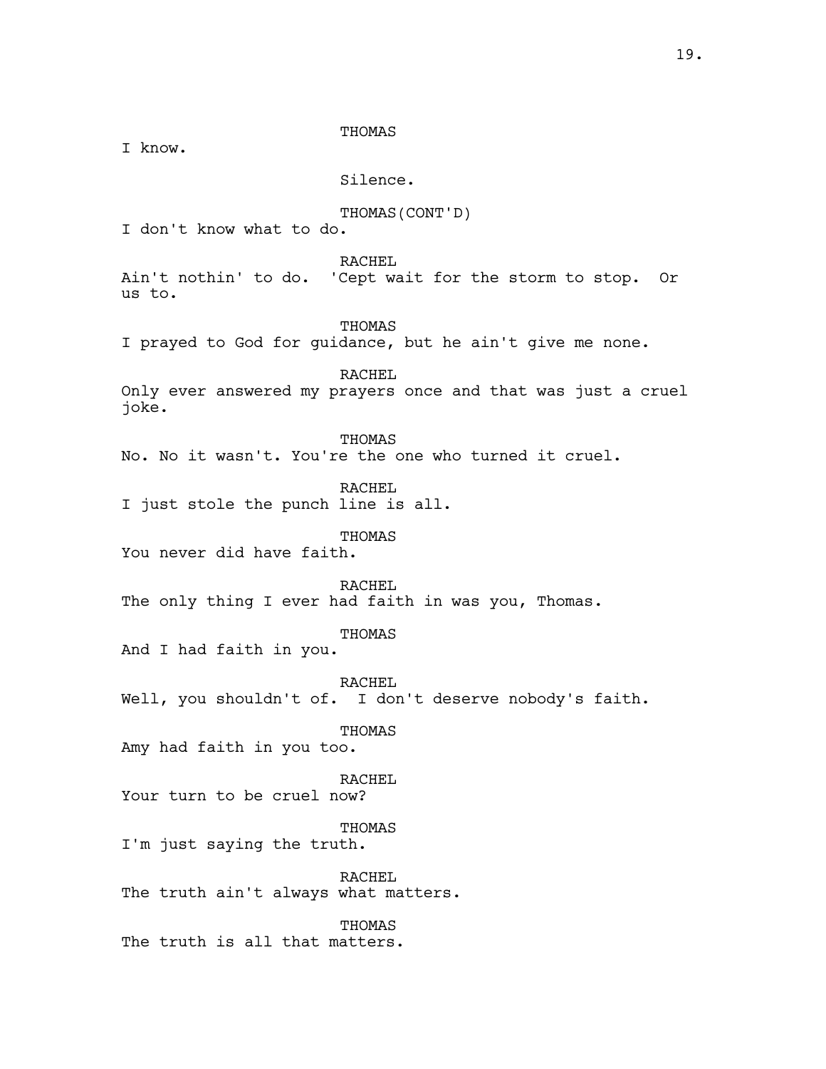THOMAS

I know.

Silence.

THOMAS(CONT'D)

I don't know what to do.

RACHEL

Ain't nothin' to do. 'Cept wait for the storm to stop. Or us to.

THOMAS

I prayed to God for guidance, but he ain't give me none.

RACHEL

Only ever answered my prayers once and that was just a cruel joke.

THOMAS

No. No it wasn't. You're the one who turned it cruel.

RACHEL

I just stole the punch line is all.

THOMAS

You never did have faith.

RACHEL

The only thing I ever had faith in was you, Thomas.

THOMAS

And I had faith in you.

RACHEL

Well, you shouldn't of. I don't deserve nobody's faith.

THOMAS

Amy had faith in you too.

RACHEL

Your turn to be cruel now?

THOMAS

I'm just saying the truth.

RACHEL

The truth ain't always what matters.

THOMAS

The truth is all that matters.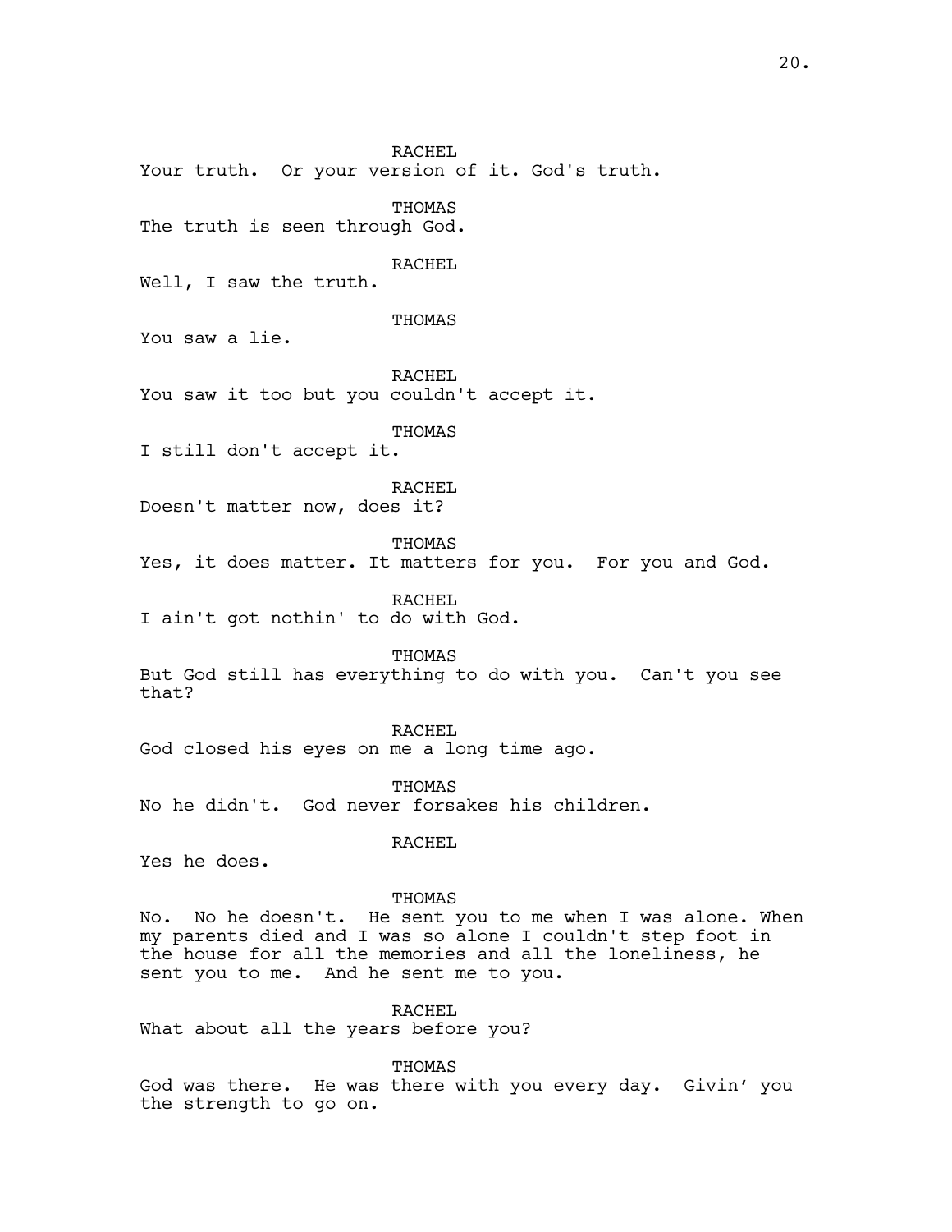RACHEL

Your truth. Or your version of it. God's truth.

THOMAS

The truth is seen through God.

RACHEL

Well, I saw the truth.

THOMAS

You saw a lie.

RACHEL

You saw it too but you couldn't accept it.

THOMAS

I still don't accept it.

RACHEL

Doesn't matter now, does it?

THOMAS

Yes, it does matter. It matters for you. For you and God.

RACHEL

I ain't got nothin' to do with God.

THOMAS

But God still has everything to do with you. Can't you see that?

RACHEL

God closed his eyes on me a long time ago.

THOMAS

No he didn't. God never forsakes his children.

RACHEL

Yes he does.

THOMAS

No. No he doesn't. He sent you to me when I was alone. When my parents died and I was so alone I couldn't step foot in the house for all the memories and all the loneliness, he sent you to me. And he sent me to you.

RACHEL

What about all the years before you?

THOMAS

God was there. He was there with you every day. Givin' you the strength to go on.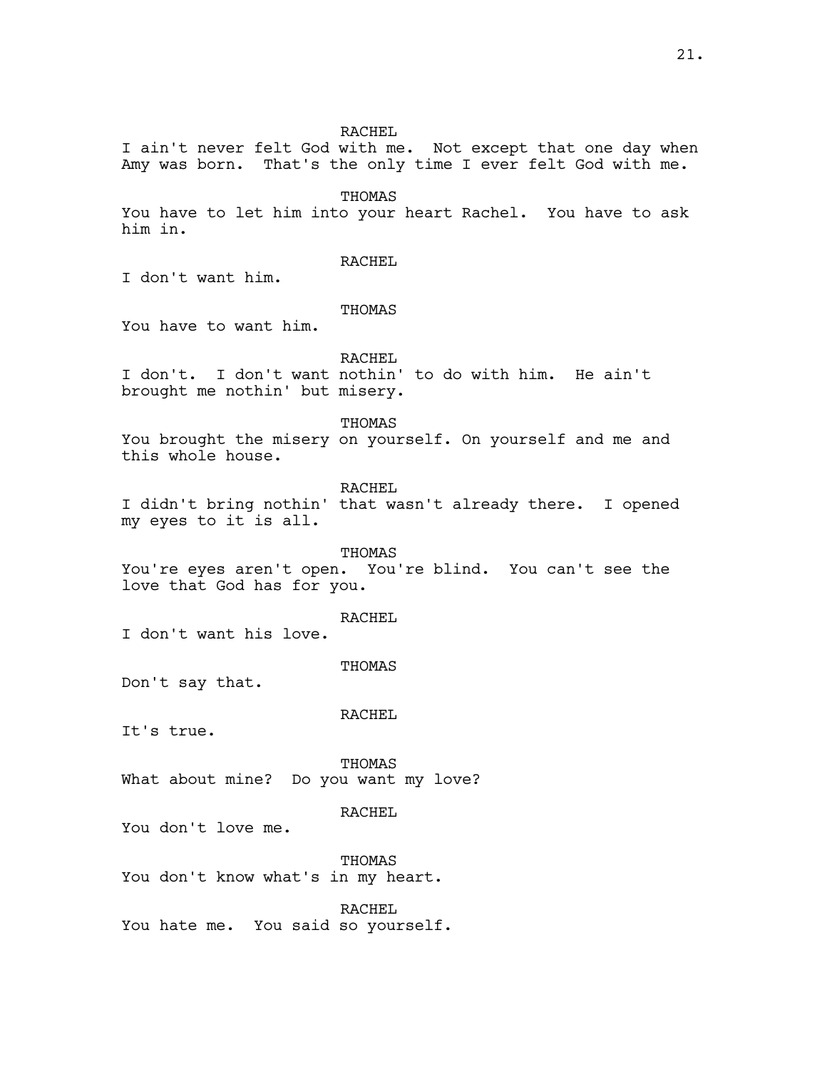RACHEL

I ain't never felt God with me. Not except that one day when Amy was born. That's the only time I ever felt God with me.

THOMAS

You have to let him into your heart Rachel. You have to ask him in.

RACHEL

I don't want him.

THOMAS

You have to want him.

RACHEL

I don't. I don't want nothin' to do with him. He ain't brought me nothin' but misery.

THOMAS

You brought the misery on yourself. On yourself and me and this whole house.

RACHEL

I didn't bring nothin' that wasn't already there. I opened my eyes to it is all.

THOMAS

You're eyes aren't open. You're blind. You can't see the love that God has for you.

RACHEL

I don't want his love.

THOMAS

Don't say that.

RACHEL

It's true.

THOMAS

What about mine? Do you want my love?

RACHEL

You don't love me.

THOMAS

You don't know what's in my heart.

RACHEL

You hate me. You said so yourself.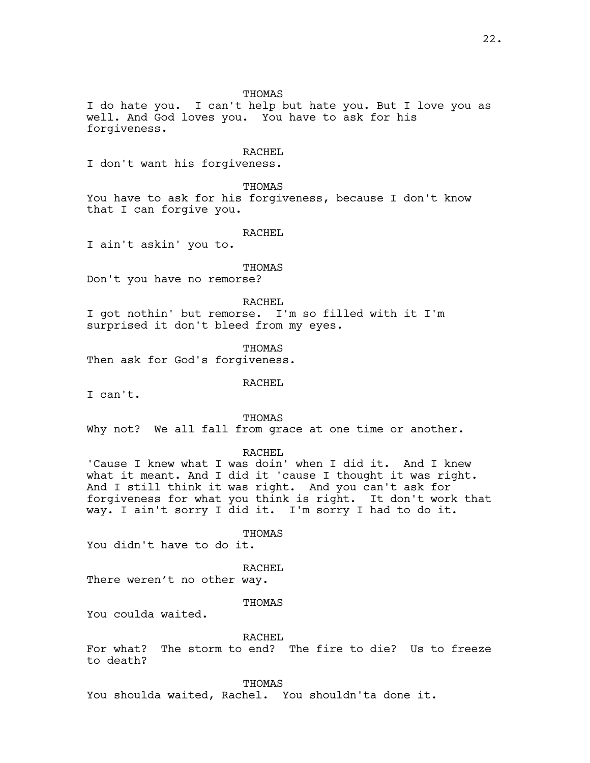THOMAS

I do hate you. I can't help but hate you. But I love you as well. And God loves you. You have to ask for his forgiveness.

RACHEL

I don't want his forgiveness.

THOMAS

You have to ask for his forgiveness, because I don't know that I can forgive you.

RACHEL

I ain't askin' you to.

THOMAS

Don't you have no remorse?

RACHEL

I got nothin' but remorse. I'm so filled with it I'm surprised it don't bleed from my eyes.

THOMAS

Then ask for God's forgiveness.

RACHEL

I can't.

THOMAS

Why not? We all fall from grace at one time or another.

RACHEL

'Cause I knew what I was doin' when I did it. And I knew what it meant. And I did it 'cause I thought it was right. And I still think it was right. And you can't ask for forgiveness for what you think is right. It don't work that way. I ain't sorry I did it. I'm sorry I had to do it.

THOMAS

You didn't have to do it.

RACHEL

There weren't no other way.

THOMAS

You coulda waited.

RACHEL

For what? The storm to end? The fire to die? Us to freeze to death?

THOMAS

You shoulda waited, Rachel. You shouldn'ta done it.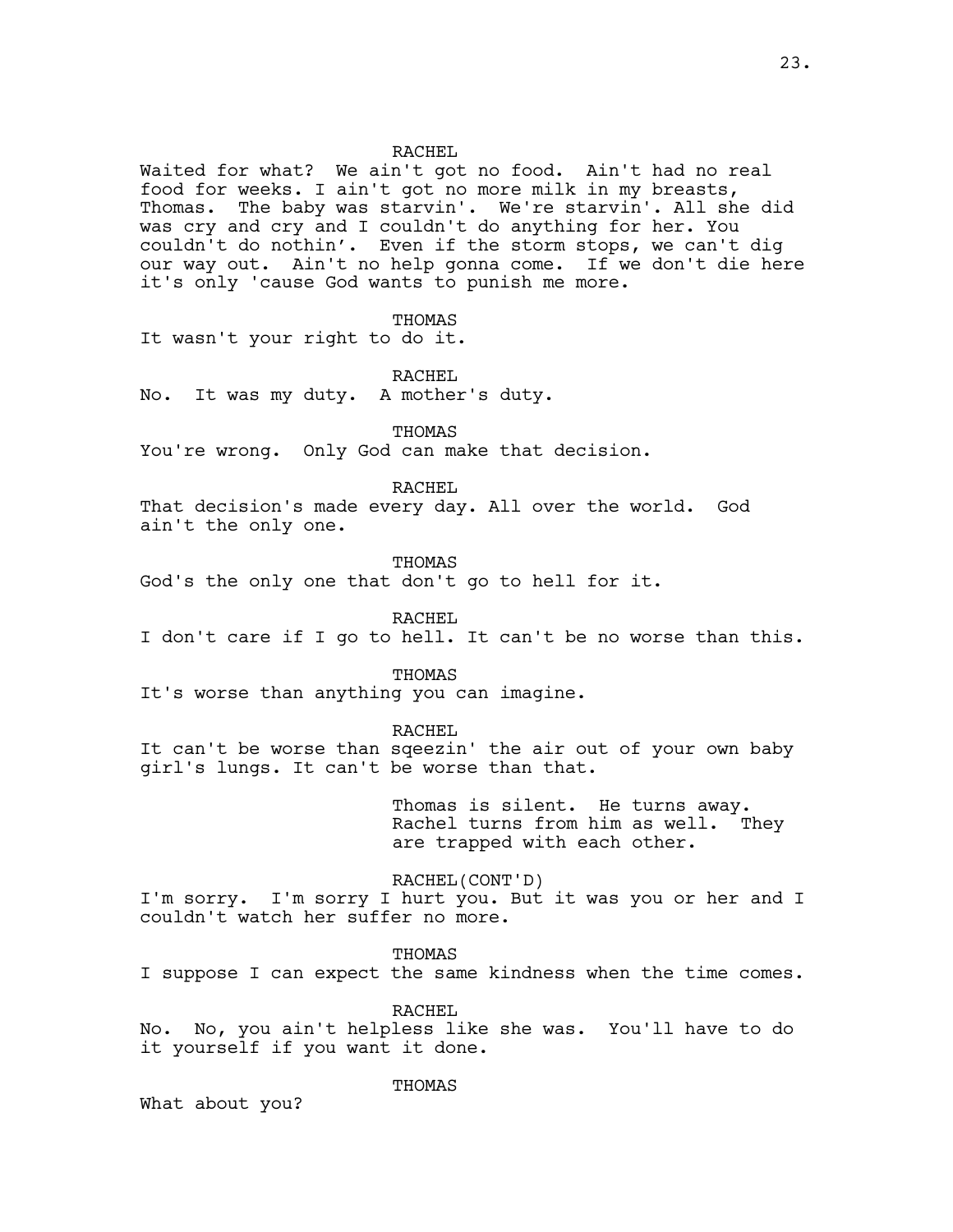RACHEL

Waited for what? We ain't got no food. Ain't had no real food for weeks. I ain't got no more milk in my breasts, Thomas. The baby was starvin'. We're starvin'. All she did was cry and cry and I couldn't do anything for her. You couldn't do nothin'. Even if the storm stops, we can't dig our way out. Ain't no help gonna come. If we don't die here it's only 'cause God wants to punish me more.

THOMAS

It wasn't your right to do it.

RACHEL

No. It was my duty. A mother's duty.

THOMAS

You're wrong. Only God can make that decision.

RACHEL

That decision's made every day. All over the world. God ain't the only one.

THOMAS

God's the only one that don't go to hell for it.

RACHEL

I don't care if I go to hell. It can't be no worse than this.

THOMAS

It's worse than anything you can imagine.

RACHEL

It can't be worse than sqeezin' the air out of your own baby girl's lungs. It can't be worse than that.

Thomas is silent. He turns away. Rachel turns from him as well. They are trapped with each other.

RACHEL(CONT'D)

I'm sorry. I'm sorry I hurt you. But it was you or her and I couldn't watch her suffer no more.

THOMAS

I suppose I can expect the same kindness when the time comes.

RACHEL

No. No, you ain't helpless like she was. You'll have to do it yourself if you want it done.

THOMAS

What about you?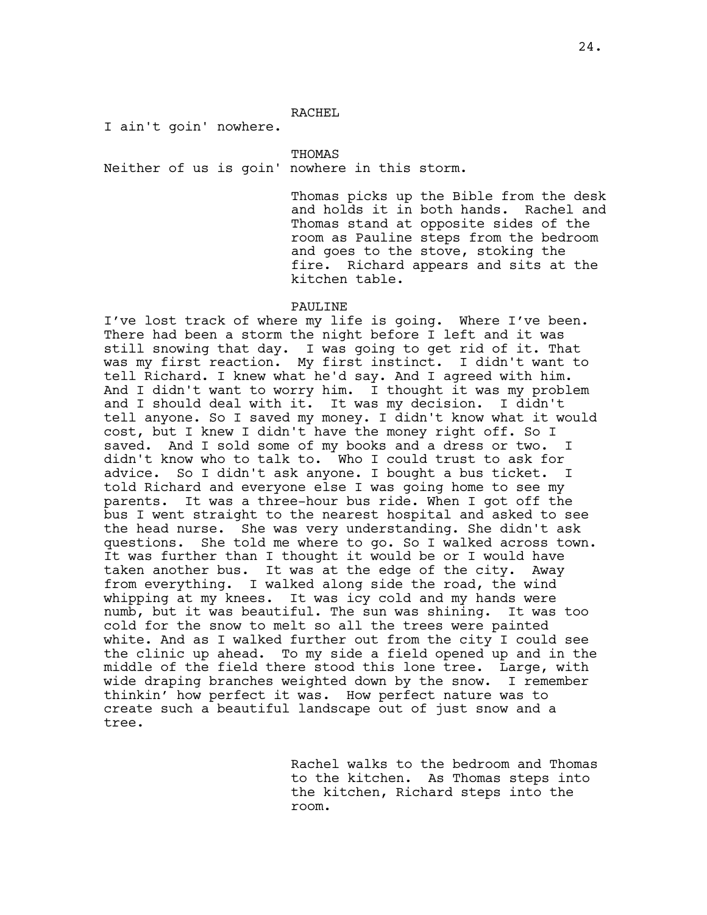RACHEL

I ain't goin' nowhere.

THOMAS

Neither of us is goin' nowhere in this storm.

Thomas picks up the Bible from the desk and holds it in both hands. Rachel and Thomas stand at opposite sides of the room as Pauline steps from the bedroom and goes to the stove, stoking the fire. Richard appears and sits at the kitchen table.

PAULINE

I've lost track of where my life is going. Where I've been. There had been a storm the night before I left and it was still snowing that day. I was going to get rid of it. That was my first reaction. My first instinct. I didn't want to tell Richard. I knew what he'd say. And I agreed with him. And I didn't want to worry him. I thought it was my problem and I should deal with it. It was my decision. I didn't tell anyone. So I saved my money. I didn't know what it would cost, but I knew I didn't have the money right off. So I saved. And I sold some of my books and a dress or two. I didn't know who to talk to. Who I could trust to ask for advice. So I didn't ask anyone. I bought a bus ticket. I told Richard and everyone else I was going home to see my parents. It was a three-hour bus ride. When I got off the bus I went straight to the nearest hospital and asked to see the head nurse. She was very understanding. She didn't ask questions. She told me where to go. So I walked across town. It was further than I thought it would be or I would have taken another bus. It was at the edge of the city. Away from everything. I walked along side the road, the wind whipping at my knees. It was icy cold and my hands were numb, but it was beautiful. The sun was shining. It was too cold for the snow to melt so all the trees were painted white. And as I walked further out from the city I could see the clinic up ahead. To my side a field opened up and in the middle of the field there stood this lone tree. Large, with wide draping branches weighted down by the snow. I remember thinkin' how perfect it was. How perfect nature was to create such a beautiful landscape out of just snow and a tree.

Rachel walks to the bedroom and Thomas to the kitchen. As Thomas steps into the kitchen, Richard steps into the room.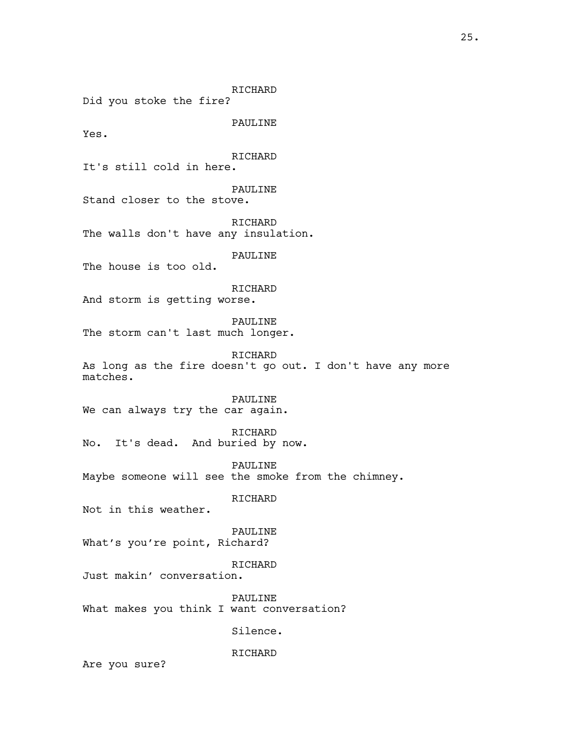RICHARD

Did you stoke the fire?

PAULINE

Yes.

RICHARD

It's still cold in here.

PAULINE

Stand closer to the stove.

RICHARD

The walls don't have any insulation.

PAULINE

The house is too old.

RICHARD

And storm is getting worse.

PAULINE

The storm can't last much longer.

RICHARD

As long as the fire doesn't go out. I don't have any more matches.

PAULINE

We can always try the car again.

RICHARD

No. It's dead. And buried by now.

PAULINE

Maybe someone will see the smoke from the chimney.

RICHARD

Not in this weather.

PAULINE

What's you're point, Richard?

RICHARD

Just makin' conversation.

PAULINE

What makes you think I want conversation?

Silence.

RICHARD

Are you sure?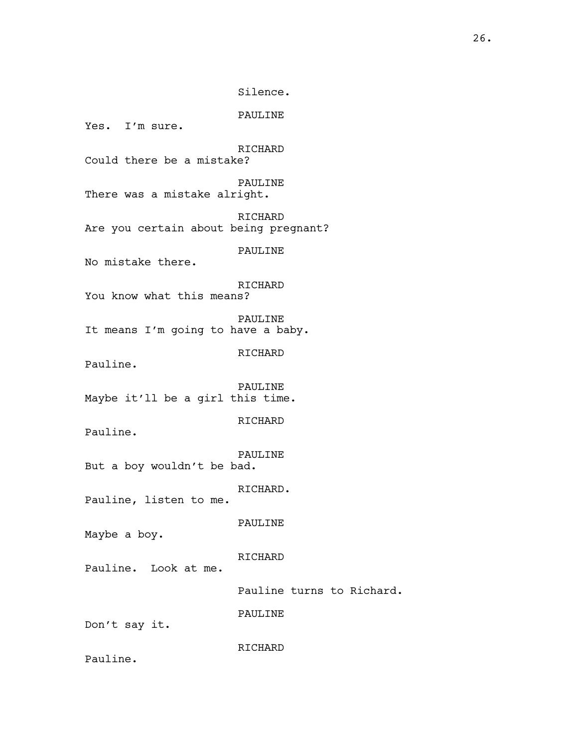Silence.

PAULINE

Yes.  I'm sure.

RICHARD

Could there be a mistake?

PAULINE

There was a mistake alright.

RICHARD

Are you certain about being pregnant?

PAULINE

No mistake there.

RICHARD

You know what this means?

PAULINE

It means I'm going to have a baby.

RICHARD

Pauline.

PAULINE

Maybe it'll be a girl this time.

RICHARD

Pauline.

PAULINE

But a boy wouldn't be bad.

RICHARD.

Pauline, listen to me.

PAULINE

Maybe a boy.

RICHARD

Pauline.  Look at me.

Pauline turns to Richard.

PAULINE

Don't say it.

RICHARD

Pauline.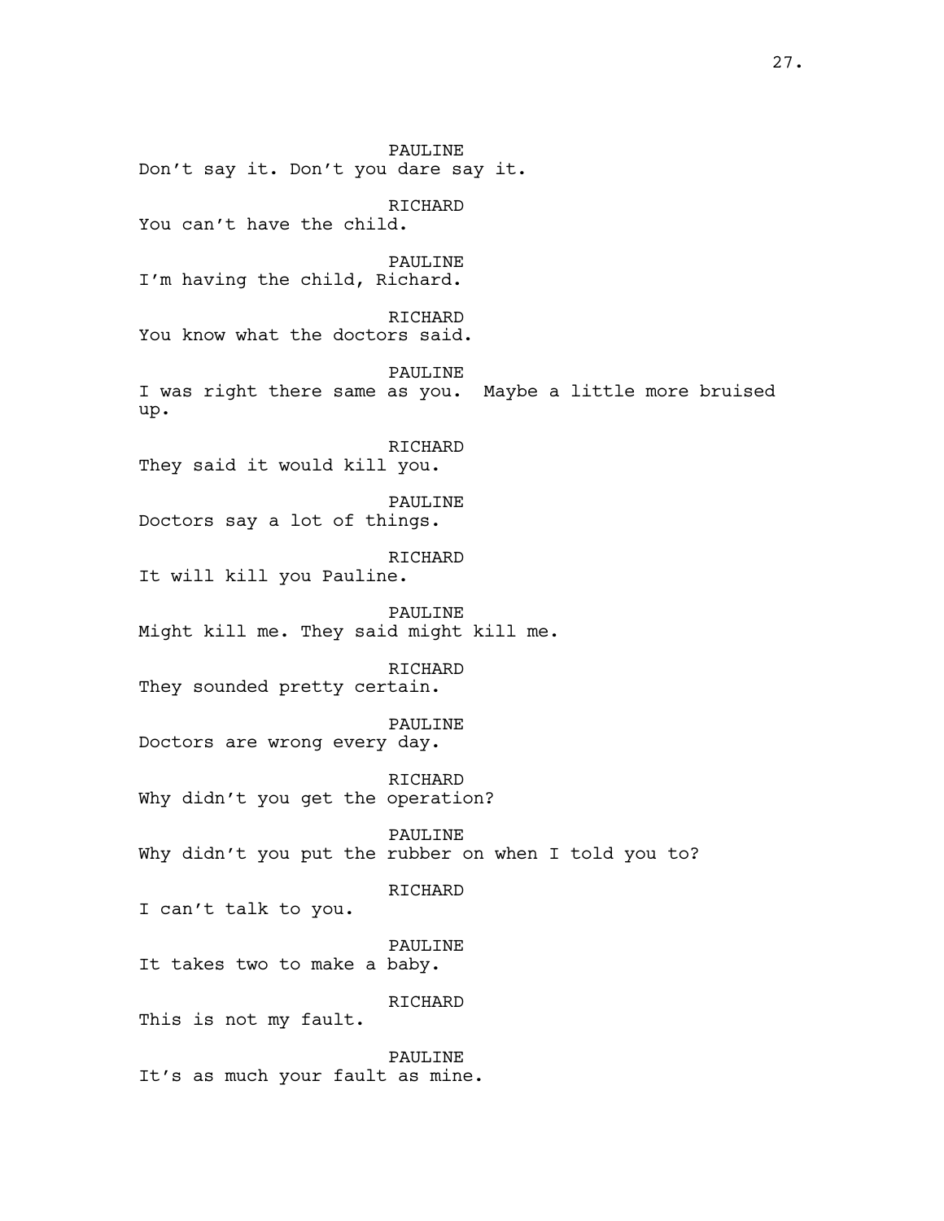PAULINE
Don't say it. Don't you dare say it.

RICHARD
You can't have the child.

PAULINE
I'm having the child, Richard.

RICHARD
You know what the doctors said.

PAULINE
I was right there same as you.  Maybe a little more bruised up.

RICHARD
They said it would kill you.

PAULINE
Doctors say a lot of things.

RICHARD
It will kill you Pauline.

PAULINE
Might kill me. They said might kill me.

RICHARD
They sounded pretty certain.

PAULINE
Doctors are wrong every day.

RICHARD
Why didn't you get the operation?

PAULINE
Why didn't you put the rubber on when I told you to?

RICHARD
I can't talk to you.

PAULINE
It takes two to make a baby.

RICHARD
This is not my fault.

PAULINE
It's as much your fault as mine.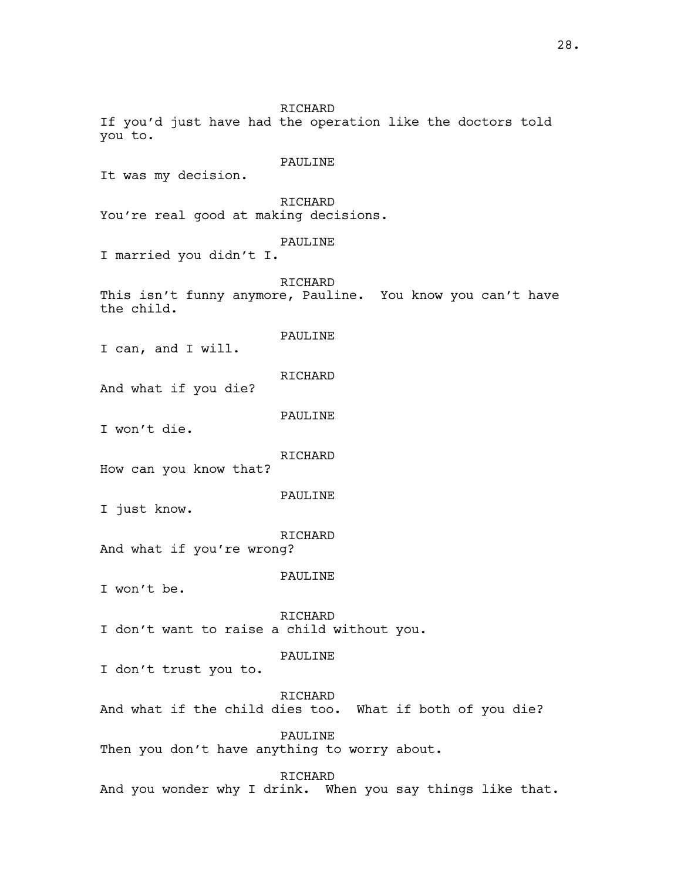RICHARD

If you'd just have had the operation like the doctors told you to.

PAULINE

It was my decision.

RICHARD

You're real good at making decisions.

PAULINE

I married you didn't I.

RICHARD

This isn't funny anymore, Pauline. You know you can't have the child.

PAULINE

I can, and I will.

RICHARD

And what if you die?

PAULINE

I won't die.

RICHARD

How can you know that?

PAULINE

I just know.

RICHARD

And what if you're wrong?

PAULINE

I won't be.

RICHARD

I don't want to raise a child without you.

PAULINE

I don't trust you to.

RICHARD

And what if the child dies too. What if both of you die?

PAULINE

Then you don't have anything to worry about.

RICHARD

And you wonder why I drink. When you say things like that.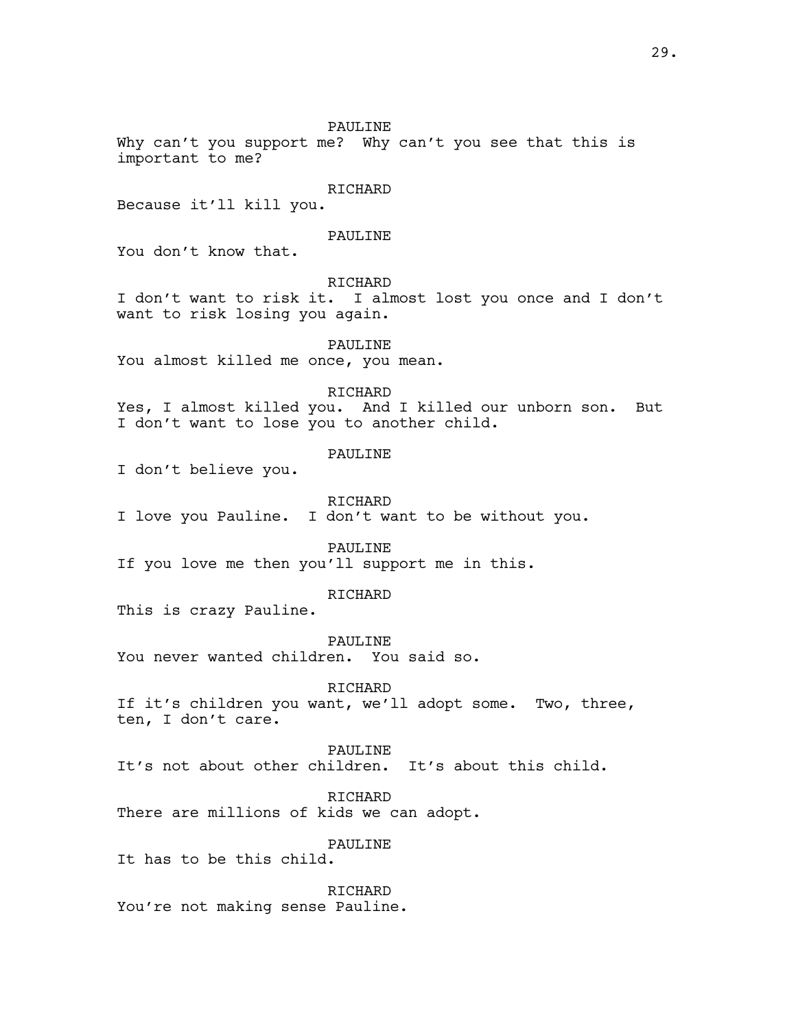PAULINE
Why can't you support me? Why can't you see that this is important to me?

RICHARD
Because it'll kill you.

PAULINE
You don't know that.

RICHARD
I don't want to risk it. I almost lost you once and I don't want to risk losing you again.

PAULINE
You almost killed me once, you mean.

RICHARD
Yes, I almost killed you. And I killed our unborn son. But I don't want to lose you to another child.

PAULINE
I don't believe you.

RICHARD
I love you Pauline. I don't want to be without you.

PAULINE
If you love me then you'll support me in this.

RICHARD
This is crazy Pauline.

PAULINE
You never wanted children. You said so.

RICHARD
If it's children you want, we'll adopt some. Two, three, ten, I don't care.

PAULINE
It's not about other children. It's about this child.

RICHARD
There are millions of kids we can adopt.

PAULINE
It has to be this child.

RICHARD
You're not making sense Pauline.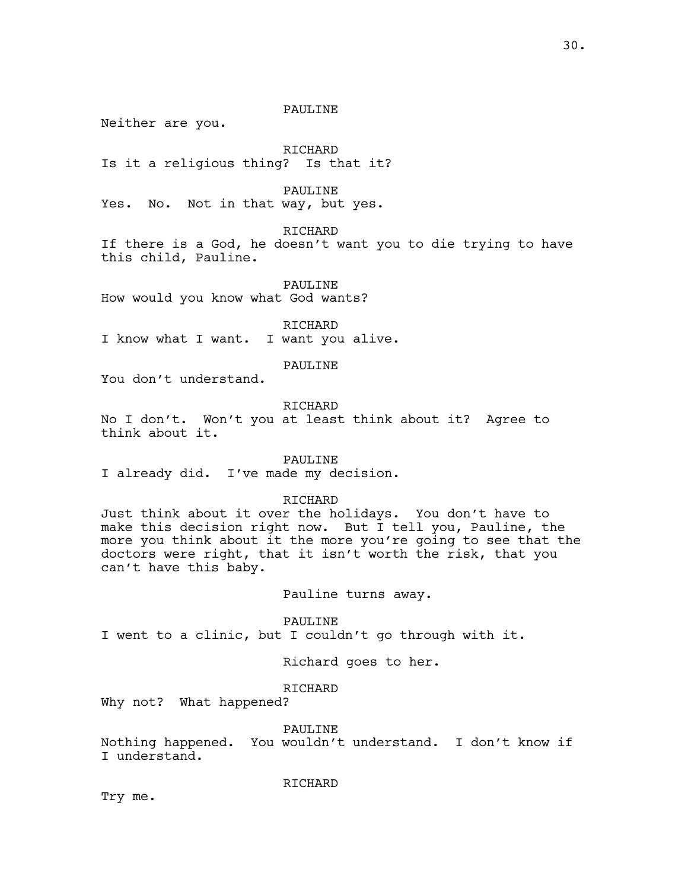PAULINE

Neither are you.

RICHARD

Is it a religious thing? Is that it?

PAULINE

Yes. No. Not in that way, but yes.

RICHARD

If there is a God, he doesn't want you to die trying to have this child, Pauline.

PAULINE

How would you know what God wants?

RICHARD

I know what I want. I want you alive.

PAULINE

You don't understand.

RICHARD

No I don't. Won't you at least think about it? Agree to think about it.

PAULINE

I already did. I've made my decision.

RICHARD

Just think about it over the holidays. You don't have to make this decision right now. But I tell you, Pauline, the more you think about it the more you're going to see that the doctors were right, that it isn't worth the risk, that you can't have this baby.

Pauline turns away.

PAULINE

I went to a clinic, but I couldn't go through with it.

Richard goes to her.

RICHARD

Why not? What happened?

PAULINE

Nothing happened. You wouldn't understand. I don't know if I understand.

RICHARD

Try me.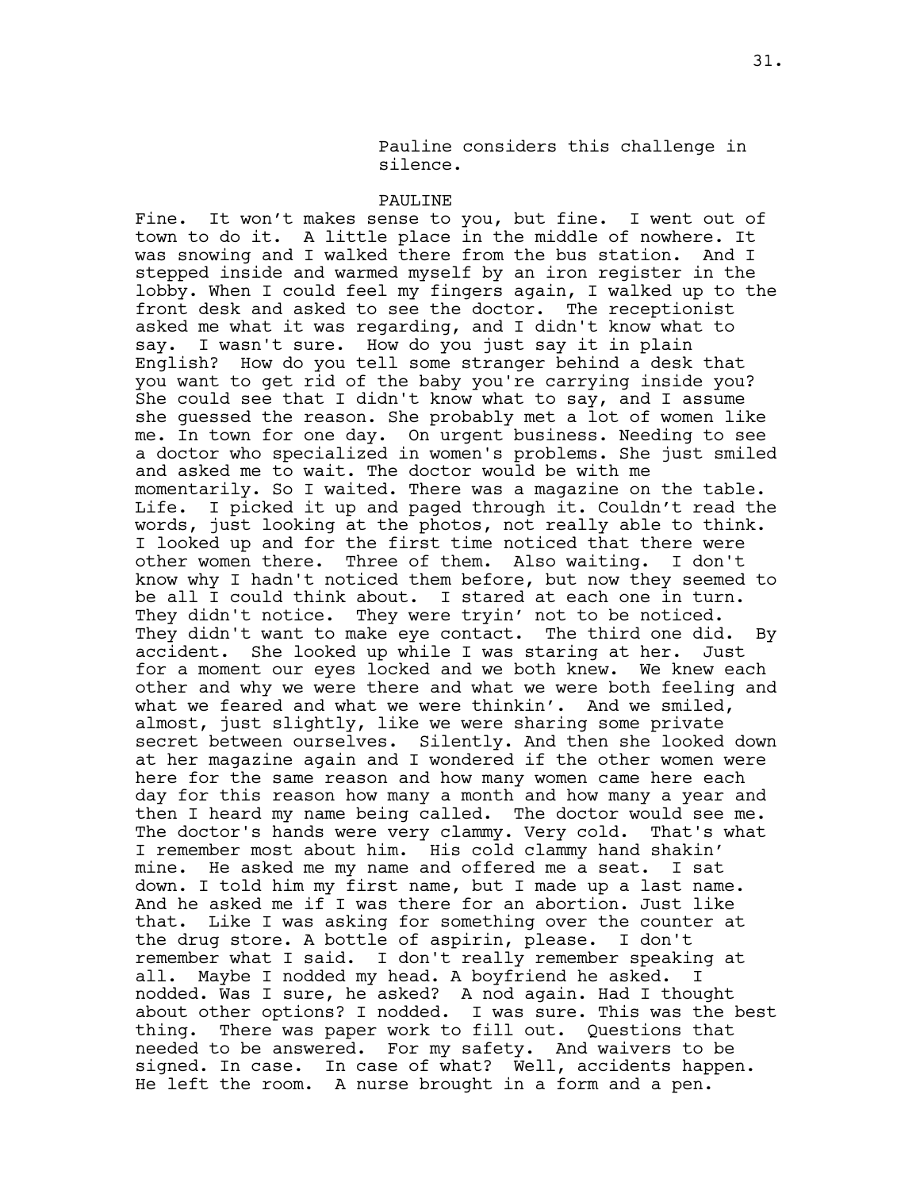Pauline considers this challenge in silence.

PAULINE

Fine. It won't makes sense to you, but fine. I went out of town to do it. A little place in the middle of nowhere. It was snowing and I walked there from the bus station. And I stepped inside and warmed myself by an iron register in the lobby. When I could feel my fingers again, I walked up to the front desk and asked to see the doctor. The receptionist asked me what it was regarding, and I didn't know what to say. I wasn't sure. How do you just say it in plain English? How do you tell some stranger behind a desk that you want to get rid of the baby you're carrying inside you? She could see that I didn't know what to say, and I assume she guessed the reason. She probably met a lot of women like me. In town for one day. On urgent business. Needing to see a doctor who specialized in women's problems. She just smiled and asked me to wait. The doctor would be with me momentarily. So I waited. There was a magazine on the table. Life. I picked it up and paged through it. Couldn't read the words, just looking at the photos, not really able to think. I looked up and for the first time noticed that there were other women there. Three of them. Also waiting. I don't know why I hadn't noticed them before, but now they seemed to be all I could think about. I stared at each one in turn. They didn't notice. They were tryin' not to be noticed. They didn't want to make eye contact. The third one did. By accident. She looked up while I was staring at her. Just for a moment our eyes locked and we both knew. We knew each other and why we were there and what we were both feeling and what we feared and what we were thinkin'. And we smiled, almost, just slightly, like we were sharing some private secret between ourselves. Silently. And then she looked down at her magazine again and I wondered if the other women were here for the same reason and how many women came here each day for this reason how many a month and how many a year and then I heard my name being called. The doctor would see me. The doctor's hands were very clammy. Very cold. That's what I remember most about him. His cold clammy hand shakin' mine. He asked me my name and offered me a seat. I sat down. I told him my first name, but I made up a last name. And he asked me if I was there for an abortion. Just like that. Like I was asking for something over the counter at the drug store. A bottle of aspirin, please. I don't remember what I said. I don't really remember speaking at all. Maybe I nodded my head. A boyfriend he asked. I nodded. Was I sure, he asked? A nod again. Had I thought about other options? I nodded. I was sure. This was the best thing. There was paper work to fill out. Questions that needed to be answered. For my safety. And waivers to be signed. In case. In case of what? Well, accidents happen. He left the room. A nurse brought in a form and a pen.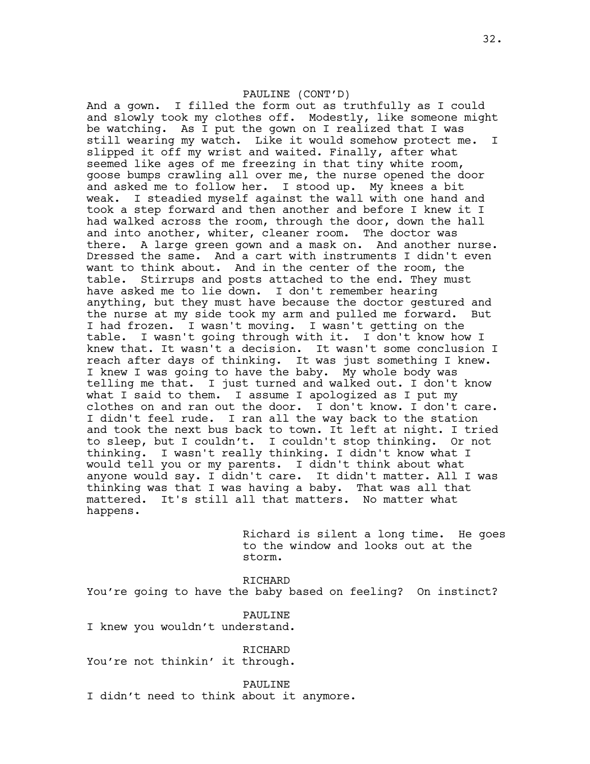PAULINE (CONT'D)

And a gown. I filled the form out as truthfully as I could and slowly took my clothes off. Modestly, like someone might be watching. As I put the gown on I realized that I was still wearing my watch. Like it would somehow protect me. I slipped it off my wrist and waited. Finally, after what seemed like ages of me freezing in that tiny white room, goose bumps crawling all over me, the nurse opened the door and asked me to follow her. I stood up. My knees a bit weak. I steadied myself against the wall with one hand and took a step forward and then another and before I knew it I had walked across the room, through the door, down the hall and into another, whiter, cleaner room. The doctor was there. A large green gown and a mask on. And another nurse. Dressed the same. And a cart with instruments I didn't even want to think about. And in the center of the room, the table. Stirrups and posts attached to the end. They must have asked me to lie down. I don't remember hearing anything, but they must have because the doctor gestured and the nurse at my side took my arm and pulled me forward. But I had frozen. I wasn't moving. I wasn't getting on the table. I wasn't going through with it. I don't know how I knew that. It wasn't a decision. It wasn't some conclusion I reach after days of thinking. It was just something I knew. I knew I was going to have the baby. My whole body was telling me that. I just turned and walked out. I don't know what I said to them. I assume I apologized as I put my clothes on and ran out the door. I don't know. I don't care. I didn't feel rude. I ran all the way back to the station and took the next bus back to town. It left at night. I tried to sleep, but I couldn't. I couldn't stop thinking. Or not thinking. I wasn't really thinking. I didn't know what I would tell you or my parents. I didn't think about what anyone would say. I didn't care. It didn't matter. All I was thinking was that I was having a baby. That was all that mattered. It's still all that matters. No matter what happens.

Richard is silent a long time. He goes to the window and looks out at the storm.

RICHARD

You're going to have the baby based on feeling? On instinct?

PAULINE

I knew you wouldn't understand.

RICHARD

You're not thinkin' it through.

PAULINE

I didn't need to think about it anymore.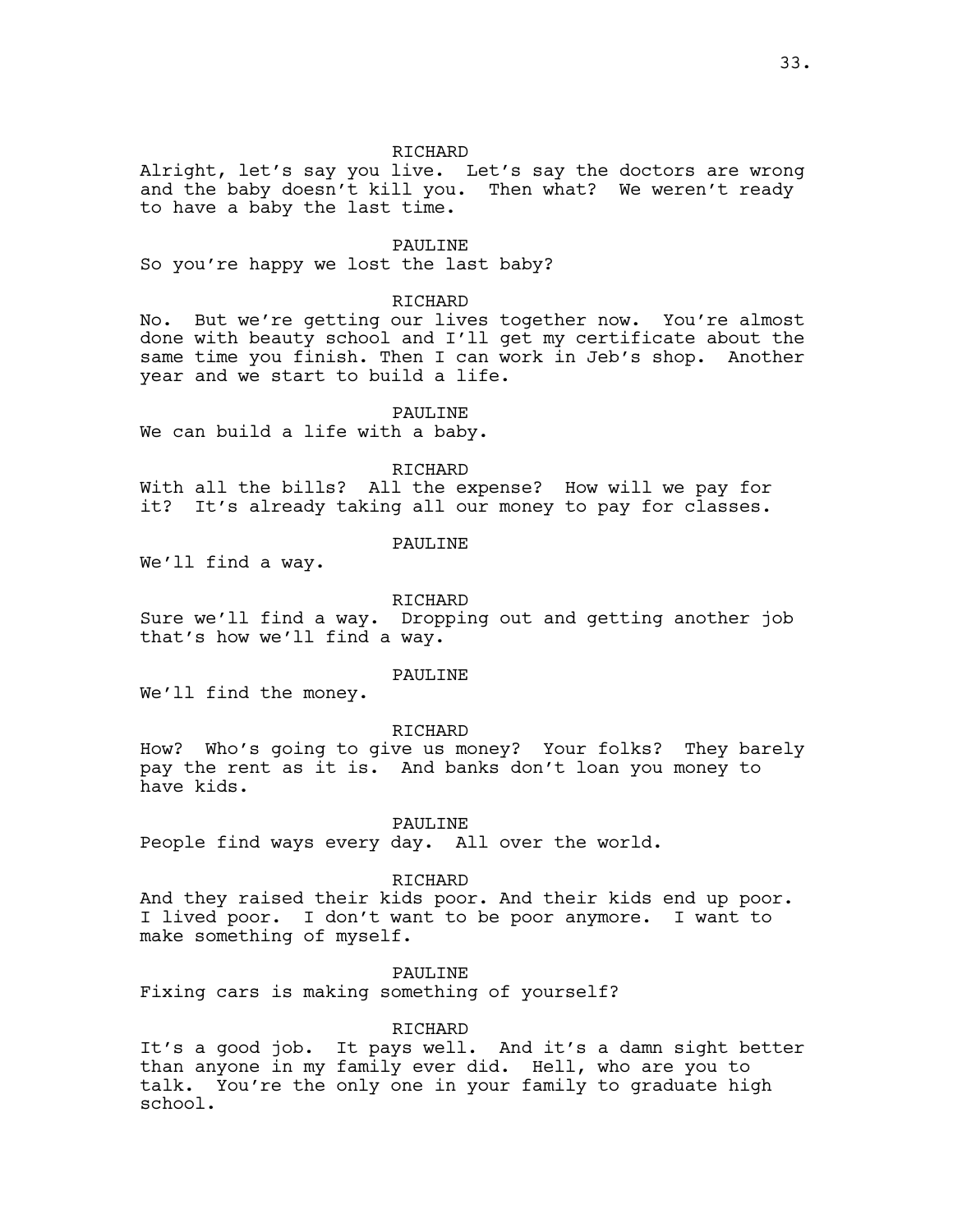RICHARD

Alright, let's say you live. Let's say the doctors are wrong and the baby doesn't kill you. Then what? We weren't ready to have a baby the last time.

PAULINE

So you're happy we lost the last baby?

RICHARD

No. But we're getting our lives together now. You're almost done with beauty school and I'll get my certificate about the same time you finish. Then I can work in Jeb's shop. Another year and we start to build a life.

PAULINE

We can build a life with a baby.

RICHARD

With all the bills? All the expense? How will we pay for it? It's already taking all our money to pay for classes.

PAULINE

We'll find a way.

RICHARD

Sure we'll find a way. Dropping out and getting another job that's how we'll find a way.

PAULINE

We'll find the money.

RICHARD

How? Who's going to give us money? Your folks? They barely pay the rent as it is. And banks don't loan you money to have kids.

PAULINE

People find ways every day. All over the world.

RICHARD

And they raised their kids poor. And their kids end up poor. I lived poor. I don't want to be poor anymore. I want to make something of myself.

PAULINE

Fixing cars is making something of yourself?

RICHARD

It's a good job. It pays well. And it's a damn sight better than anyone in my family ever did. Hell, who are you to talk. You're the only one in your family to graduate high school.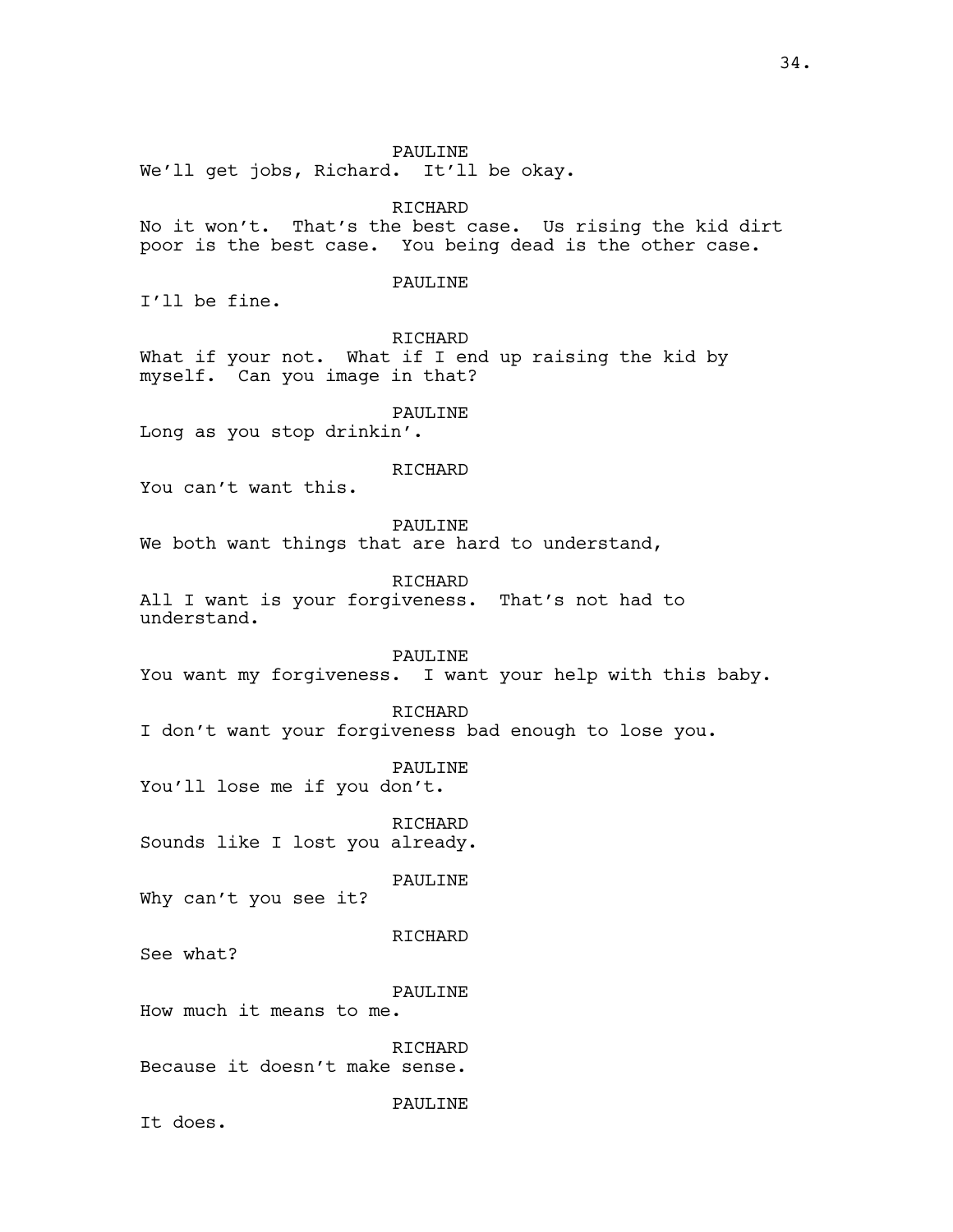PAULINE

We'll get jobs, Richard. It'll be okay.

RICHARD

No it won't. That's the best case. Us rising the kid dirt poor is the best case. You being dead is the other case.

PAULINE

I'll be fine.

RICHARD

What if your not. What if I end up raising the kid by myself. Can you image in that?

PAULINE

Long as you stop drinkin'.

RICHARD

You can't want this.

PAULINE

We both want things that are hard to understand,

RICHARD

All I want is your forgiveness. That's not had to understand.

PAULINE

You want my forgiveness. I want your help with this baby.

RICHARD

I don't want your forgiveness bad enough to lose you.

PAULINE

You'll lose me if you don't.

RICHARD

Sounds like I lost you already.

PAULINE

Why can't you see it?

RICHARD

See what?

PAULINE

How much it means to me.

RICHARD

Because it doesn't make sense.

PAULINE

It does.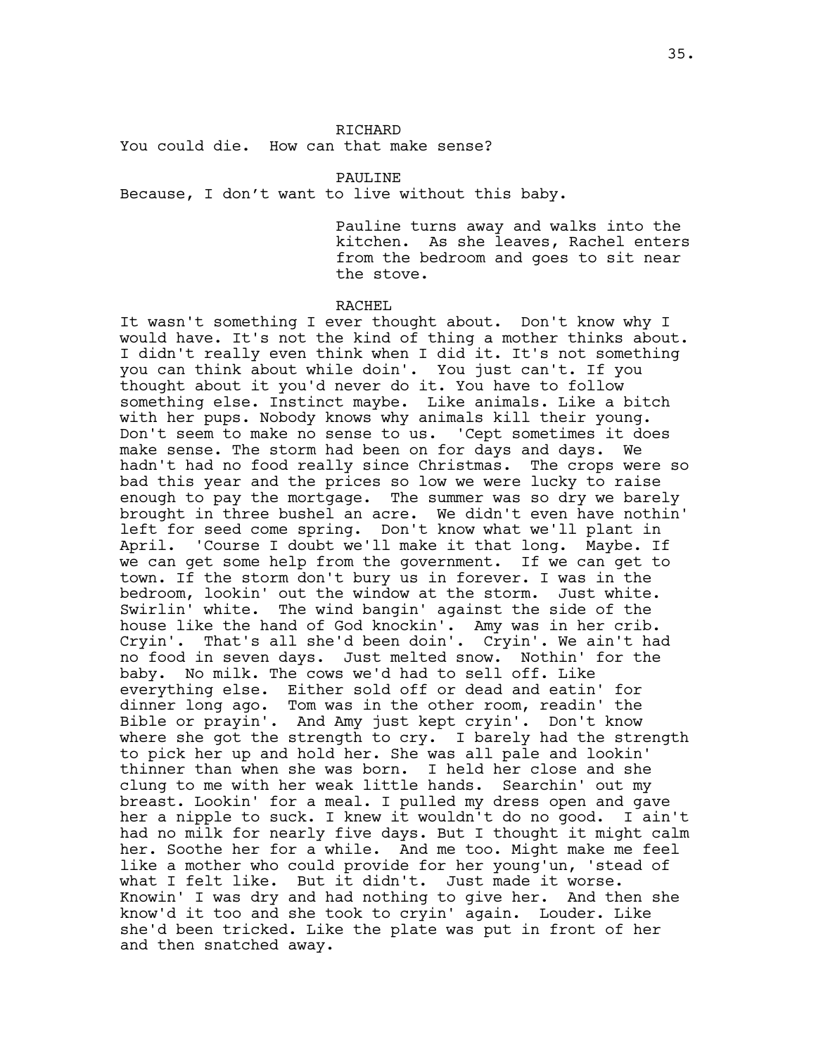RICHARD

You could die. How can that make sense?

PAULINE

Because, I don't want to live without this baby.

Pauline turns away and walks into the kitchen. As she leaves, Rachel enters from the bedroom and goes to sit near the stove.

RACHEL

It wasn't something I ever thought about. Don't know why I would have. It's not the kind of thing a mother thinks about. I didn't really even think when I did it. It's not something you can think about while doin'. You just can't. If you thought about it you'd never do it. You have to follow something else. Instinct maybe. Like animals. Like a bitch with her pups. Nobody knows why animals kill their young. Don't seem to make no sense to us. 'Cept sometimes it does make sense. The storm had been on for days and days. We hadn't had no food really since Christmas. The crops were so bad this year and the prices so low we were lucky to raise enough to pay the mortgage. The summer was so dry we barely brought in three bushel an acre. We didn't even have nothin' left for seed come spring. Don't know what we'll plant in April. 'Course I doubt we'll make it that long. Maybe. If we can get some help from the government. If we can get to town. If the storm don't bury us in forever. I was in the bedroom, lookin' out the window at the storm. Just white. Swirlin' white. The wind bangin' against the side of the house like the hand of God knockin'. Amy was in her crib. Cryin'. That's all she'd been doin'. Cryin'. We ain't had no food in seven days. Just melted snow. Nothin' for the baby. No milk. The cows we'd had to sell off. Like everything else. Either sold off or dead and eatin' for dinner long ago. Tom was in the other room, readin' the Bible or prayin'. And Amy just kept cryin'. Don't know where she got the strength to cry. I barely had the strength to pick her up and hold her. She was all pale and lookin' thinner than when she was born. I held her close and she clung to me with her weak little hands. Searchin' out my breast. Lookin' for a meal. I pulled my dress open and gave her a nipple to suck. I knew it wouldn't do no good. I ain't had no milk for nearly five days. But I thought it might calm her. Soothe her for a while. And me too. Might make me feel like a mother who could provide for her young'un, 'stead of what I felt like. But it didn't. Just made it worse. Knowin' I was dry and had nothing to give her. And then she know'd it too and she took to cryin' again. Louder. Like she'd been tricked. Like the plate was put in front of her and then snatched away.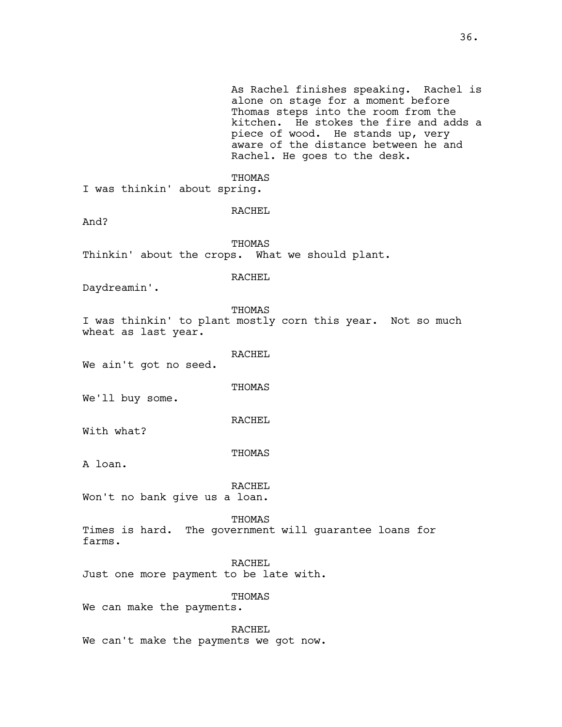As Rachel finishes speaking. Rachel is alone on stage for a moment before Thomas steps into the room from the kitchen. He stokes the fire and adds a piece of wood. He stands up, very aware of the distance between he and Rachel. He goes to the desk.

THOMAS
I was thinkin' about spring.

RACHEL
And?

THOMAS
Thinkin' about the crops. What we should plant.

RACHEL
Daydreamin'.

THOMAS
I was thinkin' to plant mostly corn this year. Not so much wheat as last year.

RACHEL
We ain't got no seed.

THOMAS
We'll buy some.

RACHEL
With what?

THOMAS
A loan.

RACHEL
Won't no bank give us a loan.

THOMAS
Times is hard. The government will guarantee loans for farms.

RACHEL
Just one more payment to be late with.

THOMAS
We can make the payments.

RACHEL
We can't make the payments we got now.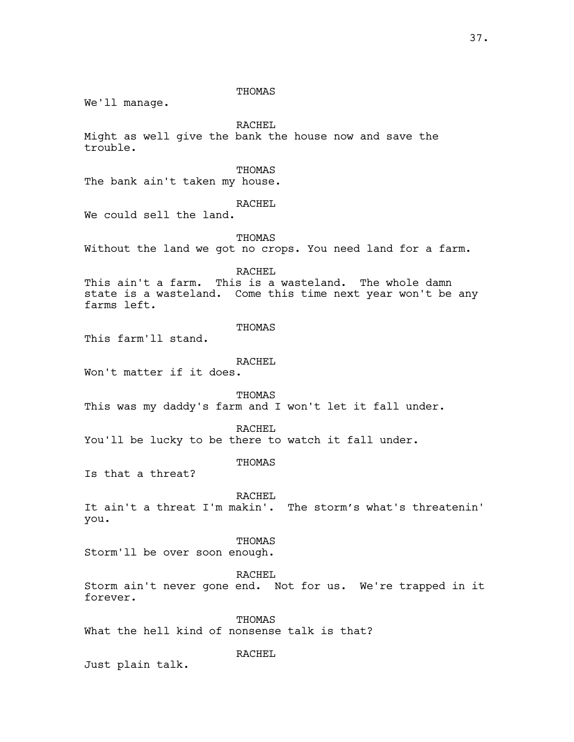THOMAS

We'll manage.

RACHEL

Might as well give the bank the house now and save the trouble.

THOMAS

The bank ain't taken my house.

RACHEL

We could sell the land.

THOMAS

Without the land we got no crops. You need land for a farm.

RACHEL

This ain't a farm.  This is a wasteland.  The whole damn state is a wasteland.  Come this time next year won't be any farms left.

THOMAS

This farm'll stand.

RACHEL

Won't matter if it does.

THOMAS

This was my daddy's farm and I won't let it fall under.

RACHEL

You'll be lucky to be there to watch it fall under.

THOMAS

Is that a threat?

RACHEL

It ain't a threat I'm makin'.  The storm’s what's threatenin' you.

THOMAS

Storm'll be over soon enough.

RACHEL

Storm ain't never gone end.  Not for us.  We're trapped in it forever.

THOMAS

What the hell kind of nonsense talk is that?

RACHEL

Just plain talk.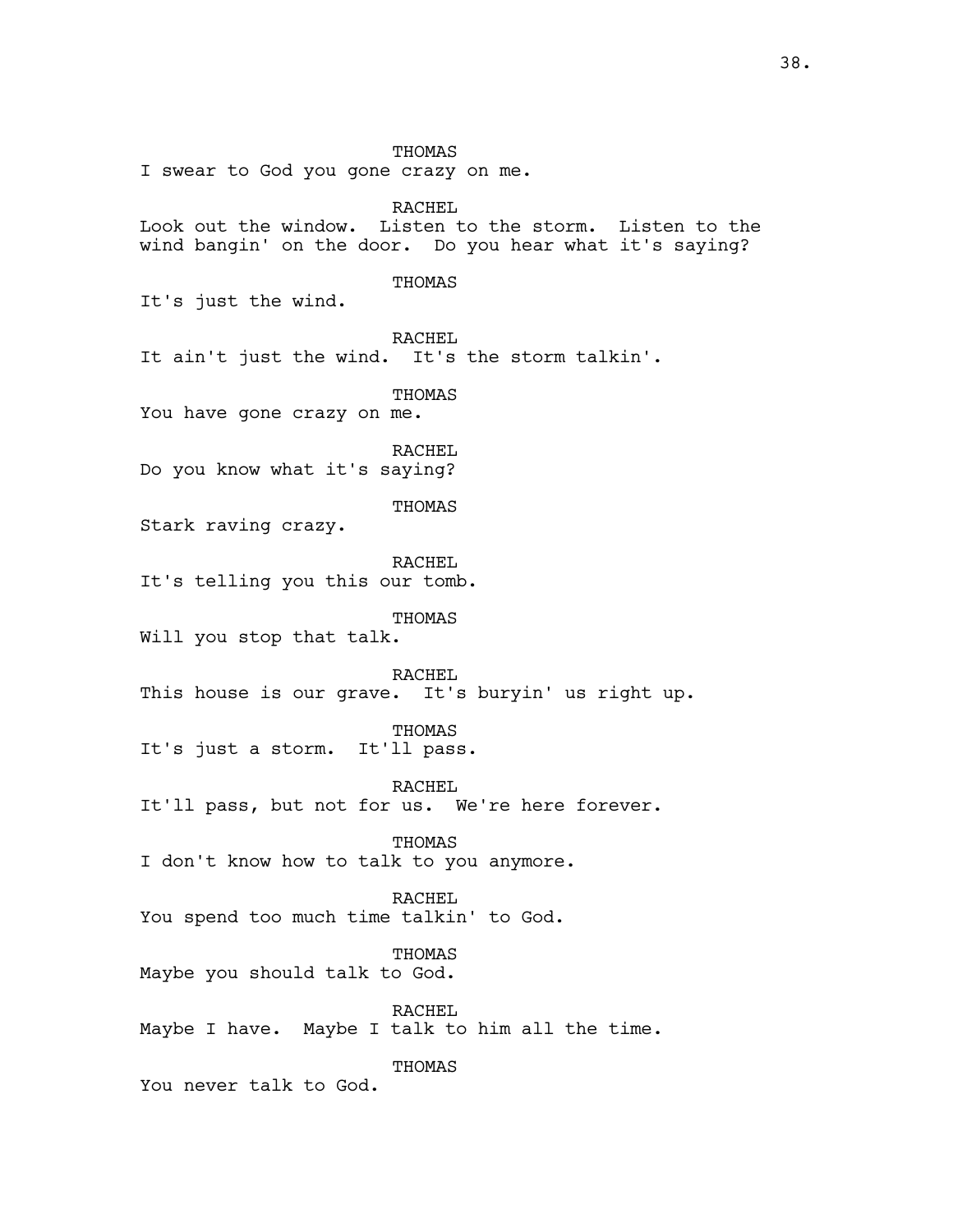THOMAS

I swear to God you gone crazy on me.

RACHEL

Look out the window. Listen to the storm. Listen to the wind bangin' on the door. Do you hear what it's saying?

THOMAS

It's just the wind.

RACHEL

It ain't just the wind. It's the storm talkin'.

THOMAS

You have gone crazy on me.

RACHEL

Do you know what it's saying?

THOMAS

Stark raving crazy.

RACHEL

It's telling you this our tomb.

THOMAS

Will you stop that talk.

RACHEL

This house is our grave. It's buryin' us right up.

THOMAS

It's just a storm. It'll pass.

RACHEL

It'll pass, but not for us. We're here forever.

THOMAS

I don't know how to talk to you anymore.

RACHEL

You spend too much time talkin' to God.

THOMAS

Maybe you should talk to God.

RACHEL

Maybe I have. Maybe I talk to him all the time.

THOMAS

You never talk to God.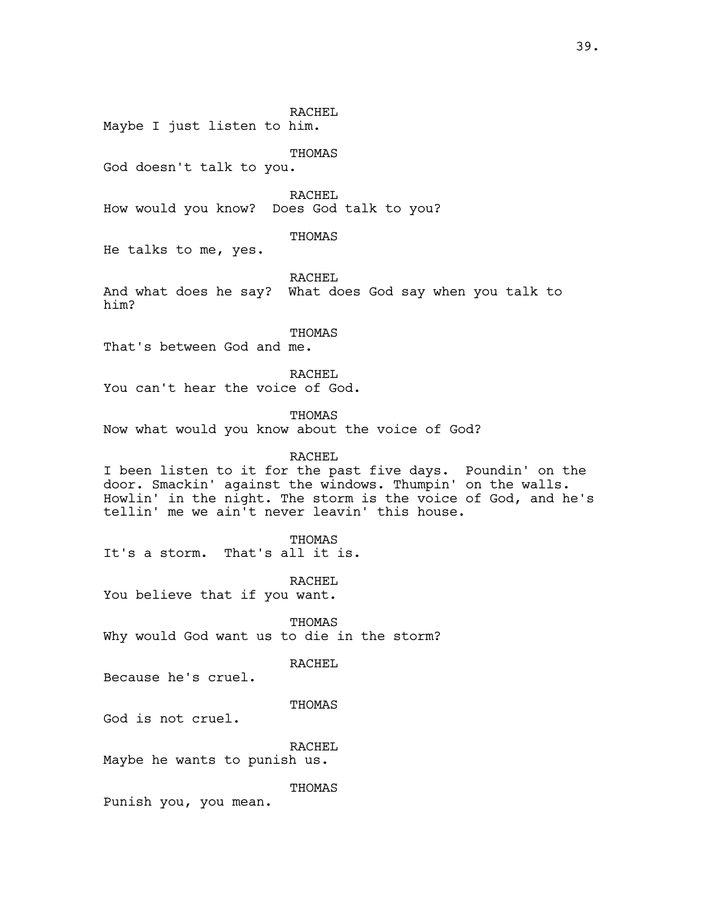RACHEL
Maybe I just listen to him.

THOMAS
God doesn't talk to you.

RACHEL
How would you know? Does God talk to you?

THOMAS
He talks to me, yes.

RACHEL
And what does he say? What does God say when you talk to him?

THOMAS
That's between God and me.

RACHEL
You can't hear the voice of God.

THOMAS
Now what would you know about the voice of God?

RACHEL
I been listen to it for the past five days. Poundin' on the door. Smackin' against the windows. Thumpin' on the walls. Howlin' in the night. The storm is the voice of God, and he's tellin' me we ain't never leavin' this house.

THOMAS
It's a storm. That's all it is.

RACHEL
You believe that if you want.

THOMAS
Why would God want us to die in the storm?

RACHEL
Because he's cruel.

THOMAS
God is not cruel.

RACHEL
Maybe he wants to punish us.

THOMAS
Punish you, you mean.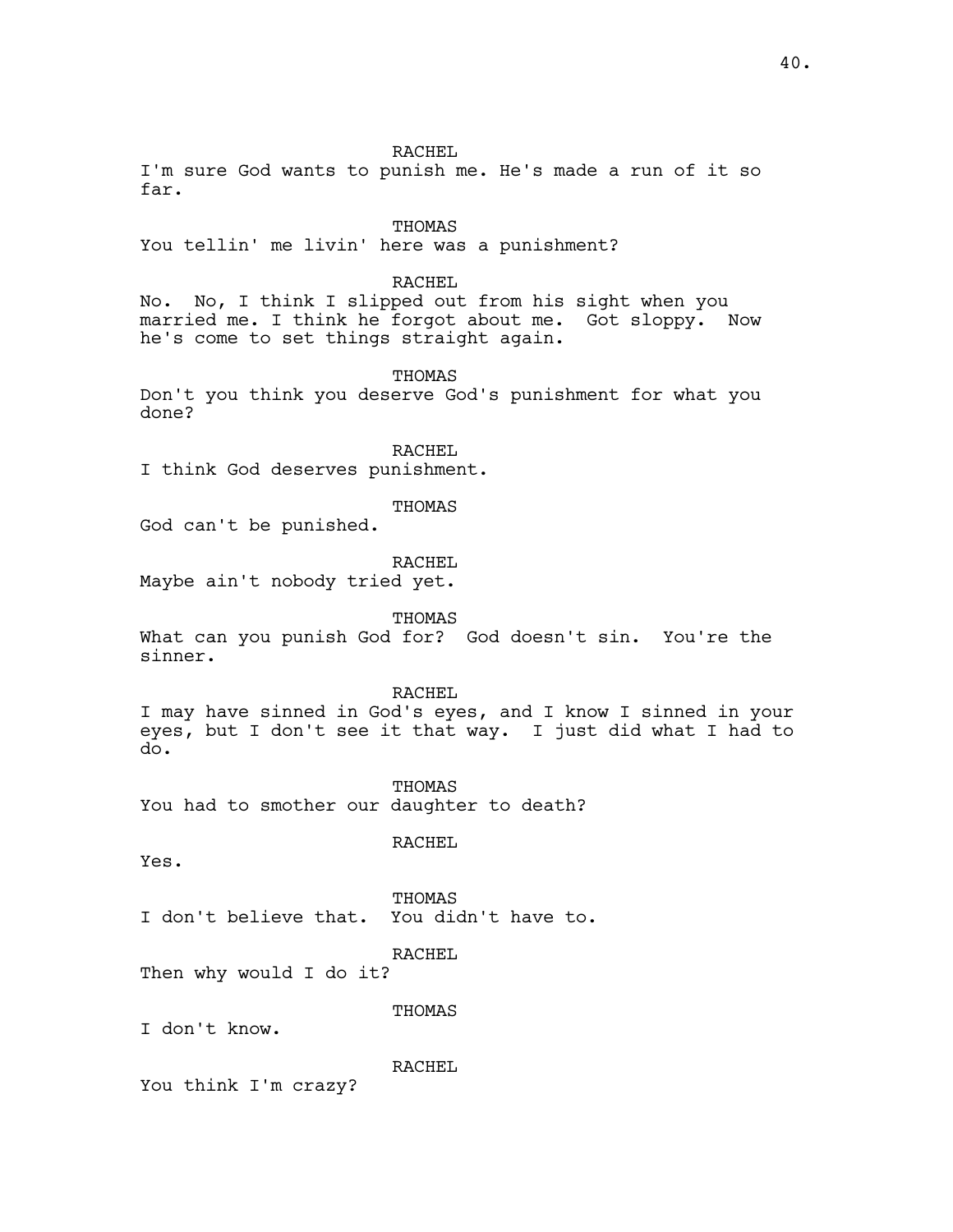RACHEL

I'm sure God wants to punish me. He's made a run of it so far.

THOMAS

You tellin' me livin' here was a punishment?

RACHEL

No. No, I think I slipped out from his sight when you married me. I think he forgot about me. Got sloppy. Now he's come to set things straight again.

THOMAS

Don't you think you deserve God's punishment for what you done?

RACHEL

I think God deserves punishment.

THOMAS

God can't be punished.

RACHEL

Maybe ain't nobody tried yet.

THOMAS

What can you punish God for? God doesn't sin. You're the sinner.

RACHEL

I may have sinned in God's eyes, and I know I sinned in your eyes, but I don't see it that way. I just did what I had to do.

THOMAS

You had to smother our daughter to death?

RACHEL

Yes.

THOMAS

I don't believe that. You didn't have to.

RACHEL

Then why would I do it?

THOMAS

I don't know.

RACHEL

You think I'm crazy?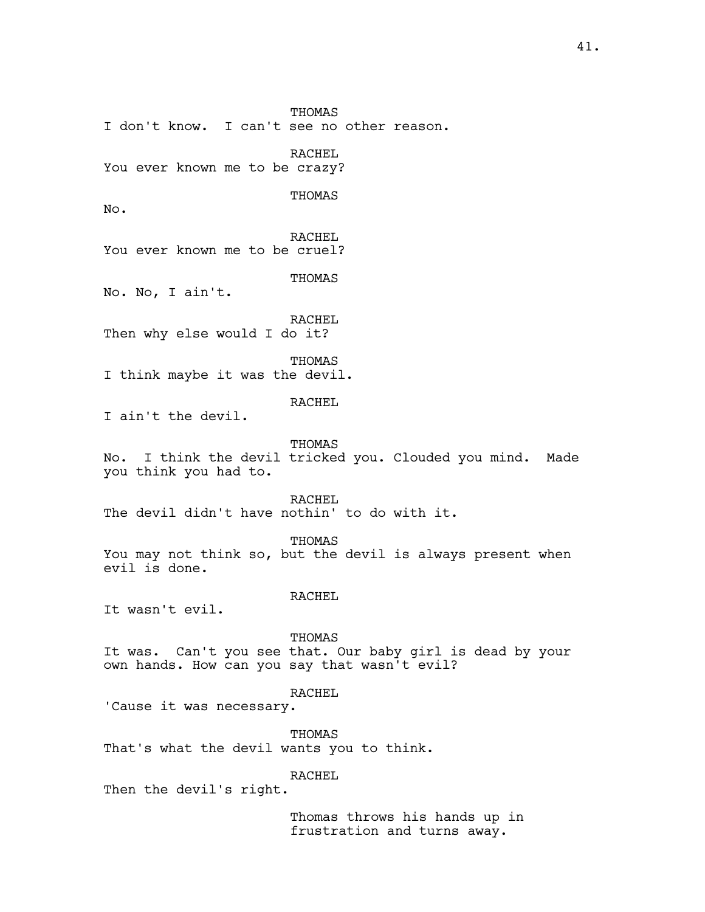THOMAS

I don't know. I can't see no other reason.

RACHEL

You ever known me to be crazy?

THOMAS

No.

RACHEL

You ever known me to be cruel?

THOMAS

No. No, I ain't.

RACHEL

Then why else would I do it?

THOMAS

I think maybe it was the devil.

RACHEL

I ain't the devil.

THOMAS

No. I think the devil tricked you. Clouded you mind. Made you think you had to.

RACHEL

The devil didn't have nothin' to do with it.

THOMAS

You may not think so, but the devil is always present when evil is done.

RACHEL

It wasn't evil.

THOMAS

It was. Can't you see that. Our baby girl is dead by your own hands. How can you say that wasn't evil?

RACHEL

'Cause it was necessary.

THOMAS

That's what the devil wants you to think.

RACHEL

Then the devil's right.

Thomas throws his hands up in frustration and turns away.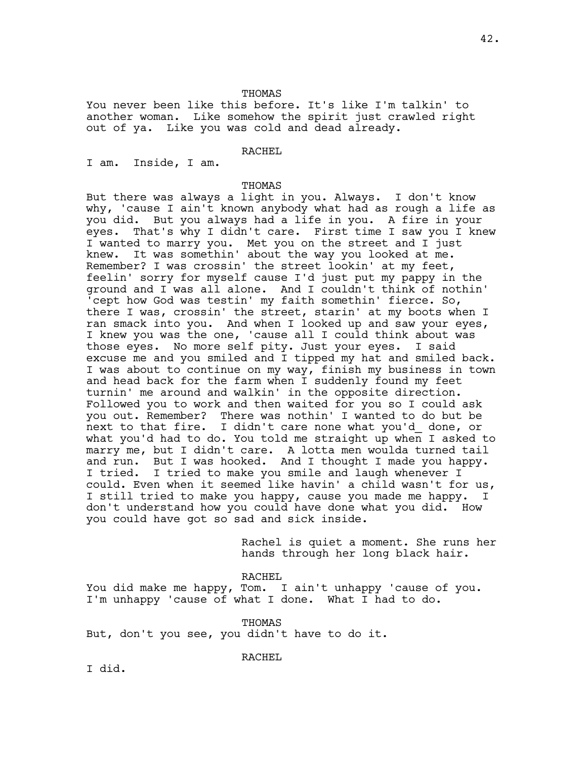THOMAS

You never been like this before. It's like I'm talkin' to another woman. Like somehow the spirit just crawled right out of ya. Like you was cold and dead already.

RACHEL

I am. Inside, I am.

THOMAS

But there was always a light in you. Always. I don't know why, 'cause I ain't known anybody what had as rough a life as you did. But you always had a life in you. A fire in your eyes. That's why I didn't care. First time I saw you I knew I wanted to marry you. Met you on the street and I just knew. It was somethin' about the way you looked at me. Remember? I was crossin' the street lookin' at my feet, feelin' sorry for myself cause I'd just put my pappy in the ground and I was all alone. And I couldn't think of nothin' 'cept how God was testin' my faith somethin' fierce. So, there I was, crossin' the street, starin' at my boots when I ran smack into you. And when I looked up and saw your eyes, I knew you was the one, 'cause all I could think about was those eyes. No more self pity. Just your eyes. I said excuse me and you smiled and I tipped my hat and smiled back. I was about to continue on my way, finish my business in town and head back for the farm when I suddenly found my feet turnin' me around and walkin' in the opposite direction. Followed you to work and then waited for you so I could ask you out. Remember? There was nothin' I wanted to do but be next to that fire. I didn't care none what you'd_ done, or what you'd had to do. You told me straight up when I asked to marry me, but I didn't care. A lotta men woulda turned tail and run. But I was hooked. And I thought I made you happy. I tried. I tried to make you smile and laugh whenever I could. Even when it seemed like havin' a child wasn't for us, I still tried to make you happy, cause you made me happy. I don't understand how you could have done what you did. How you could have got so sad and sick inside.

Rachel is quiet a moment. She runs her hands through her long black hair.

RACHEL

You did make me happy, Tom. I ain't unhappy 'cause of you. I'm unhappy 'cause of what I done. What I had to do.

THOMAS

But, don't you see, you didn't have to do it.

RACHEL

I did.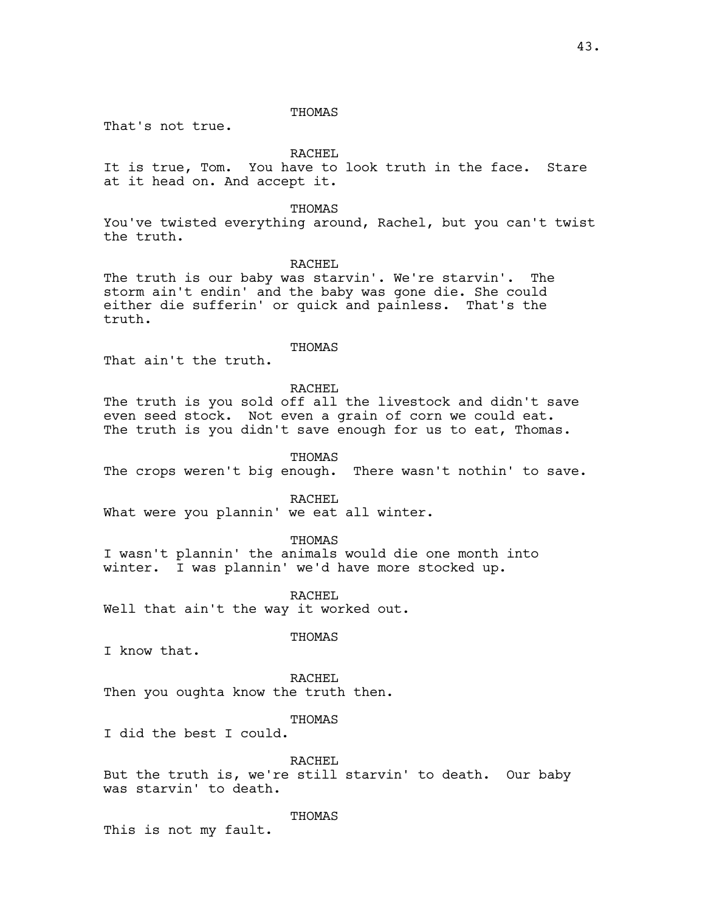THOMAS

That's not true.

RACHEL

It is true, Tom. You have to look truth in the face. Stare at it head on. And accept it.

THOMAS

You've twisted everything around, Rachel, but you can't twist the truth.

RACHEL

The truth is our baby was starvin'. We're starvin'. The storm ain't endin' and the baby was gone die. She could either die sufferin' or quick and painless. That's the truth.

THOMAS

That ain't the truth.

RACHEL

The truth is you sold off all the livestock and didn't save even seed stock. Not even a grain of corn we could eat. The truth is you didn't save enough for us to eat, Thomas.

THOMAS

The crops weren't big enough. There wasn't nothin' to save.

RACHEL

What were you plannin' we eat all winter.

THOMAS

I wasn't plannin' the animals would die one month into winter. I was plannin' we'd have more stocked up.

RACHEL

Well that ain't the way it worked out.

THOMAS

I know that.

RACHEL

Then you oughta know the truth then.

THOMAS

I did the best I could.

RACHEL

But the truth is, we're still starvin' to death. Our baby was starvin' to death.

THOMAS

This is not my fault.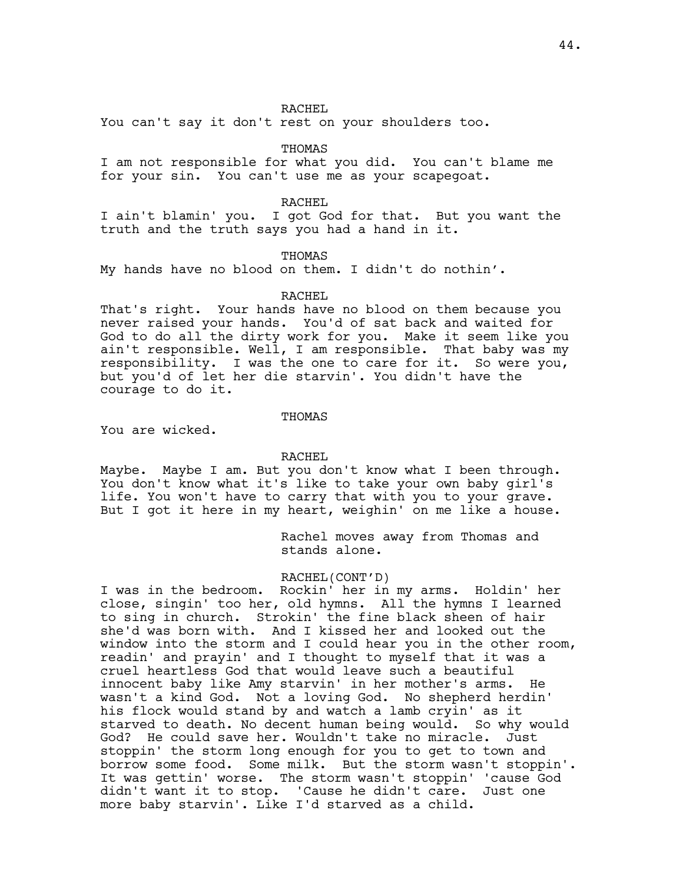RACHEL

You can't say it don't rest on your shoulders too.

THOMAS

I am not responsible for what you did. You can't blame me for your sin. You can't use me as your scapegoat.

RACHEL

I ain't blamin' you. I got God for that. But you want the truth and the truth says you had a hand in it.

THOMAS

My hands have no blood on them. I didn't do nothin'.

RACHEL

That's right. Your hands have no blood on them because you never raised your hands. You'd of sat back and waited for God to do all the dirty work for you. Make it seem like you ain't responsible. Well, I am responsible. That baby was my responsibility. I was the one to care for it. So were you, but you'd of let her die starvin'. You didn't have the courage to do it.

THOMAS

You are wicked.

RACHEL

Maybe. Maybe I am. But you don't know what I been through. You don't know what it's like to take your own baby girl's life. You won't have to carry that with you to your grave. But I got it here in my heart, weighin' on me like a house.

Rachel moves away from Thomas and stands alone.

RACHEL(CONT'D)

I was in the bedroom. Rockin' her in my arms. Holdin' her close, singin' too her, old hymns. All the hymns I learned to sing in church. Strokin' the fine black sheen of hair she'd was born with. And I kissed her and looked out the window into the storm and I could hear you in the other room, readin' and prayin' and I thought to myself that it was a cruel heartless God that would leave such a beautiful innocent baby like Amy starvin' in her mother's arms. He wasn't a kind God. Not a loving God. No shepherd herdin' his flock would stand by and watch a lamb cryin' as it starved to death. No decent human being would. So why would God? He could save her. Wouldn't take no miracle. Just stoppin' the storm long enough for you to get to town and borrow some food. Some milk. But the storm wasn't stoppin'. It was gettin' worse. The storm wasn't stoppin' 'cause God didn't want it to stop. 'Cause he didn't care. Just one more baby starvin'. Like I'd starved as a child.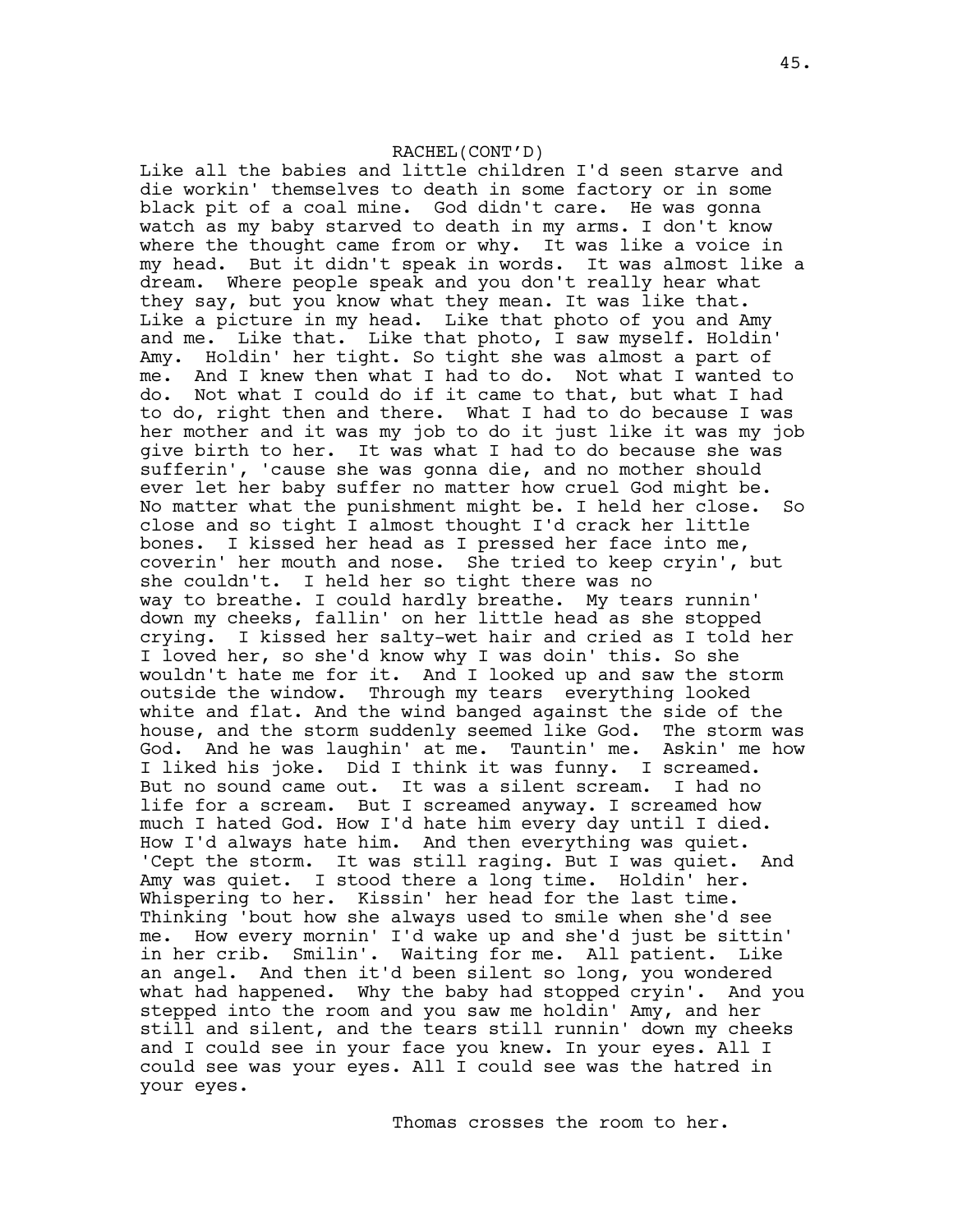RACHEL(CONT'D)

Like all the babies and little children I'd seen starve and die workin' themselves to death in some factory or in some black pit of a coal mine. God didn't care. He was gonna watch as my baby starved to death in my arms. I don't know where the thought came from or why. It was like a voice in my head. But it didn't speak in words. It was almost like a dream. Where people speak and you don't really hear what they say, but you know what they mean. It was like that. Like a picture in my head. Like that photo of you and Amy and me. Like that. Like that photo, I saw myself. Holdin' Amy. Holdin' her tight. So tight she was almost a part of me. And I knew then what I had to do. Not what I wanted to do. Not what I could do if it came to that, but what I had to do, right then and there. What I had to do because I was her mother and it was my job to do it just like it was my job give birth to her. It was what I had to do because she was sufferin', 'cause she was gonna die, and no mother should ever let her baby suffer no matter how cruel God might be. No matter what the punishment might be. I held her close. So close and so tight I almost thought I'd crack her little bones. I kissed her head as I pressed her face into me, coverin' her mouth and nose. She tried to keep cryin', but she couldn't. I held her so tight there was no way to breathe. I could hardly breathe. My tears runnin' down my cheeks, fallin' on her little head as she stopped crying. I kissed her salty-wet hair and cried as I told her I loved her, so she'd know why I was doin' this. So she wouldn't hate me for it. And I looked up and saw the storm outside the window. Through my tears everything looked white and flat. And the wind banged against the side of the house, and the storm suddenly seemed like God. The storm was God. And he was laughin' at me. Tauntin' me. Askin' me how I liked his joke. Did I think it was funny. I screamed. But no sound came out. It was a silent scream. I had no life for a scream. But I screamed anyway. I screamed how much I hated God. How I'd hate him every day until I died. How I'd always hate him. And then everything was quiet. 'Cept the storm. It was still raging. But I was quiet. And Amy was quiet. I stood there a long time. Holdin' her. Whispering to her. Kissin' her head for the last time. Thinking 'bout how she always used to smile when she'd see me. How every mornin' I'd wake up and she'd just be sittin' in her crib. Smilin'. Waiting for me. All patient. Like an angel. And then it'd been silent so long, you wondered what had happened. Why the baby had stopped cryin'. And you stepped into the room and you saw me holdin' Amy, and her still and silent, and the tears still runnin' down my cheeks and I could see in your face you knew. In your eyes. All I could see was your eyes. All I could see was the hatred in your eyes.

Thomas crosses the room to her.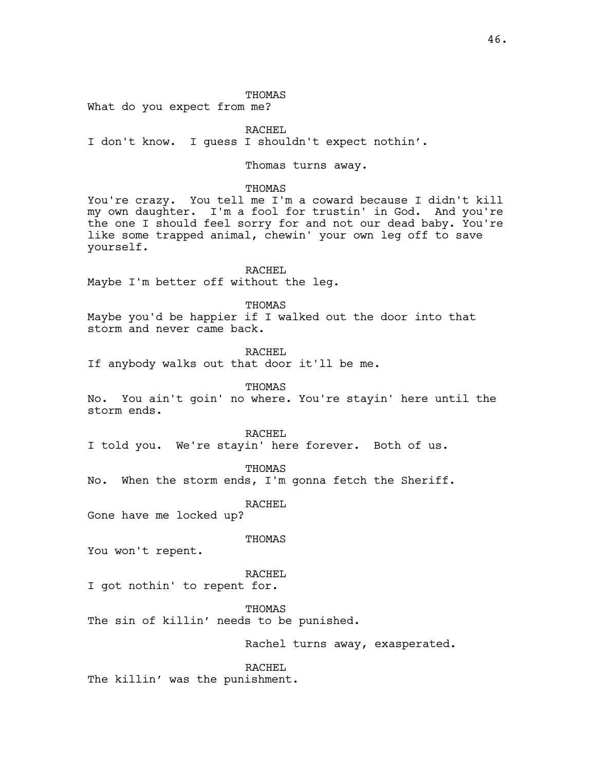THOMAS
What do you expect from me?

RACHEL
I don't know. I guess I shouldn't expect nothin'.

Thomas turns away.

THOMAS
You're crazy. You tell me I'm a coward because I didn't kill my own daughter. I'm a fool for trustin' in God. And you're the one I should feel sorry for and not our dead baby. You're like some trapped animal, chewin' your own leg off to save yourself.

RACHEL
Maybe I'm better off without the leg.

THOMAS
Maybe you'd be happier if I walked out the door into that storm and never came back.

RACHEL
If anybody walks out that door it'll be me.

THOMAS
No. You ain't goin' no where. You're stayin' here until the storm ends.

RACHEL
I told you. We're stayin' here forever. Both of us.

THOMAS
No. When the storm ends, I'm gonna fetch the Sheriff.

RACHEL
Gone have me locked up?

THOMAS
You won't repent.

RACHEL
I got nothin' to repent for.

THOMAS
The sin of killin' needs to be punished.

Rachel turns away, exasperated.

RACHEL
The killin' was the punishment.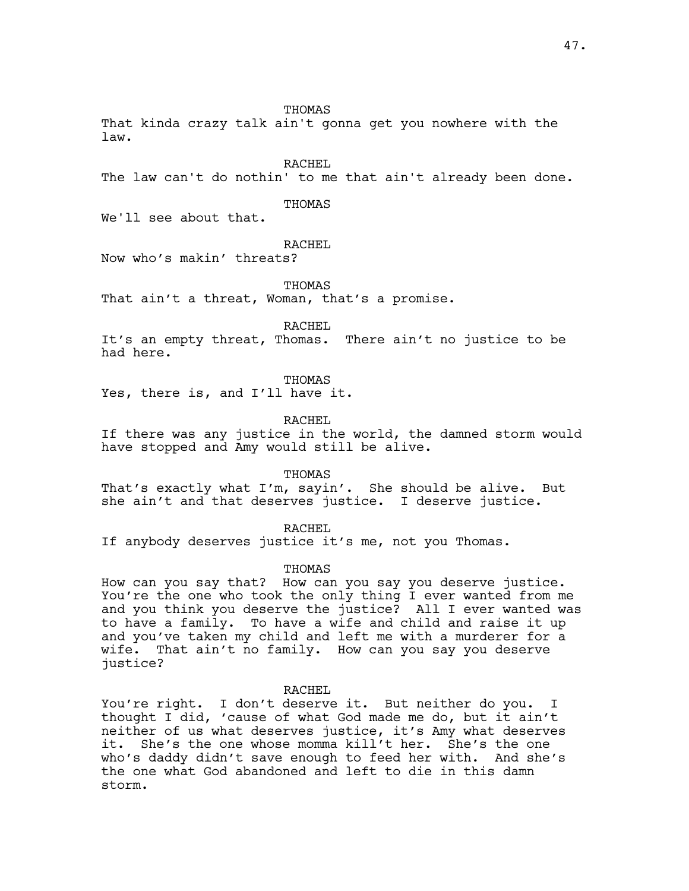THOMAS

That kinda crazy talk ain't gonna get you nowhere with the law.

RACHEL

The law can't do nothin' to me that ain't already been done.

THOMAS

We'll see about that.

RACHEL

Now who's makin' threats?

THOMAS

That ain't a threat, Woman, that's a promise.

RACHEL

It's an empty threat, Thomas. There ain't no justice to be had here.

THOMAS

Yes, there is, and I'll have it.

RACHEL

If there was any justice in the world, the damned storm would have stopped and Amy would still be alive.

THOMAS

That's exactly what I'm, sayin'. She should be alive. But she ain't and that deserves justice. I deserve justice.

RACHEL

If anybody deserves justice it's me, not you Thomas.

THOMAS

How can you say that? How can you say you deserve justice. You're the one who took the only thing I ever wanted from me and you think you deserve the justice? All I ever wanted was to have a family. To have a wife and child and raise it up and you've taken my child and left me with a murderer for a wife. That ain't no family. How can you say you deserve justice?

RACHEL

You're right. I don't deserve it. But neither do you. I thought I did, 'cause of what God made me do, but it ain't neither of us what deserves justice, it's Amy what deserves it. She's the one whose momma kill't her. She's the one who's daddy didn't save enough to feed her with. And she's the one what God abandoned and left to die in this damn storm.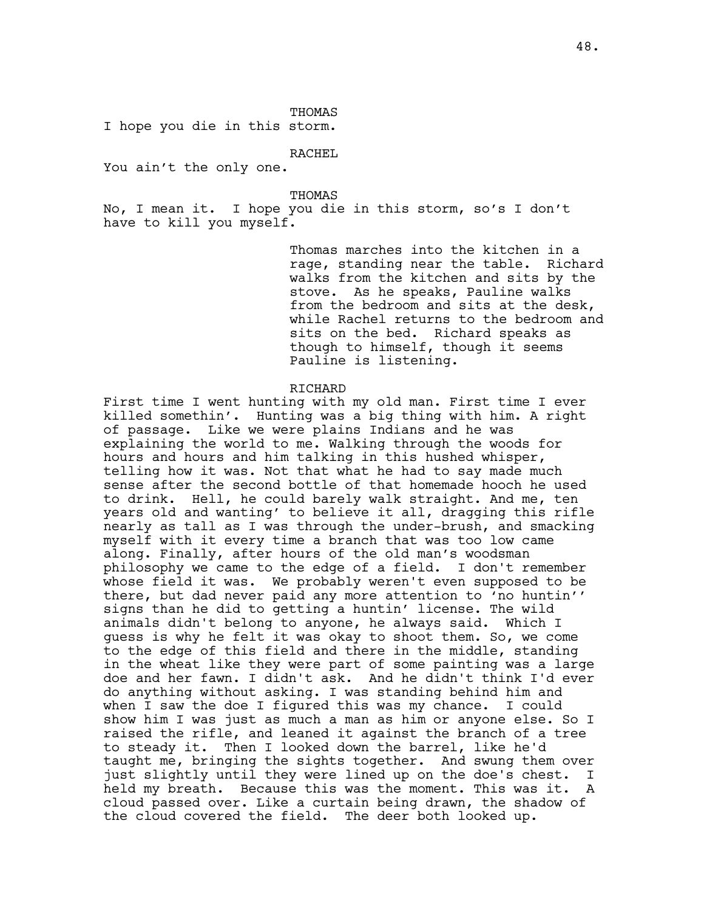THOMAS

I hope you die in this storm.

RACHEL

You ain't the only one.

THOMAS

No, I mean it. I hope you die in this storm, so's I don't have to kill you myself.

Thomas marches into the kitchen in a rage, standing near the table. Richard walks from the kitchen and sits by the stove. As he speaks, Pauline walks from the bedroom and sits at the desk, while Rachel returns to the bedroom and sits on the bed. Richard speaks as though to himself, though it seems Pauline is listening.

RICHARD

First time I went hunting with my old man. First time I ever killed somethin'. Hunting was a big thing with him. A right of passage. Like we were plains Indians and he was explaining the world to me. Walking through the woods for hours and hours and him talking in this hushed whisper, telling how it was. Not that what he had to say made much sense after the second bottle of that homemade hooch he used to drink. Hell, he could barely walk straight. And me, ten years old and wanting' to believe it all, dragging this rifle nearly as tall as I was through the under-brush, and smacking myself with it every time a branch that was too low came along. Finally, after hours of the old man's woodsman philosophy we came to the edge of a field. I don't remember whose field it was. We probably weren't even supposed to be there, but dad never paid any more attention to 'no huntin'' signs than he did to getting a huntin' license. The wild animals didn't belong to anyone, he always said. Which I guess is why he felt it was okay to shoot them. So, we come to the edge of this field and there in the middle, standing in the wheat like they were part of some painting was a large doe and her fawn. I didn't ask. And he didn't think I'd ever do anything without asking. I was standing behind him and when I saw the doe I figured this was my chance. I could show him I was just as much a man as him or anyone else. So I raised the rifle, and leaned it against the branch of a tree to steady it. Then I looked down the barrel, like he'd taught me, bringing the sights together. And swung them over just slightly until they were lined up on the doe's chest. I held my breath. Because this was the moment. This was it. A cloud passed over. Like a curtain being drawn, the shadow of the cloud covered the field. The deer both looked up.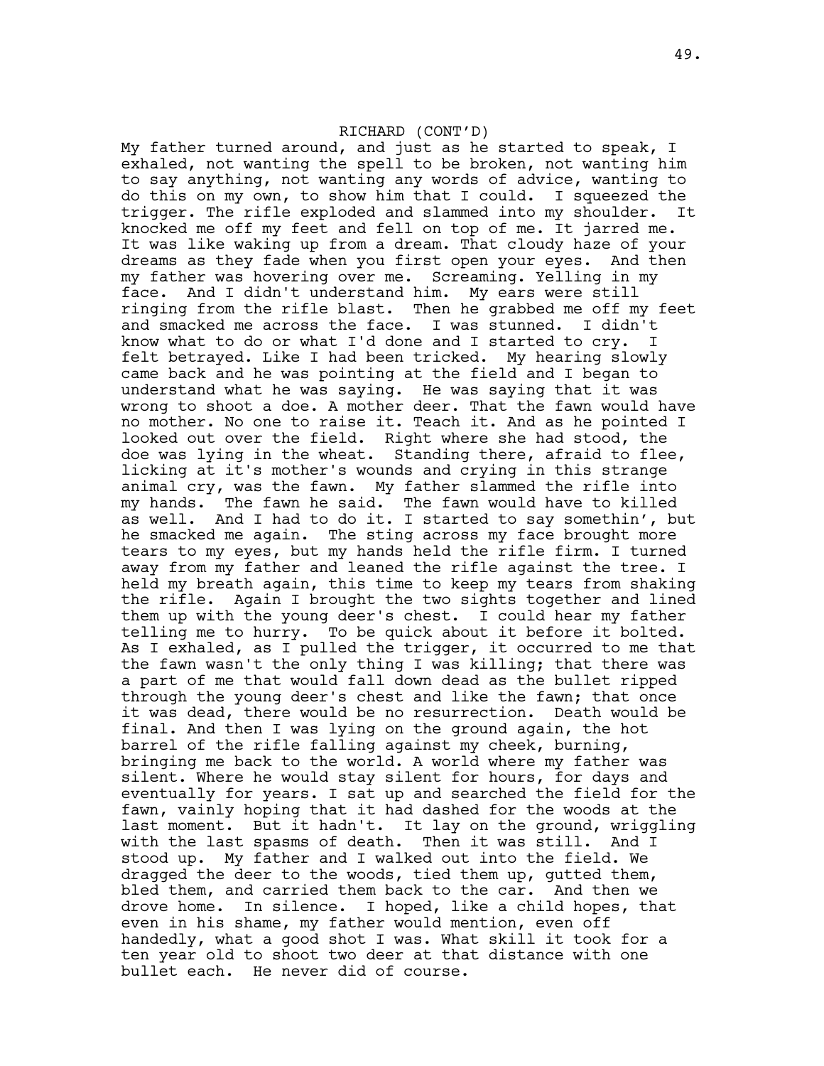RICHARD (CONT'D)

My father turned around, and just as he started to speak, I exhaled, not wanting the spell to be broken, not wanting him to say anything, not wanting any words of advice, wanting to do this on my own, to show him that I could. I squeezed the trigger. The rifle exploded and slammed into my shoulder. It knocked me off my feet and fell on top of me. It jarred me. It was like waking up from a dream. That cloudy haze of your dreams as they fade when you first open your eyes. And then my father was hovering over me. Screaming. Yelling in my face. And I didn't understand him. My ears were still ringing from the rifle blast. Then he grabbed me off my feet and smacked me across the face. I was stunned. I didn't know what to do or what I'd done and I started to cry. I felt betrayed. Like I had been tricked. My hearing slowly came back and he was pointing at the field and I began to understand what he was saying. He was saying that it was wrong to shoot a doe. A mother deer. That the fawn would have no mother. No one to raise it. Teach it. And as he pointed I looked out over the field. Right where she had stood, the doe was lying in the wheat. Standing there, afraid to flee, licking at it's mother's wounds and crying in this strange animal cry, was the fawn. My father slammed the rifle into my hands. The fawn he said. The fawn would have to killed as well. And I had to do it. I started to say somethin', but he smacked me again. The sting across my face brought more tears to my eyes, but my hands held the rifle firm. I turned away from my father and leaned the rifle against the tree. I held my breath again, this time to keep my tears from shaking the rifle. Again I brought the two sights together and lined them up with the young deer's chest. I could hear my father telling me to hurry. To be quick about it before it bolted. As I exhaled, as I pulled the trigger, it occurred to me that the fawn wasn't the only thing I was killing; that there was a part of me that would fall down dead as the bullet ripped through the young deer's chest and like the fawn; that once it was dead, there would be no resurrection. Death would be final. And then I was lying on the ground again, the hot barrel of the rifle falling against my cheek, burning, bringing me back to the world. A world where my father was silent. Where he would stay silent for hours, for days and eventually for years. I sat up and searched the field for the fawn, vainly hoping that it had dashed for the woods at the last moment. But it hadn't. It lay on the ground, wriggling with the last spasms of death. Then it was still. And I stood up. My father and I walked out into the field. We dragged the deer to the woods, tied them up, gutted them, bled them, and carried them back to the car. And then we drove home. In silence. I hoped, like a child hopes, that even in his shame, my father would mention, even off handedly, what a good shot I was. What skill it took for a ten year old to shoot two deer at that distance with one bullet each. He never did of course.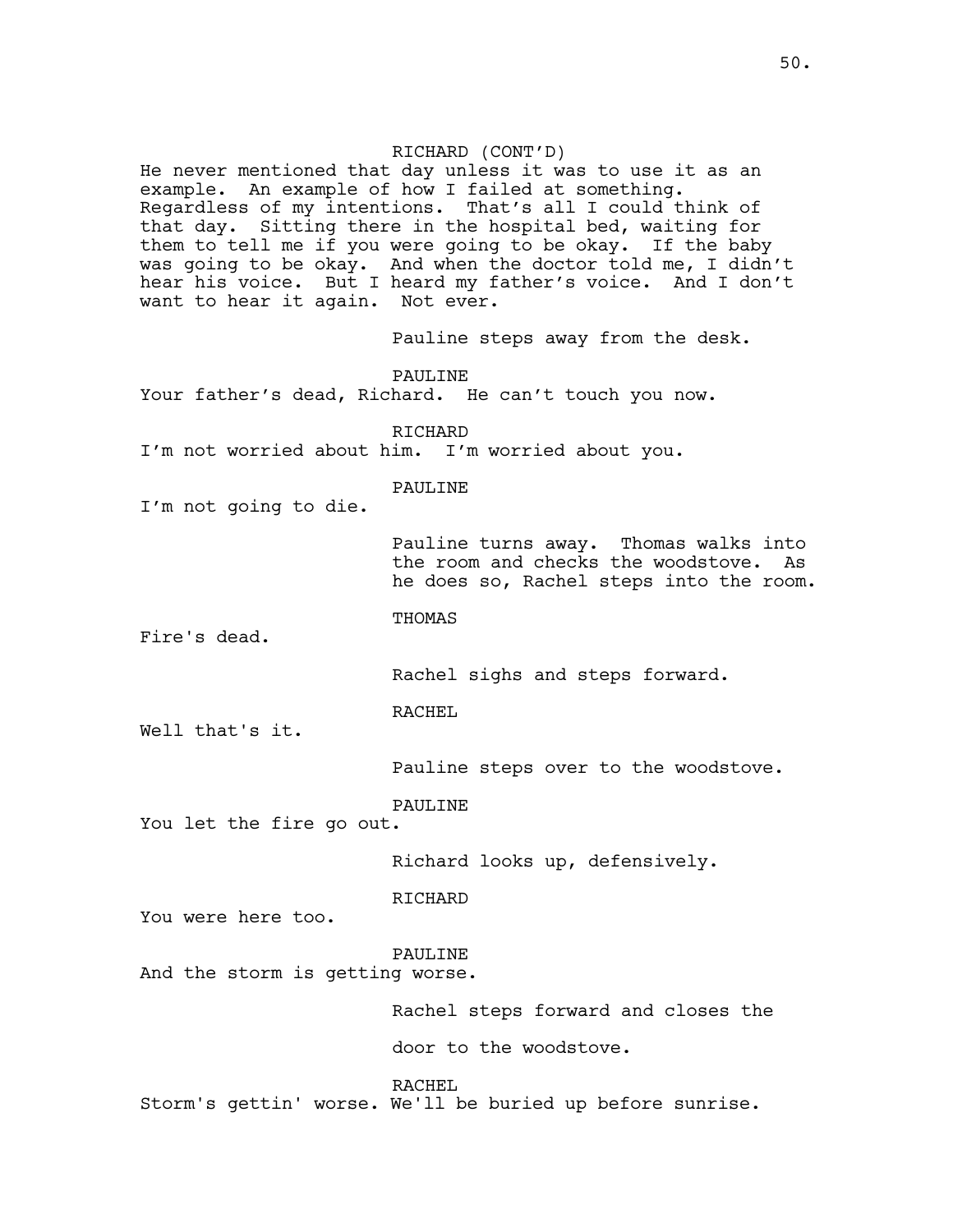RICHARD (CONT'D)

He never mentioned that day unless it was to use it as an example. An example of how I failed at something. Regardless of my intentions. That's all I could think of that day. Sitting there in the hospital bed, waiting for them to tell me if you were going to be okay. If the baby was going to be okay. And when the doctor told me, I didn't hear his voice. But I heard my father's voice. And I don't want to hear it again. Not ever.

Pauline steps away from the desk.

PAULINE

Your father's dead, Richard. He can't touch you now.

RICHARD

I'm not worried about him. I'm worried about you.

PAULINE

I'm not going to die.

Pauline turns away. Thomas walks into the room and checks the woodstove. As he does so, Rachel steps into the room.

THOMAS

Fire's dead.

Rachel sighs and steps forward.

RACHEL

Well that's it.

Pauline steps over to the woodstove.

PAULINE

You let the fire go out.

Richard looks up, defensively.

RICHARD

You were here too.

PAULINE

And the storm is getting worse.

Rachel steps forward and closes the

door to the woodstove.

RACHEL

Storm's gettin' worse. We'll be buried up before sunrise.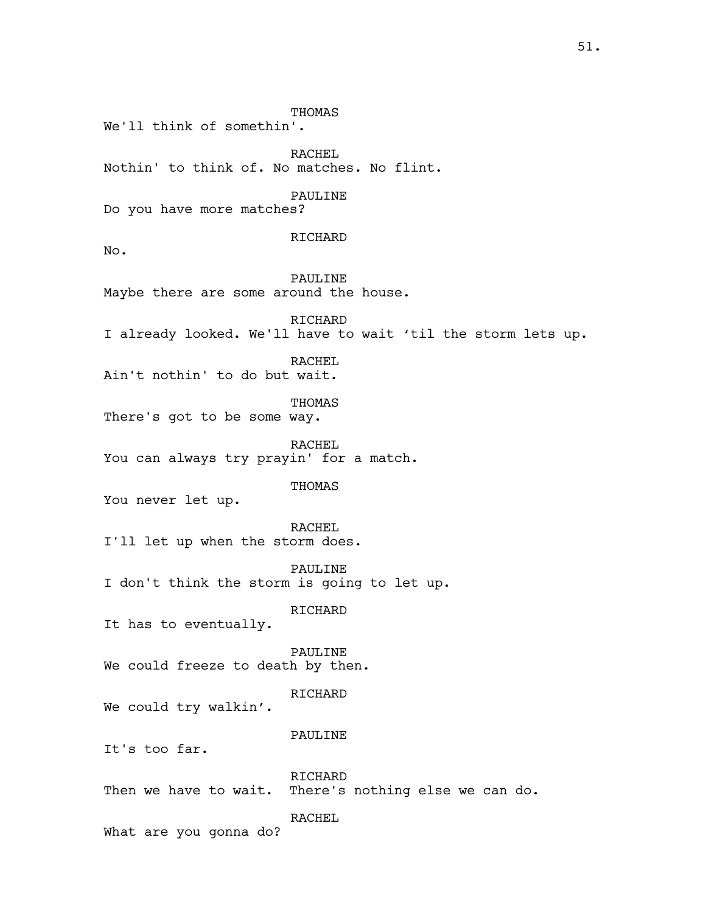THOMAS
We'll think of somethin'.

RACHEL
Nothin' to think of. No matches. No flint.

PAULINE
Do you have more matches?

RICHARD
No.

PAULINE
Maybe there are some around the house.

RICHARD
I already looked. We'll have to wait 'til the storm lets up.

RACHEL
Ain't nothin' to do but wait.

THOMAS
There's got to be some way.

RACHEL
You can always try prayin' for a match.

THOMAS
You never let up.

RACHEL
I'll let up when the storm does.

PAULINE
I don't think the storm is going to let up.

RICHARD
It has to eventually.

PAULINE
We could freeze to death by then.

RICHARD
We could try walkin'.

PAULINE
It's too far.

RICHARD
Then we have to wait. There's nothing else we can do.

RACHEL
What are you gonna do?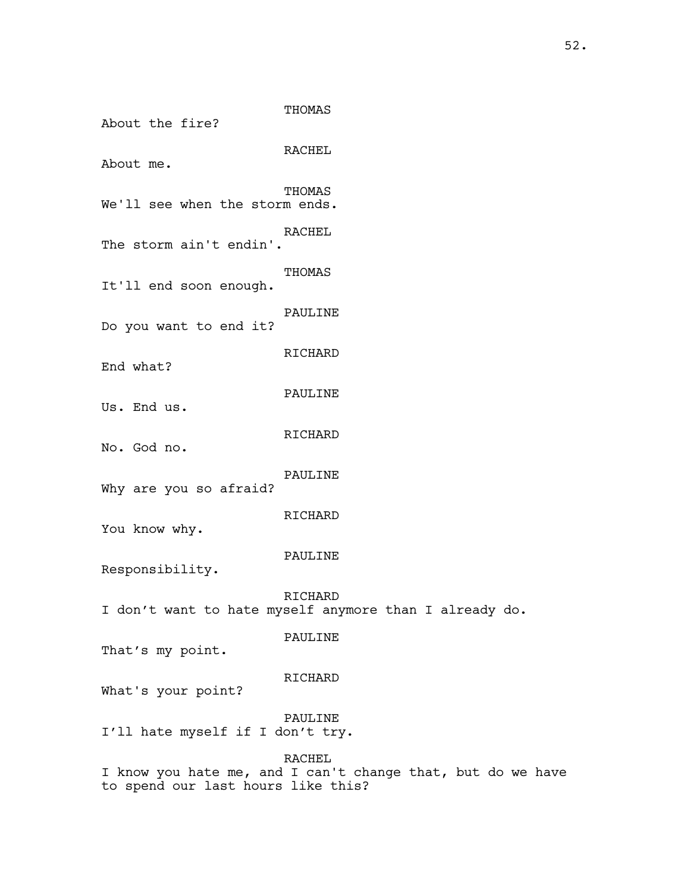THOMAS

About the fire?

RACHEL

About me.

THOMAS

We'll see when the storm ends.

RACHEL

The storm ain't endin'.

THOMAS

It'll end soon enough.

PAULINE

Do you want to end it?

RICHARD

End what?

PAULINE

Us. End us.

RICHARD

No. God no.

PAULINE

Why are you so afraid?

RICHARD

You know why.

PAULINE

Responsibility.

RICHARD

I don't want to hate myself anymore than I already do.

PAULINE

That's my point.

RICHARD

What's your point?

PAULINE

I'll hate myself if I don't try.

RACHEL

I know you hate me, and I can't change that, but do we have to spend our last hours like this?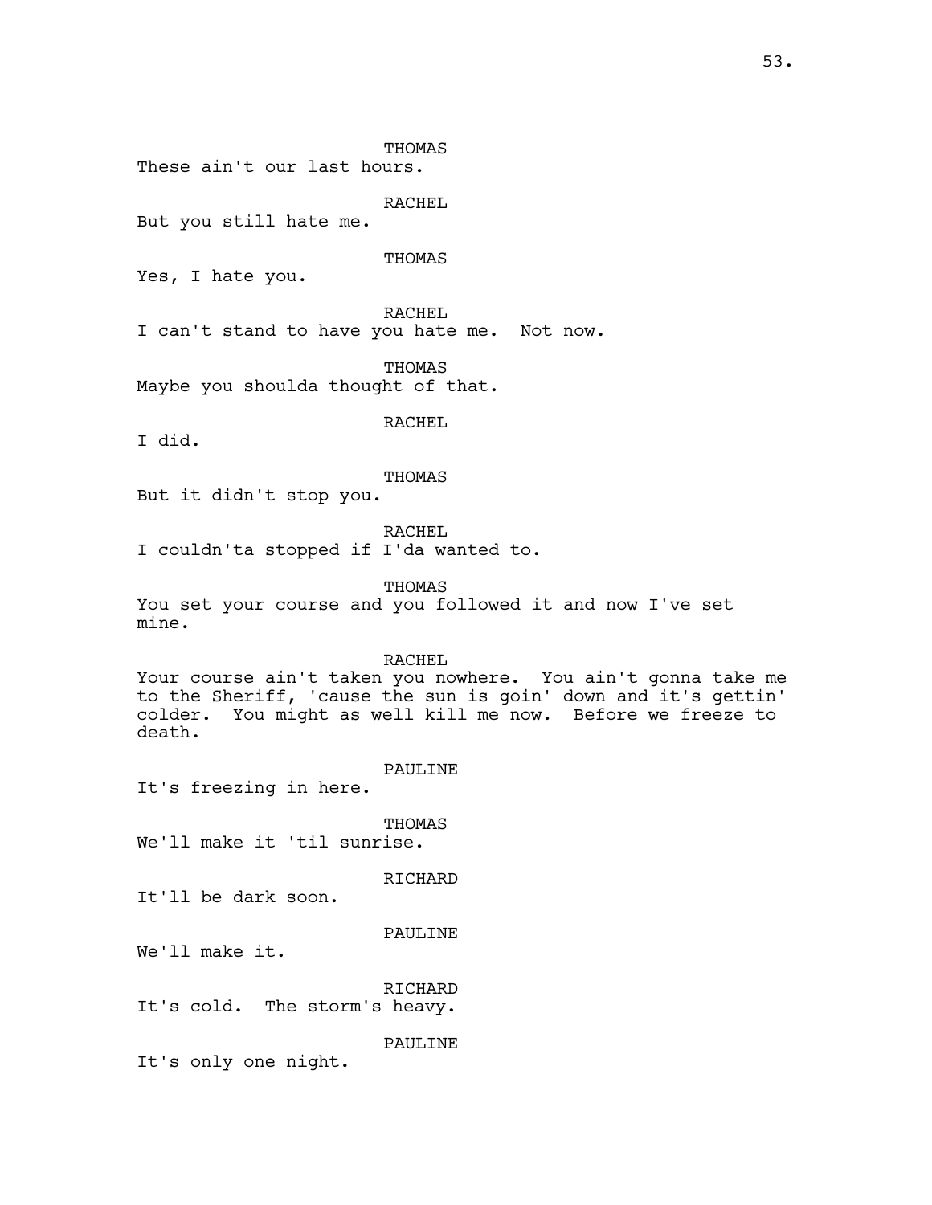THOMAS

These ain't our last hours.

RACHEL

But you still hate me.

THOMAS

Yes, I hate you.

RACHEL

I can't stand to have you hate me.  Not now.

THOMAS

Maybe you shoulda thought of that.

RACHEL

I did.

THOMAS

But it didn't stop you.

RACHEL

I couldn'ta stopped if I'da wanted to.

THOMAS

You set your course and you followed it and now I've set mine.

RACHEL

Your course ain't taken you nowhere.  You ain't gonna take me to the Sheriff, 'cause the sun is goin' down and it's gettin' colder.  You might as well kill me now.  Before we freeze to death.

PAULINE

It's freezing in here.

THOMAS

We'll make it 'til sunrise.

RICHARD

It'll be dark soon.

PAULINE

We'll make it.

RICHARD

It's cold.  The storm's heavy.

PAULINE

It's only one night.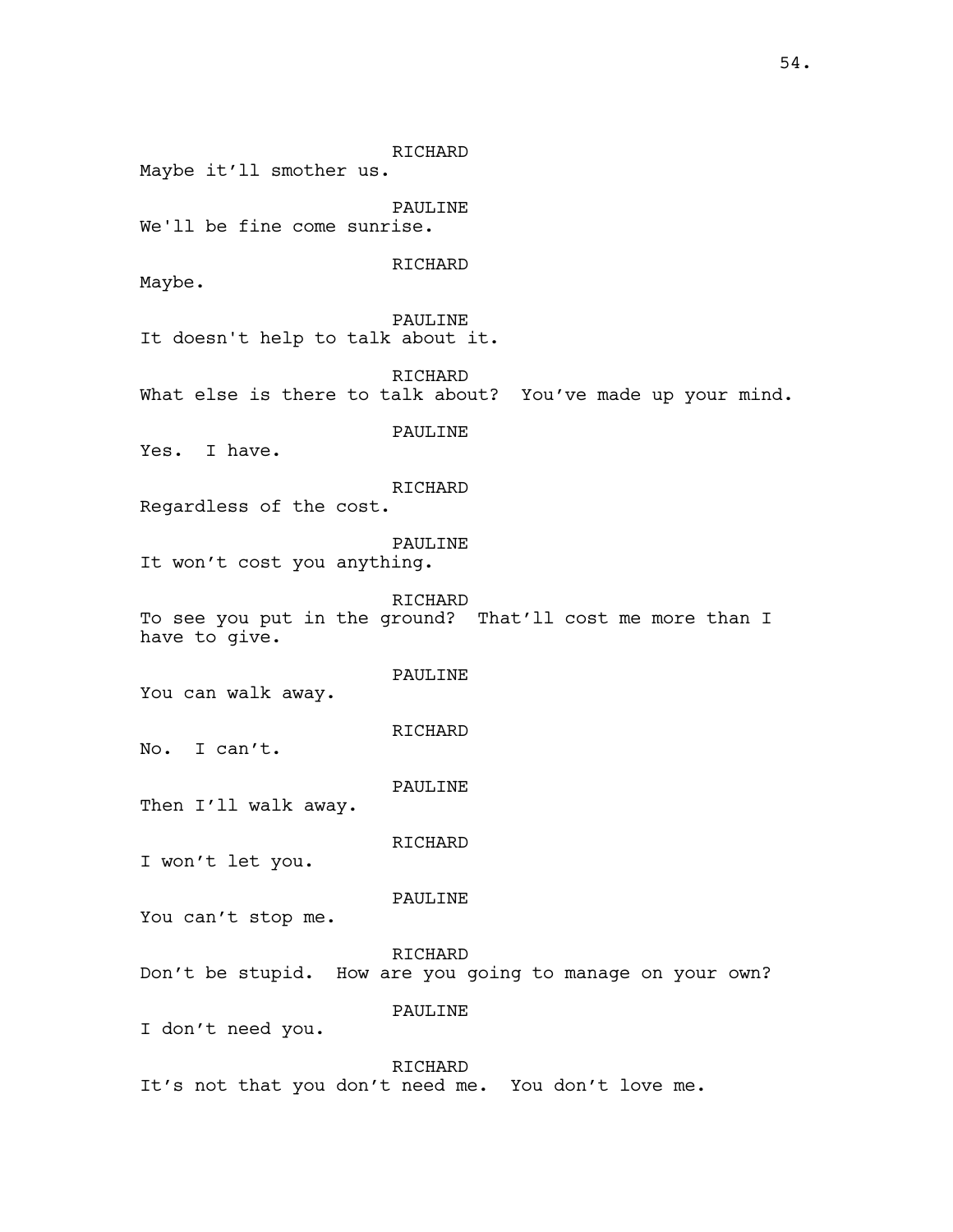RICHARD

Maybe it'll smother us.

PAULINE

We'll be fine come sunrise.

RICHARD

Maybe.

PAULINE

It doesn't help to talk about it.

RICHARD

What else is there to talk about?  You've made up your mind.

PAULINE

Yes.  I have.

RICHARD

Regardless of the cost.

PAULINE

It won't cost you anything.

RICHARD

To see you put in the ground?  That'll cost me more than I have to give.

PAULINE

You can walk away.

RICHARD

No.  I can't.

PAULINE

Then I'll walk away.

RICHARD

I won't let you.

PAULINE

You can't stop me.

RICHARD

Don't be stupid.  How are you going to manage on your own?

PAULINE

I don't need you.

RICHARD

It's not that you don't need me.  You don't love me.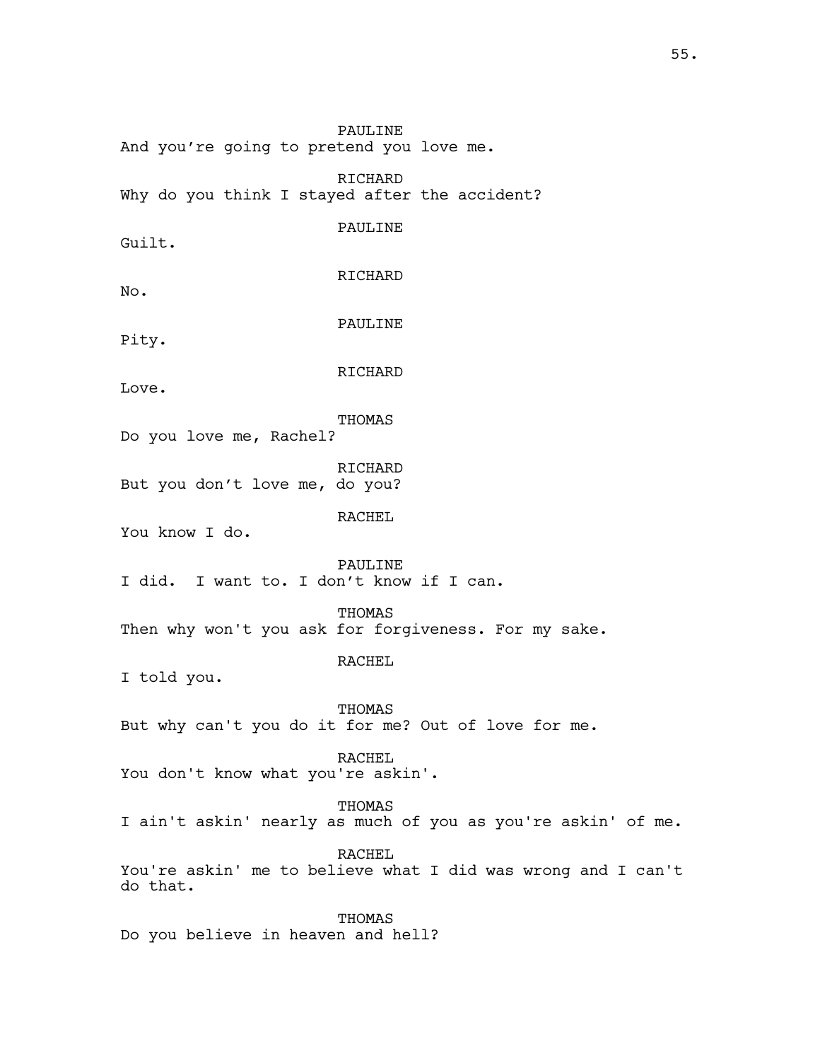PAULINE
And you're going to pretend you love me.

RICHARD
Why do you think I stayed after the accident?

PAULINE
Guilt.

RICHARD
No.

PAULINE
Pity.

RICHARD
Love.

THOMAS
Do you love me, Rachel?

RICHARD
But you don't love me, do you?

RACHEL
You know I do.

PAULINE
I did. I want to. I don't know if I can.

THOMAS
Then why won't you ask for forgiveness. For my sake.

RACHEL
I told you.

THOMAS
But why can't you do it for me? Out of love for me.

RACHEL
You don't know what you're askin'.

THOMAS
I ain't askin' nearly as much of you as you're askin' of me.

RACHEL
You're askin' me to believe what I did was wrong and I can't do that.

THOMAS
Do you believe in heaven and hell?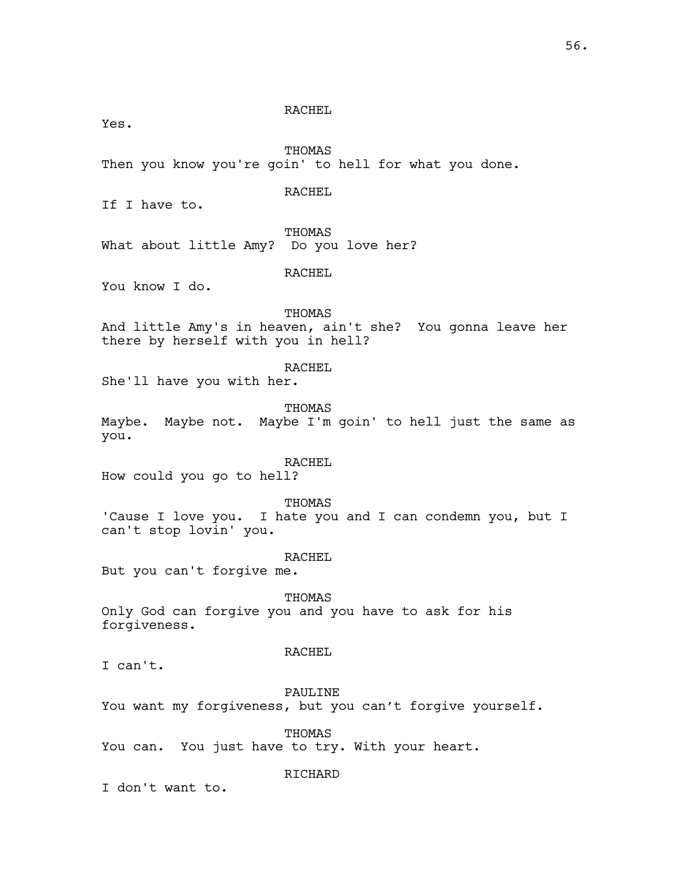RACHEL

Yes.

THOMAS

Then you know you're goin' to hell for what you done.

RACHEL

If I have to.

THOMAS

What about little Amy? Do you love her?

RACHEL

You know I do.

THOMAS

And little Amy's in heaven, ain't she? You gonna leave her there by herself with you in hell?

RACHEL

She'll have you with her.

THOMAS

Maybe. Maybe not. Maybe I'm goin' to hell just the same as you.

RACHEL

How could you go to hell?

THOMAS

'Cause I love you. I hate you and I can condemn you, but I can't stop lovin' you.

RACHEL

But you can't forgive me.

THOMAS

Only God can forgive you and you have to ask for his forgiveness.

RACHEL

I can't.

PAULINE

You want my forgiveness, but you can't forgive yourself.

THOMAS

You can. You just have to try. With your heart.

RICHARD

I don't want to.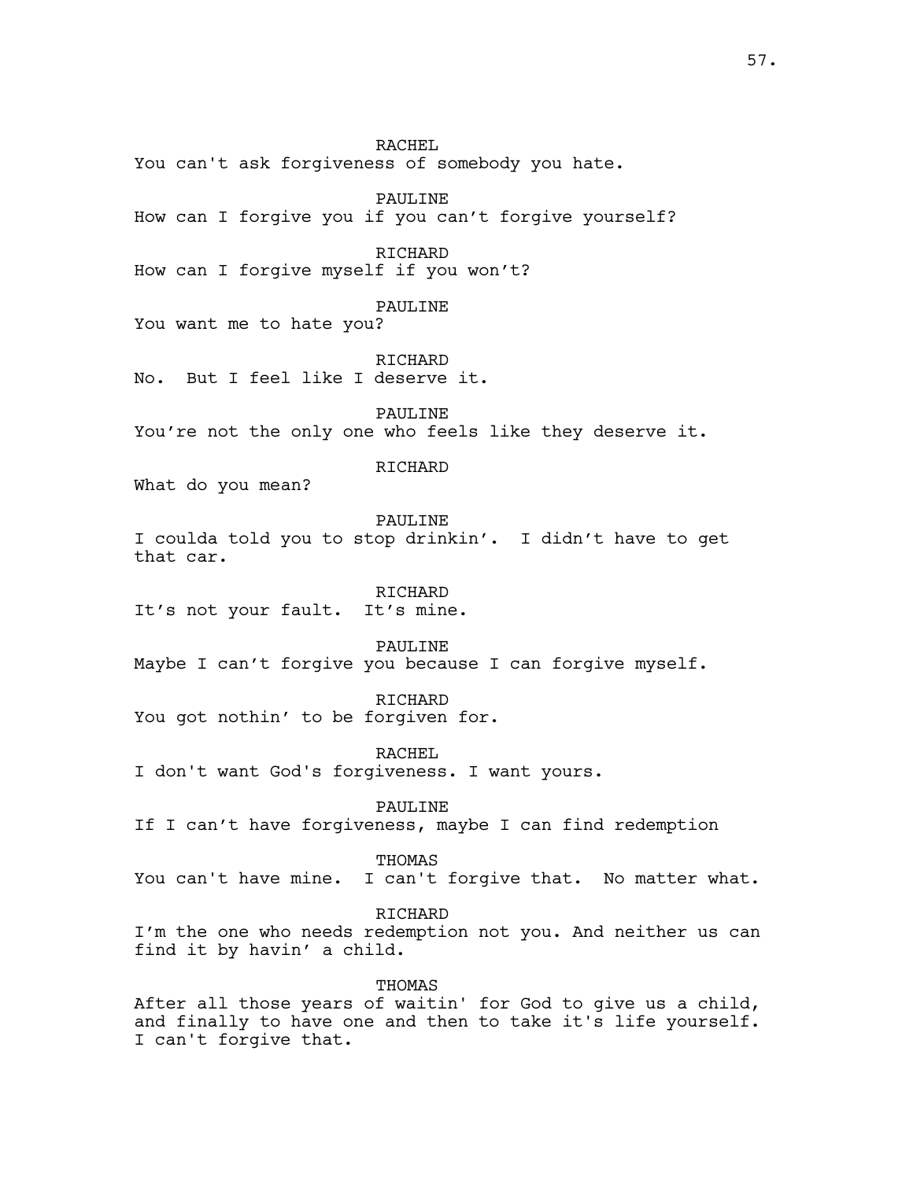RACHEL
You can't ask forgiveness of somebody you hate.

PAULINE
How can I forgive you if you can't forgive yourself?

RICHARD
How can I forgive myself if you won't?

PAULINE
You want me to hate you?

RICHARD
No. But I feel like I deserve it.

PAULINE
You're not the only one who feels like they deserve it.

RICHARD
What do you mean?

PAULINE
I coulda told you to stop drinkin'. I didn't have to get that car.

RICHARD
It's not your fault. It's mine.

PAULINE
Maybe I can't forgive you because I can forgive myself.

RICHARD
You got nothin' to be forgiven for.

RACHEL
I don't want God's forgiveness. I want yours.

PAULINE
If I can't have forgiveness, maybe I can find redemption

THOMAS
You can't have mine. I can't forgive that. No matter what.

RICHARD
I'm the one who needs redemption not you. And neither us can find it by havin' a child.

THOMAS
After all those years of waitin' for God to give us a child, and finally to have one and then to take it's life yourself. I can't forgive that.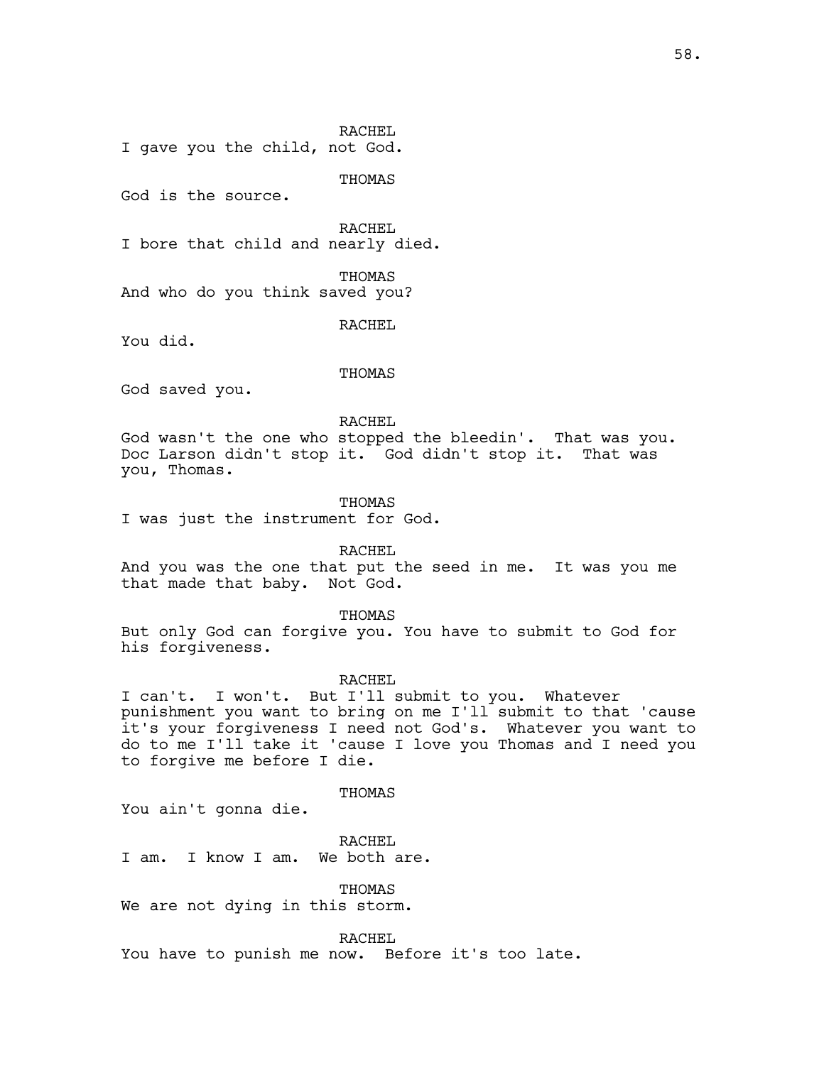RACHEL
I gave you the child, not God.

THOMAS
God is the source.

RACHEL
I bore that child and nearly died.

THOMAS
And who do you think saved you?

RACHEL
You did.

THOMAS
God saved you.

RACHEL
God wasn't the one who stopped the bleedin'. That was you. Doc Larson didn't stop it. God didn't stop it. That was you, Thomas.

THOMAS
I was just the instrument for God.

RACHEL
And you was the one that put the seed in me. It was you me that made that baby. Not God.

THOMAS
But only God can forgive you. You have to submit to God for his forgiveness.

RACHEL
I can't. I won't. But I'll submit to you. Whatever punishment you want to bring on me I'll submit to that 'cause it's your forgiveness I need not God's. Whatever you want to do to me I'll take it 'cause I love you Thomas and I need you to forgive me before I die.

THOMAS
You ain't gonna die.

RACHEL
I am. I know I am. We both are.

THOMAS
We are not dying in this storm.

RACHEL
You have to punish me now. Before it's too late.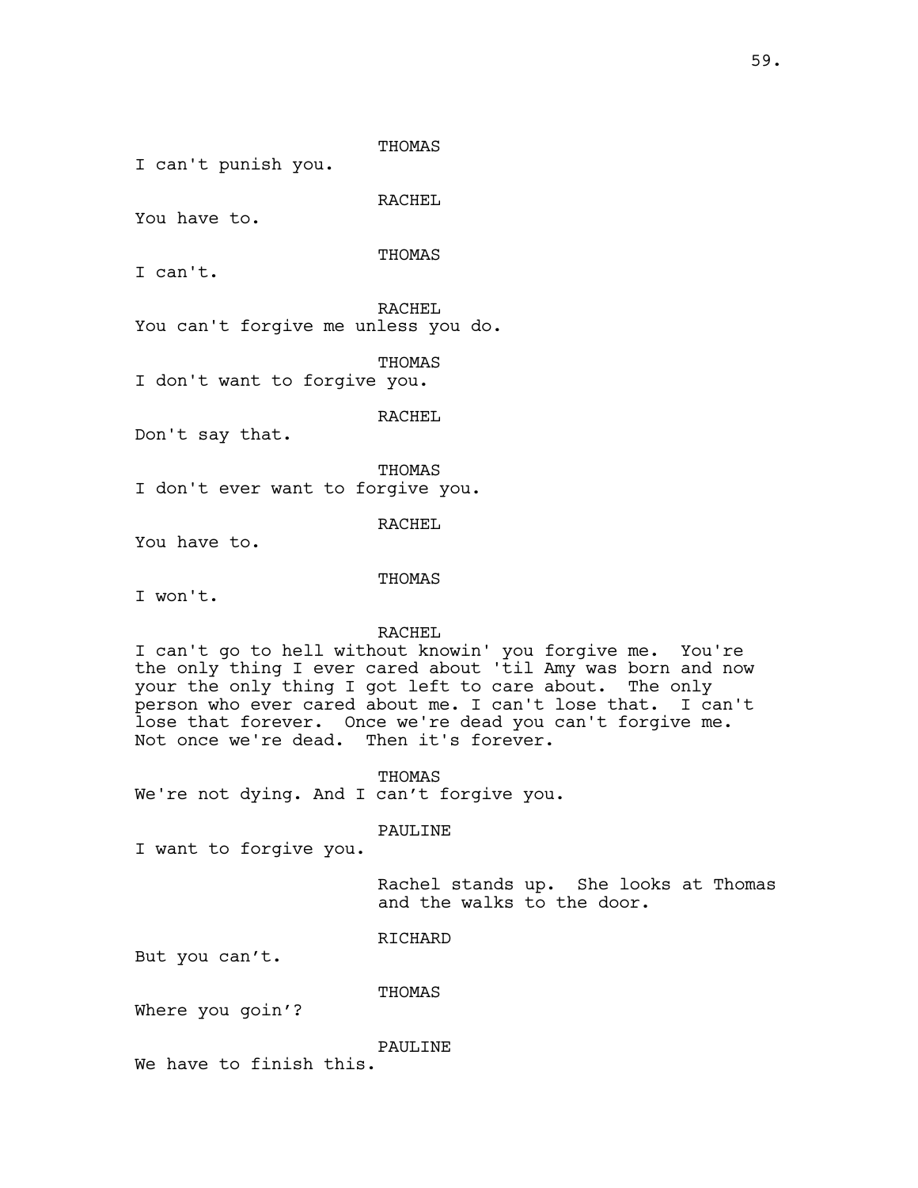THOMAS
I can't punish you.

RACHEL
You have to.

THOMAS
I can't.

RACHEL
You can't forgive me unless you do.

THOMAS
I don't want to forgive you.

RACHEL
Don't say that.

THOMAS
I don't ever want to forgive you.

RACHEL
You have to.

THOMAS
I won't.

RACHEL
I can't go to hell without knowin' you forgive me. You're the only thing I ever cared about 'til Amy was born and now your the only thing I got left to care about. The only person who ever cared about me. I can't lose that. I can't lose that forever. Once we're dead you can't forgive me. Not once we're dead. Then it's forever.

THOMAS
We're not dying. And I can’t forgive you.

PAULINE
I want to forgive you.

Rachel stands up. She looks at Thomas and the walks to the door.

RICHARD
But you can’t.

THOMAS
Where you goin’?

PAULINE
We have to finish this.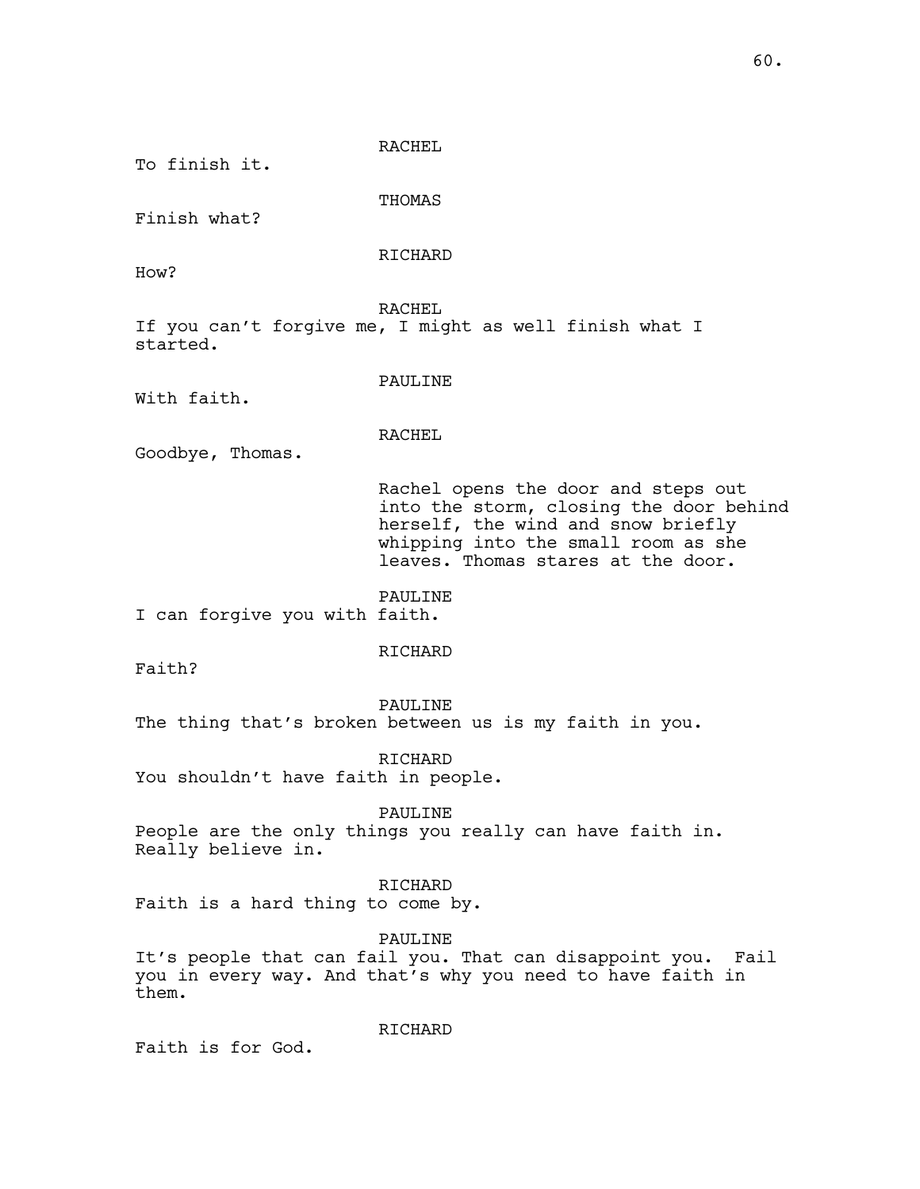RACHEL

To finish it.

THOMAS

Finish what?

RICHARD

How?

RACHEL

If you can't forgive me, I might as well finish what I started.

PAULINE

With faith.

RACHEL

Goodbye, Thomas.

Rachel opens the door and steps out into the storm, closing the door behind herself, the wind and snow briefly whipping into the small room as she leaves. Thomas stares at the door.

PAULINE

I can forgive you with faith.

RICHARD

Faith?

PAULINE

The thing that's broken between us is my faith in you.

RICHARD

You shouldn't have faith in people.

PAULINE

People are the only things you really can have faith in. Really believe in.

RICHARD

Faith is a hard thing to come by.

PAULINE

It's people that can fail you. That can disappoint you. Fail you in every way. And that's why you need to have faith in them.

RICHARD

Faith is for God.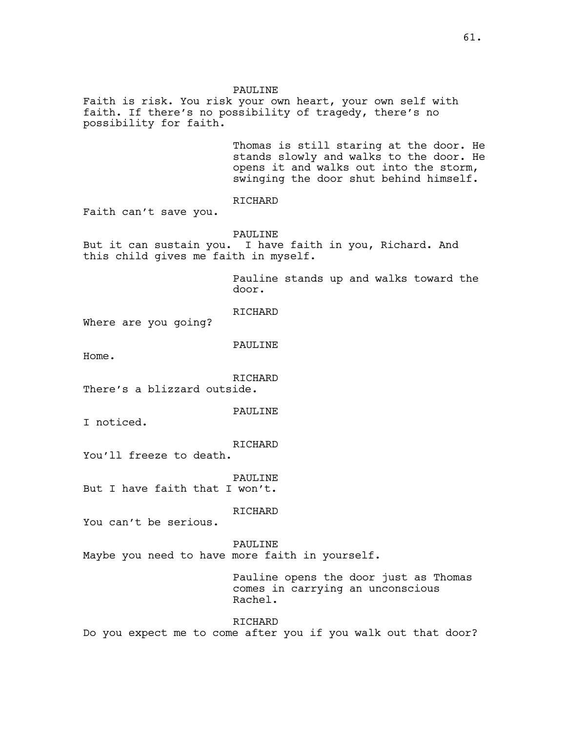PAULINE

Faith is risk. You risk your own heart, your own self with faith. If there's no possibility of tragedy, there's no possibility for faith.

Thomas is still staring at the door. He stands slowly and walks to the door. He opens it and walks out into the storm, swinging the door shut behind himself.

RICHARD

Faith can't save you.

PAULINE

But it can sustain you. I have faith in you, Richard. And this child gives me faith in myself.

Pauline stands up and walks toward the door.

RICHARD

Where are you going?

PAULINE

Home.

RICHARD

There's a blizzard outside.

PAULINE

I noticed.

RICHARD

You'll freeze to death.

PAULINE

But I have faith that I won't.

RICHARD

You can't be serious.

PAULINE

Maybe you need to have more faith in yourself.

Pauline opens the door just as Thomas comes in carrying an unconscious Rachel.

RICHARD

Do you expect me to come after you if you walk out that door?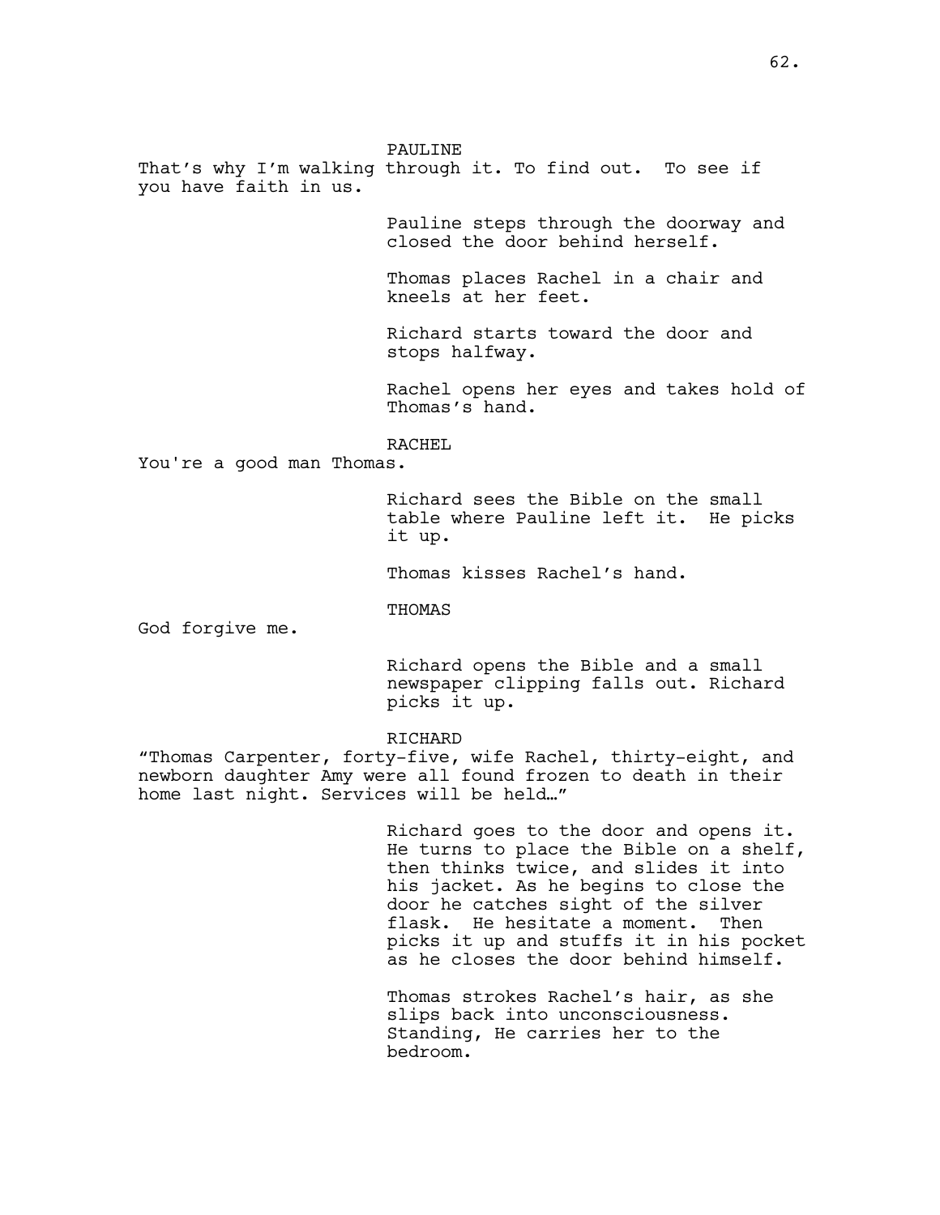PAULINE

That's why I'm walking through it. To find out. To see if you have faith in us.

Pauline steps through the doorway and closed the door behind herself.

Thomas places Rachel in a chair and kneels at her feet.

Richard starts toward the door and stops halfway.

Rachel opens her eyes and takes hold of Thomas's hand.

RACHEL

You're a good man Thomas.

Richard sees the Bible on the small table where Pauline left it. He picks it up.

Thomas kisses Rachel's hand.

THOMAS

God forgive me.

Richard opens the Bible and a small newspaper clipping falls out. Richard picks it up.

RICHARD

"Thomas Carpenter, forty-five, wife Rachel, thirty-eight, and newborn daughter Amy were all found frozen to death in their home last night. Services will be held…"

Richard goes to the door and opens it. He turns to place the Bible on a shelf, then thinks twice, and slides it into his jacket. As he begins to close the door he catches sight of the silver flask. He hesitate a moment. Then picks it up and stuffs it in his pocket as he closes the door behind himself.

Thomas strokes Rachel's hair, as she slips back into unconsciousness. Standing, He carries her to the bedroom.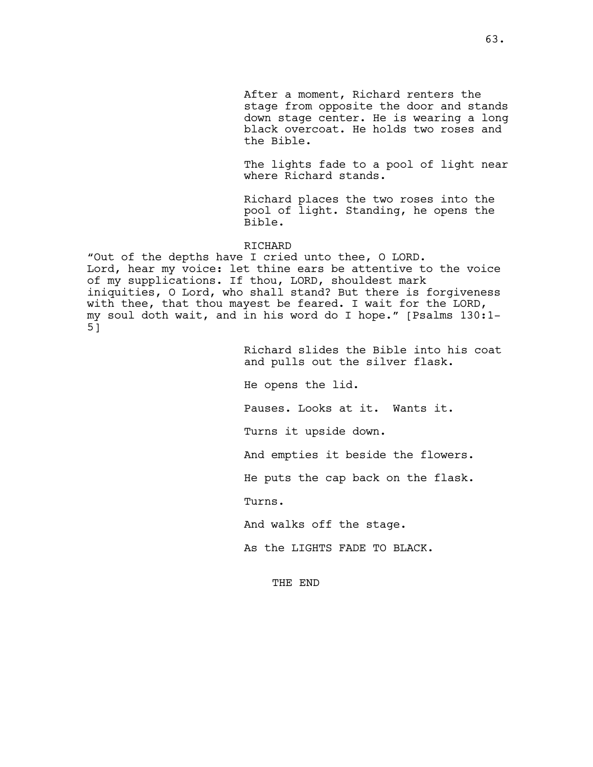After a moment, Richard renters the stage from opposite the door and stands down stage center. He is wearing a long black overcoat. He holds two roses and the Bible.

The lights fade to a pool of light near where Richard stands.

Richard places the two roses into the pool of light. Standing, he opens the Bible.

RICHARD

"Out of the depths have I cried unto thee, O LORD. Lord, hear my voice: let thine ears be attentive to the voice of my supplications. If thou, LORD, shouldest mark iniquities, O Lord, who shall stand? But there is forgiveness with thee, that thou mayest be feared. I wait for the LORD, my soul doth wait, and in his word do I hope." [Psalms 130:1-5]

Richard slides the Bible into his coat and pulls out the silver flask.

He opens the lid.

Pauses. Looks at it. Wants it.

Turns it upside down.

And empties it beside the flowers.

He puts the cap back on the flask.

Turns.

And walks off the stage.

As the LIGHTS FADE TO BLACK.

THE END